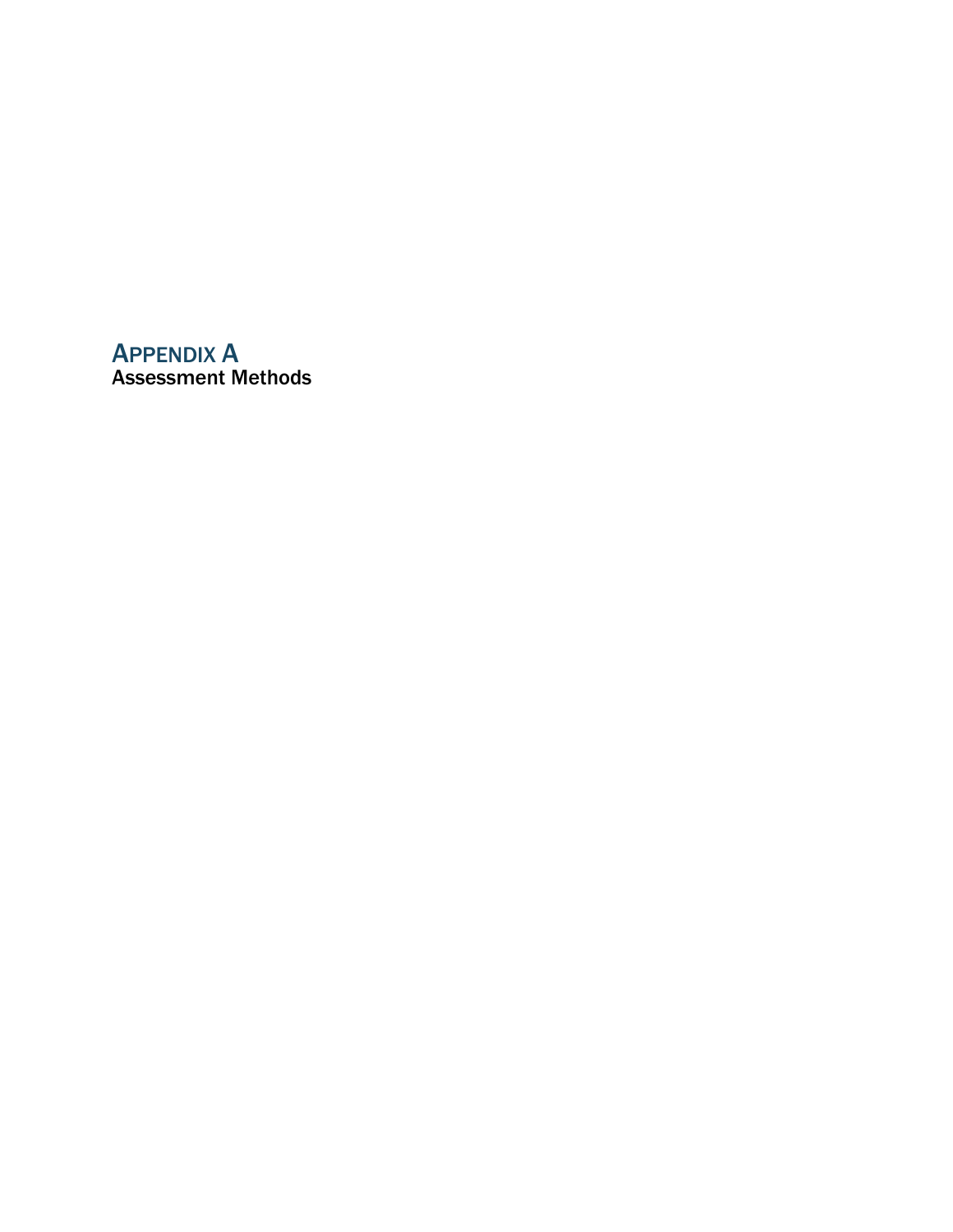# APPENDIX A

## Assessment Methods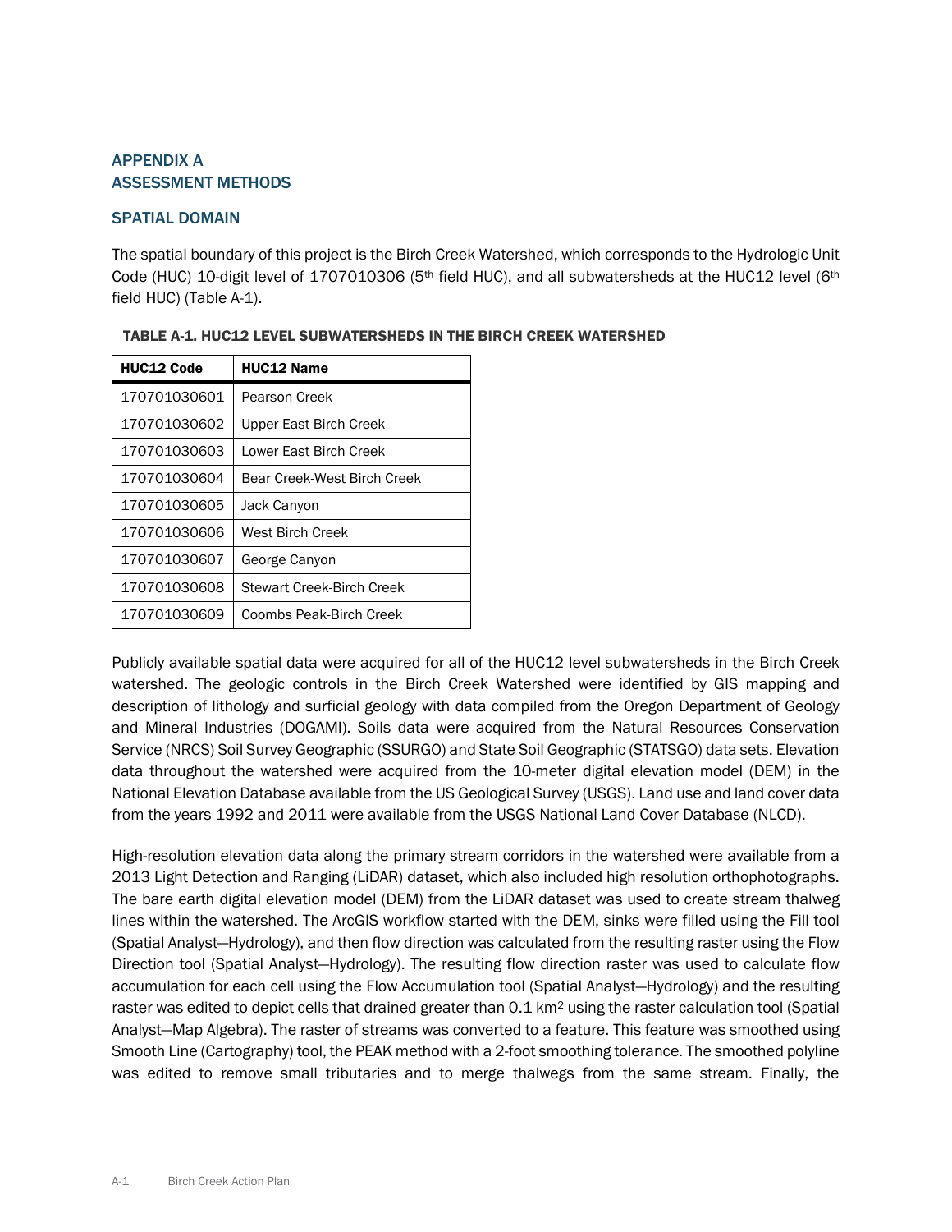# APPENDIX A
# ASSESSMENT METHODS

## SPATIAL DOMAIN

The spatial boundary of this project is the Birch Creek Watershed, which corresponds to the Hydrologic Unit Code (HUC) 10-digit level of 1707010306 (5th field HUC), and all subwatersheds at the HUC12 level (6th field HUC) (Table A-1).

**TABLE A-1. HUC12 LEVEL SUBWATERSHEDS IN THE BIRCH CREEK WATERSHED**

| HUC12 Code | HUC12 Name |
|---|---|
| 170701030601 | Pearson Creek |
| 170701030602 | Upper East Birch Creek |
| 170701030603 | Lower East Birch Creek |
| 170701030604 | Bear Creek-West Birch Creek |
| 170701030605 | Jack Canyon |
| 170701030606 | West Birch Creek |
| 170701030607 | George Canyon |
| 170701030608 | Stewart Creek-Birch Creek |
| 170701030609 | Coombs Peak-Birch Creek |

Publicly available spatial data were acquired for all of the HUC12 level subwatersheds in the Birch Creek watershed. The geologic controls in the Birch Creek Watershed were identified by GIS mapping and description of lithology and surficial geology with data compiled from the Oregon Department of Geology and Mineral Industries (DOGAMI). Soils data were acquired from the Natural Resources Conservation Service (NRCS) Soil Survey Geographic (SSURGO) and State Soil Geographic (STATSGO) data sets. Elevation data throughout the watershed were acquired from the 10-meter digital elevation model (DEM) in the National Elevation Database available from the US Geological Survey (USGS). Land use and land cover data from the years 1992 and 2011 were available from the USGS National Land Cover Database (NLCD).

High-resolution elevation data along the primary stream corridors in the watershed were available from a 2013 Light Detection and Ranging (LiDAR) dataset, which also included high resolution orthophotographs. The bare earth digital elevation model (DEM) from the LiDAR dataset was used to create stream thalweg lines within the watershed. The ArcGIS workflow started with the DEM, sinks were filled using the Fill tool (Spatial Analyst—Hydrology), and then flow direction was calculated from the resulting raster using the Flow Direction tool (Spatial Analyst—Hydrology). The resulting flow direction raster was used to calculate flow accumulation for each cell using the Flow Accumulation tool (Spatial Analyst—Hydrology) and the resulting raster was edited to depict cells that drained greater than 0.1 $km^2$ using the raster calculation tool (Spatial Analyst—Map Algebra). The raster of streams was converted to a feature. This feature was smoothed using Smooth Line (Cartography) tool, the PEAK method with a 2-foot smoothing tolerance. The smoothed polyline was edited to remove small tributaries and to merge thalwegs from the same stream. Finally, the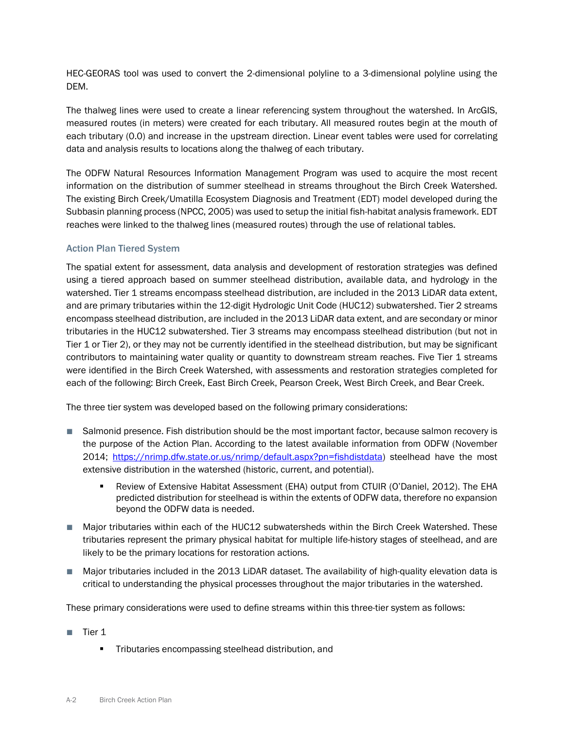HEC-GEORAS tool was used to convert the 2-dimensional polyline to a 3-dimensional polyline using the DEM.

The thalweg lines were used to create a linear referencing system throughout the watershed. In ArcGIS, measured routes (in meters) were created for each tributary. All measured routes begin at the mouth of each tributary (0.0) and increase in the upstream direction. Linear event tables were used for correlating data and analysis results to locations along the thalweg of each tributary.

The ODFW Natural Resources Information Management Program was used to acquire the most recent information on the distribution of summer steelhead in streams throughout the Birch Creek Watershed. The existing Birch Creek/Umatilla Ecosystem Diagnosis and Treatment (EDT) model developed during the Subbasin planning process (NPCC, 2005) was used to setup the initial fish-habitat analysis framework. EDT reaches were linked to the thalweg lines (measured routes) through the use of relational tables.

### Action Plan Tiered System

The spatial extent for assessment, data analysis and development of restoration strategies was defined using a tiered approach based on summer steelhead distribution, available data, and hydrology in the watershed. Tier 1 streams encompass steelhead distribution, are included in the 2013 LiDAR data extent, and are primary tributaries within the 12-digit Hydrologic Unit Code (HUC12) subwatershed. Tier 2 streams encompass steelhead distribution, are included in the 2013 LiDAR data extent, and are secondary or minor tributaries in the HUC12 subwatershed. Tier 3 streams may encompass steelhead distribution (but not in Tier 1 or Tier 2), or they may not be currently identified in the steelhead distribution, but may be significant contributors to maintaining water quality or quantity to downstream stream reaches. Five Tier 1 streams were identified in the Birch Creek Watershed, with assessments and restoration strategies completed for each of the following: Birch Creek, East Birch Creek, Pearson Creek, West Birch Creek, and Bear Creek.

The three tier system was developed based on the following primary considerations:

- Salmonid presence. Fish distribution should be the most important factor, because salmon recovery is the purpose of the Action Plan. According to the latest available information from ODFW (November 2014; https://nrimp.dfw.state.or.us/nrimp/default.aspx?pn=fishdistdata) steelhead have the most extensive distribution in the watershed (historic, current, and potential).
  - Review of Extensive Habitat Assessment (EHA) output from CTUIR (O'Daniel, 2012). The EHA predicted distribution for steelhead is within the extents of ODFW data, therefore no expansion beyond the ODFW data is needed.
- Major tributaries within each of the HUC12 subwatersheds within the Birch Creek Watershed. These tributaries represent the primary physical habitat for multiple life-history stages of steelhead, and are likely to be the primary locations for restoration actions.
- Major tributaries included in the 2013 LiDAR dataset. The availability of high-quality elevation data is critical to understanding the physical processes throughout the major tributaries in the watershed.

These primary considerations were used to define streams within this three-tier system as follows:

- Tier 1
  - Tributaries encompassing steelhead distribution, and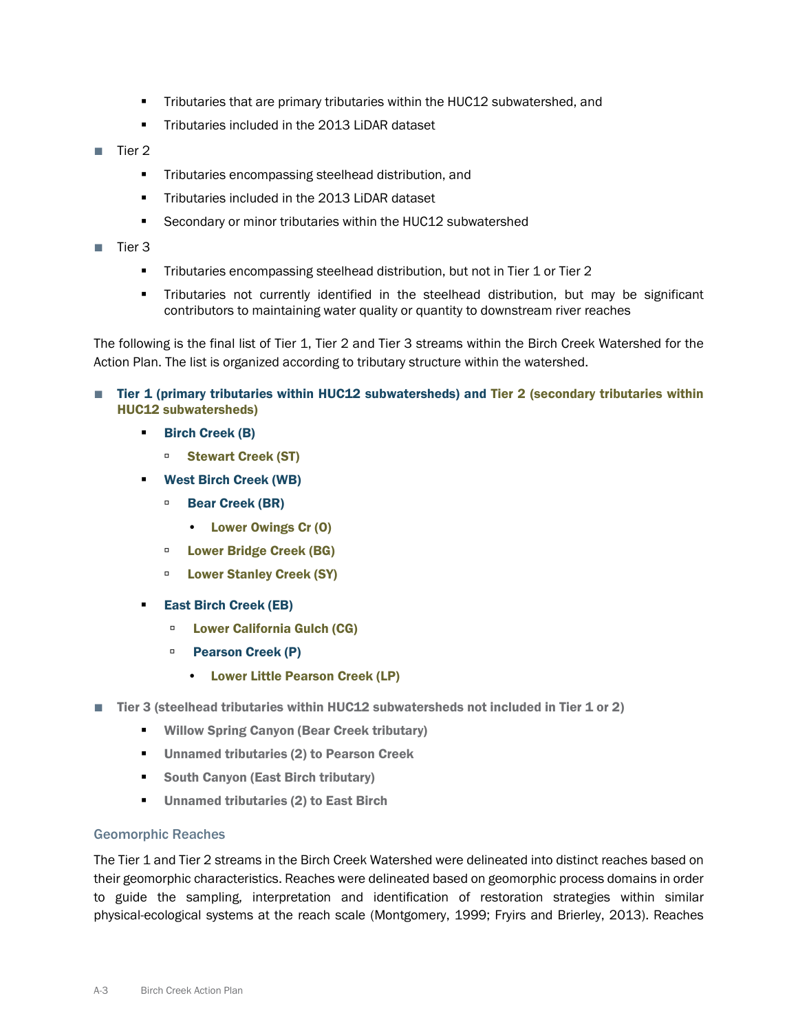- Tributaries that are primary tributaries within the HUC12 subwatershed, and
    - Tributaries included in the 2013 LiDAR dataset
- Tier 2
    - Tributaries encompassing steelhead distribution, and
    - Tributaries included in the 2013 LiDAR dataset
    - Secondary or minor tributaries within the HUC12 subwatershed
- Tier 3
    - Tributaries encompassing steelhead distribution, but not in Tier 1 or Tier 2
    - Tributaries not currently identified in the steelhead distribution, but may be significant contributors to maintaining water quality or quantity to downstream river reaches

The following is the final list of Tier 1, Tier 2 and Tier 3 streams within the Birch Creek Watershed for the Action Plan. The list is organized according to tributary structure within the watershed.

- **Tier 1 (primary tributaries within HUC12 subwatersheds) and Tier 2 (secondary tributaries within HUC12 subwatersheds)**
    - **Birch Creek (B)**
        - **Stewart Creek (ST)**
    - **West Birch Creek (WB)**
        - **Bear Creek (BR)**
            - **Lower Owings Cr (O)**
        - **Lower Bridge Creek (BG)**
        - **Lower Stanley Creek (SY)**
    - **East Birch Creek (EB)**
        - **Lower California Gulch (CG)**
        - **Pearson Creek (P)**
            - **Lower Little Pearson Creek (LP)**
- **Tier 3 (steelhead tributaries within HUC12 subwatersheds not included in Tier 1 or 2)**
    - **Willow Spring Canyon (Bear Creek tributary)**
    - **Unnamed tributaries (2) to Pearson Creek**
    - **South Canyon (East Birch tributary)**
    - **Unnamed tributaries (2) to East Birch**

### Geomorphic Reaches

The Tier 1 and Tier 2 streams in the Birch Creek Watershed were delineated into distinct reaches based on their geomorphic characteristics. Reaches were delineated based on geomorphic process domains in order to guide the sampling, interpretation and identification of restoration strategies within similar physical-ecological systems at the reach scale (Montgomery, 1999; Fryirs and Brierley, 2013). Reaches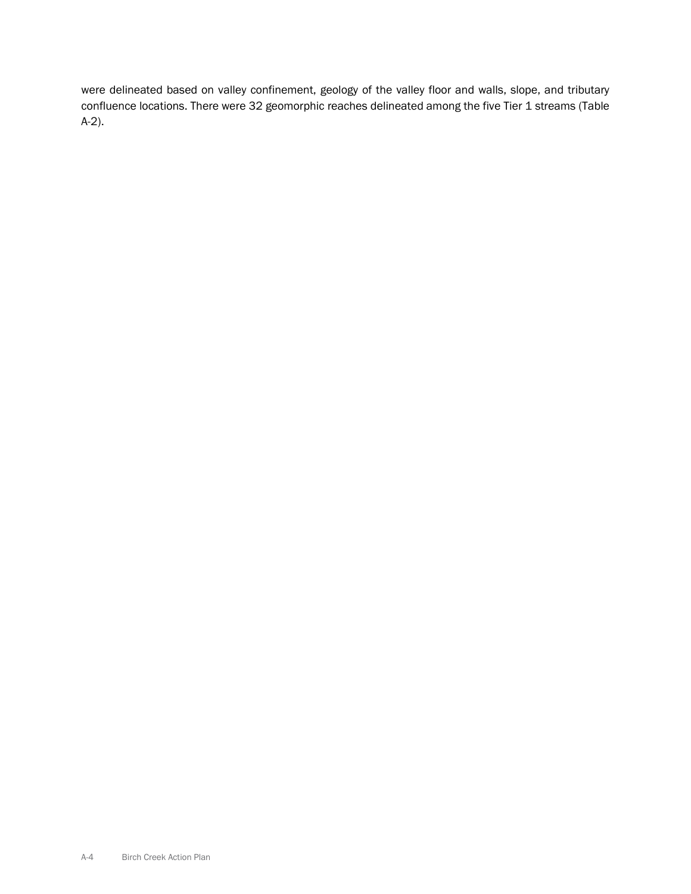were delineated based on valley confinement, geology of the valley floor and walls, slope, and tributary confluence locations. There were 32 geomorphic reaches delineated among the five Tier 1 streams (Table A-2).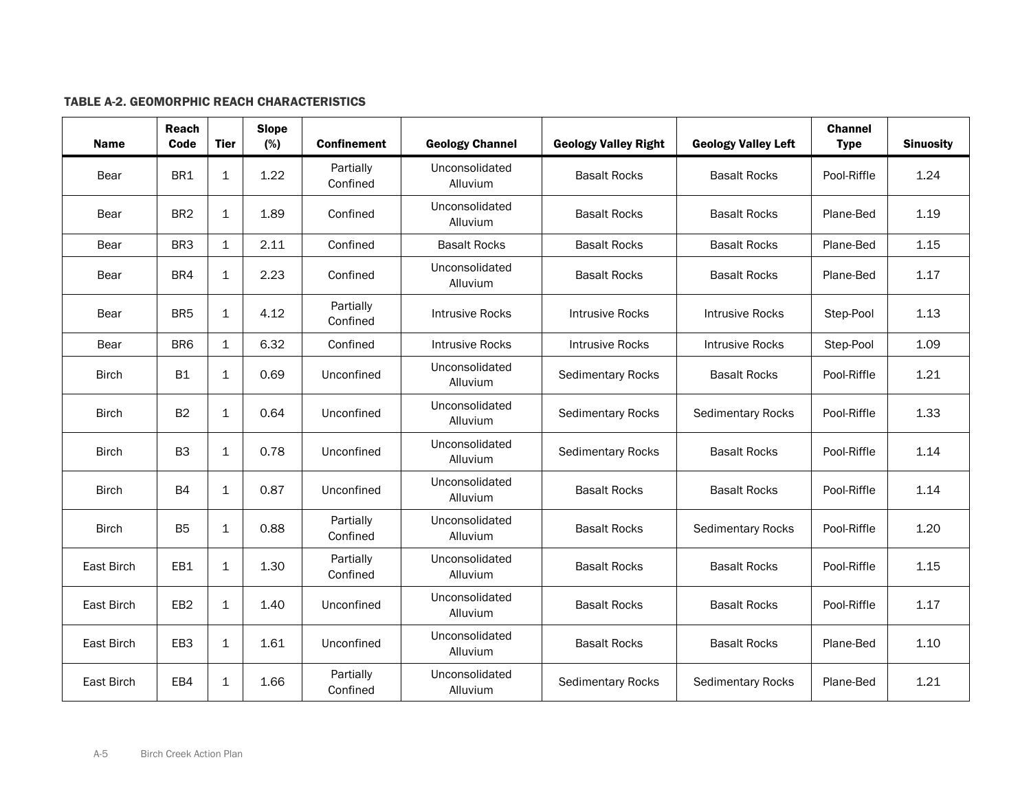**TABLE A-2. GEOMORPHIC REACH CHARACTERISTICS**

| Name | Reach Code | Tier | Slope (%) | Confinement | Geology Channel | Geology Valley Right | Geology Valley Left | Channel Type | Sinuosity |
|---|---|---|---|---|---|---|---|---|---|
| Bear | BR1 | 1 | 1.22 | Partially Confined | Unconsolidated Alluvium | Basalt Rocks | Basalt Rocks | Pool-Riffle | 1.24 |
| Bear | BR2 | 1 | 1.89 | Confined | Unconsolidated Alluvium | Basalt Rocks | Basalt Rocks | Plane-Bed | 1.19 |
| Bear | BR3 | 1 | 2.11 | Confined | Basalt Rocks | Basalt Rocks | Basalt Rocks | Plane-Bed | 1.15 |
| Bear | BR4 | 1 | 2.23 | Confined | Unconsolidated Alluvium | Basalt Rocks | Basalt Rocks | Plane-Bed | 1.17 |
| Bear | BR5 | 1 | 4.12 | Partially Confined | Intrusive Rocks | Intrusive Rocks | Intrusive Rocks | Step-Pool | 1.13 |
| Bear | BR6 | 1 | 6.32 | Confined | Intrusive Rocks | Intrusive Rocks | Intrusive Rocks | Step-Pool | 1.09 |
| Birch | B1 | 1 | 0.69 | Unconfined | Unconsolidated Alluvium | Sedimentary Rocks | Basalt Rocks | Pool-Riffle | 1.21 |
| Birch | B2 | 1 | 0.64 | Unconfined | Unconsolidated Alluvium | Sedimentary Rocks | Sedimentary Rocks | Pool-Riffle | 1.33 |
| Birch | B3 | 1 | 0.78 | Unconfined | Unconsolidated Alluvium | Sedimentary Rocks | Basalt Rocks | Pool-Riffle | 1.14 |
| Birch | B4 | 1 | 0.87 | Unconfined | Unconsolidated Alluvium | Basalt Rocks | Basalt Rocks | Pool-Riffle | 1.14 |
| Birch | B5 | 1 | 0.88 | Partially Confined | Unconsolidated Alluvium | Basalt Rocks | Sedimentary Rocks | Pool-Riffle | 1.20 |
| East Birch | EB1 | 1 | 1.30 | Partially Confined | Unconsolidated Alluvium | Basalt Rocks | Basalt Rocks | Pool-Riffle | 1.15 |
| East Birch | EB2 | 1 | 1.40 | Unconfined | Unconsolidated Alluvium | Basalt Rocks | Basalt Rocks | Pool-Riffle | 1.17 |
| East Birch | EB3 | 1 | 1.61 | Unconfined | Unconsolidated Alluvium | Basalt Rocks | Basalt Rocks | Plane-Bed | 1.10 |
| East Birch | EB4 | 1 | 1.66 | Partially Confined | Unconsolidated Alluvium | Sedimentary Rocks | Sedimentary Rocks | Plane-Bed | 1.21 |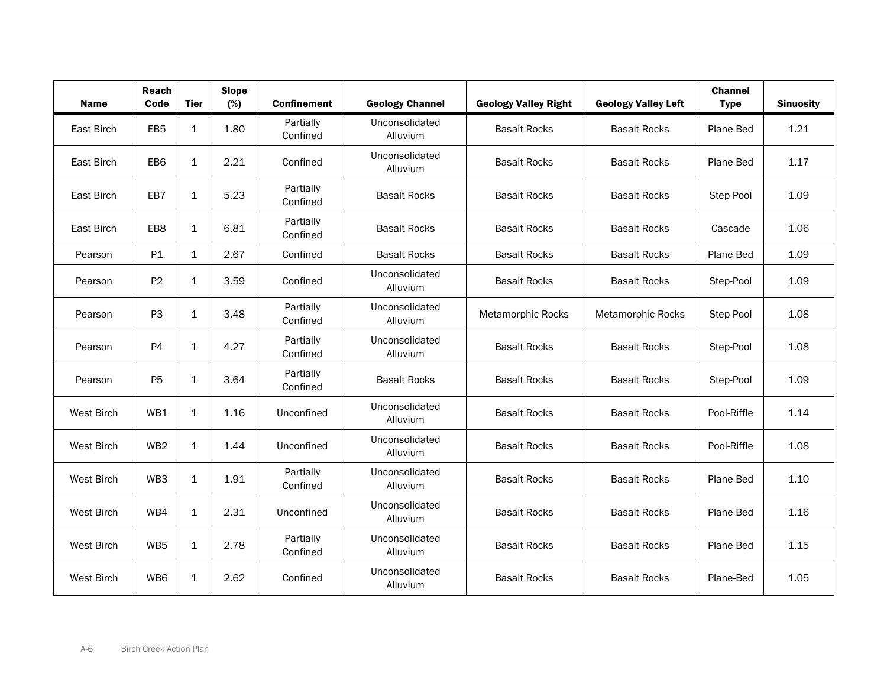| Name | Reach Code | Tier | Slope (%) | Confinement | Geology Channel | Geology Valley Right | Geology Valley Left | Channel Type | Sinuosity |
|---|---|---|---|---|---|---|---|---|---|
| East Birch | EB5 | 1 | 1.80 | Partially Confined | Unconsolidated Alluvium | Basalt Rocks | Basalt Rocks | Plane-Bed | 1.21 |
| East Birch | EB6 | 1 | 2.21 | Confined | Unconsolidated Alluvium | Basalt Rocks | Basalt Rocks | Plane-Bed | 1.17 |
| East Birch | EB7 | 1 | 5.23 | Partially Confined | Basalt Rocks | Basalt Rocks | Basalt Rocks | Step-Pool | 1.09 |
| East Birch | EB8 | 1 | 6.81 | Partially Confined | Basalt Rocks | Basalt Rocks | Basalt Rocks | Cascade | 1.06 |
| Pearson | P1 | 1 | 2.67 | Confined | Basalt Rocks | Basalt Rocks | Basalt Rocks | Plane-Bed | 1.09 |
| Pearson | P2 | 1 | 3.59 | Confined | Unconsolidated Alluvium | Basalt Rocks | Basalt Rocks | Step-Pool | 1.09 |
| Pearson | P3 | 1 | 3.48 | Partially Confined | Unconsolidated Alluvium | Metamorphic Rocks | Metamorphic Rocks | Step-Pool | 1.08 |
| Pearson | P4 | 1 | 4.27 | Partially Confined | Unconsolidated Alluvium | Basalt Rocks | Basalt Rocks | Step-Pool | 1.08 |
| Pearson | P5 | 1 | 3.64 | Partially Confined | Basalt Rocks | Basalt Rocks | Basalt Rocks | Step-Pool | 1.09 |
| West Birch | WB1 | 1 | 1.16 | Unconfined | Unconsolidated Alluvium | Basalt Rocks | Basalt Rocks | Pool-Riffle | 1.14 |
| West Birch | WB2 | 1 | 1.44 | Unconfined | Unconsolidated Alluvium | Basalt Rocks | Basalt Rocks | Pool-Riffle | 1.08 |
| West Birch | WB3 | 1 | 1.91 | Partially Confined | Unconsolidated Alluvium | Basalt Rocks | Basalt Rocks | Plane-Bed | 1.10 |
| West Birch | WB4 | 1 | 2.31 | Unconfined | Unconsolidated Alluvium | Basalt Rocks | Basalt Rocks | Plane-Bed | 1.16 |
| West Birch | WB5 | 1 | 2.78 | Partially Confined | Unconsolidated Alluvium | Basalt Rocks | Basalt Rocks | Plane-Bed | 1.15 |
| West Birch | WB6 | 1 | 2.62 | Confined | Unconsolidated Alluvium | Basalt Rocks | Basalt Rocks | Plane-Bed | 1.05 |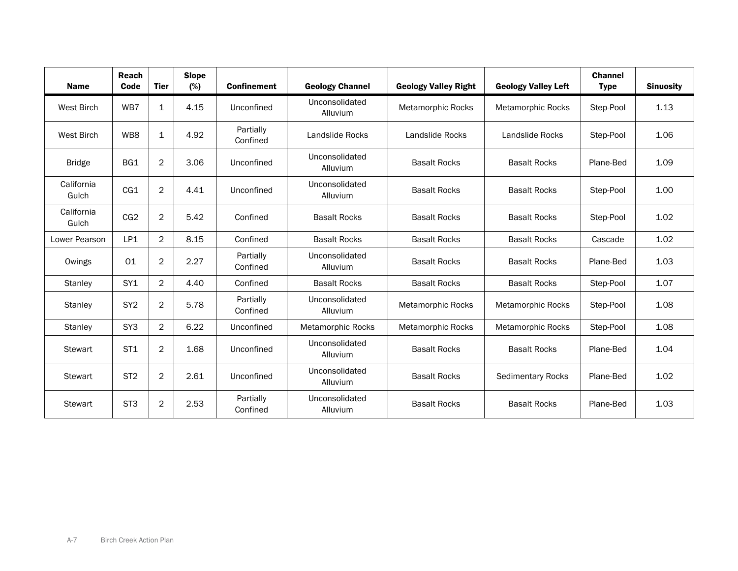| Name | Reach Code | Tier | Slope (%) | Confinement | Geology Channel | Geology Valley Right | Geology Valley Left | Channel Type | Sinuosity |
|---|---|---|---|---|---|---|---|---|---|
| West Birch | WB7 | 1 | 4.15 | Unconfined | Unconsolidated Alluvium | Metamorphic Rocks | Metamorphic Rocks | Step-Pool | 1.13 |
| West Birch | WB8 | 1 | 4.92 | Partially Confined | Landslide Rocks | Landslide Rocks | Landslide Rocks | Step-Pool | 1.06 |
| Bridge | BG1 | 2 | 3.06 | Unconfined | Unconsolidated Alluvium | Basalt Rocks | Basalt Rocks | Plane-Bed | 1.09 |
| California Gulch | CG1 | 2 | 4.41 | Unconfined | Unconsolidated Alluvium | Basalt Rocks | Basalt Rocks | Step-Pool | 1.00 |
| California Gulch | CG2 | 2 | 5.42 | Confined | Basalt Rocks | Basalt Rocks | Basalt Rocks | Step-Pool | 1.02 |
| Lower Pearson | LP1 | 2 | 8.15 | Confined | Basalt Rocks | Basalt Rocks | Basalt Rocks | Cascade | 1.02 |
| Owings | O1 | 2 | 2.27 | Partially Confined | Unconsolidated Alluvium | Basalt Rocks | Basalt Rocks | Plane-Bed | 1.03 |
| Stanley | SY1 | 2 | 4.40 | Confined | Basalt Rocks | Basalt Rocks | Basalt Rocks | Step-Pool | 1.07 |
| Stanley | SY2 | 2 | 5.78 | Partially Confined | Unconsolidated Alluvium | Metamorphic Rocks | Metamorphic Rocks | Step-Pool | 1.08 |
| Stanley | SY3 | 2 | 6.22 | Unconfined | Metamorphic Rocks | Metamorphic Rocks | Metamorphic Rocks | Step-Pool | 1.08 |
| Stewart | ST1 | 2 | 1.68 | Unconfined | Unconsolidated Alluvium | Basalt Rocks | Basalt Rocks | Plane-Bed | 1.04 |
| Stewart | ST2 | 2 | 2.61 | Unconfined | Unconsolidated Alluvium | Basalt Rocks | Sedimentary Rocks | Plane-Bed | 1.02 |
| Stewart | ST3 | 2 | 2.53 | Partially Confined | Unconsolidated Alluvium | Basalt Rocks | Basalt Rocks | Plane-Bed | 1.03 |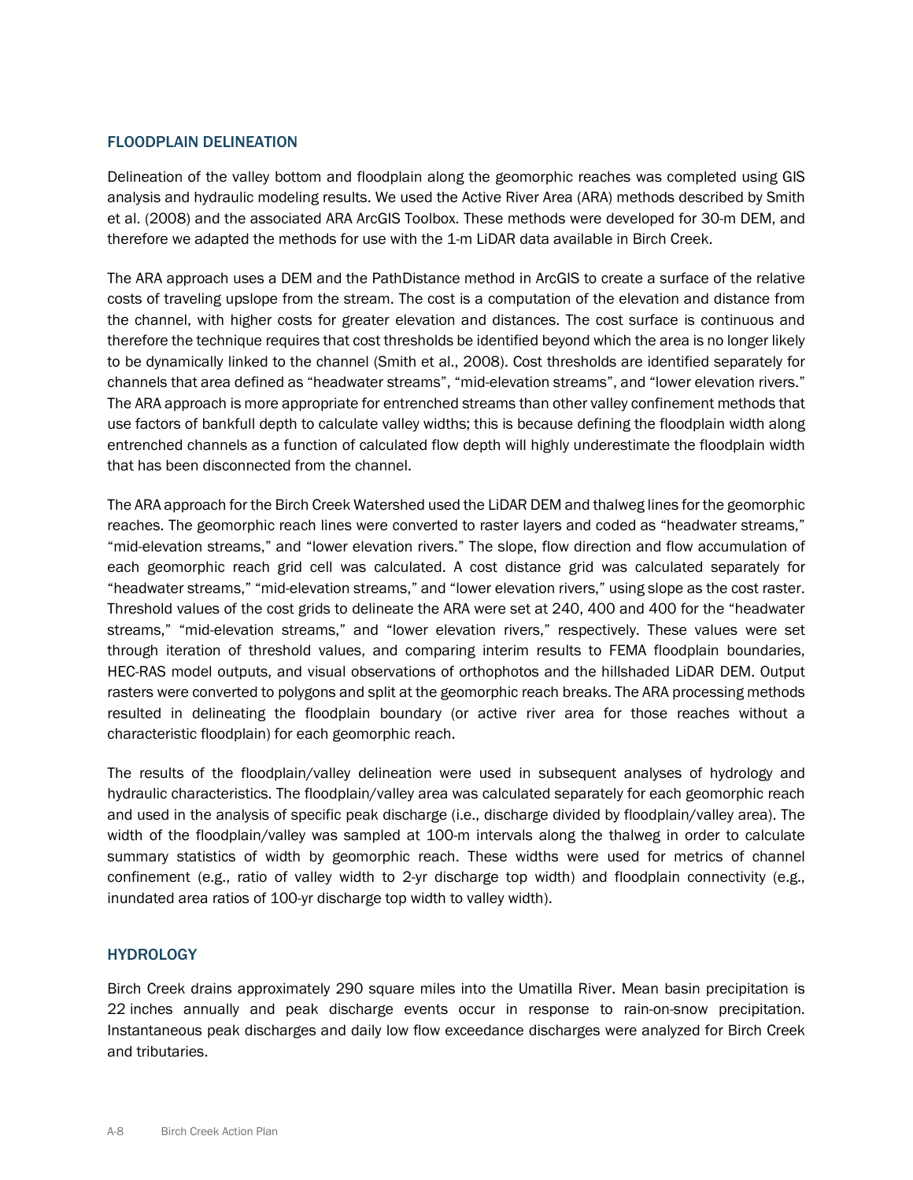## FLOODPLAIN DELINEATION

Delineation of the valley bottom and floodplain along the geomorphic reaches was completed using GIS analysis and hydraulic modeling results. We used the Active River Area (ARA) methods described by Smith et al. (2008) and the associated ARA ArcGIS Toolbox. These methods were developed for 30-m DEM, and therefore we adapted the methods for use with the 1-m LiDAR data available in Birch Creek.

The ARA approach uses a DEM and the PathDistance method in ArcGIS to create a surface of the relative costs of traveling upslope from the stream. The cost is a computation of the elevation and distance from the channel, with higher costs for greater elevation and distances. The cost surface is continuous and therefore the technique requires that cost thresholds be identified beyond which the area is no longer likely to be dynamically linked to the channel (Smith et al., 2008). Cost thresholds are identified separately for channels that area defined as "headwater streams", "mid-elevation streams", and "lower elevation rivers." The ARA approach is more appropriate for entrenched streams than other valley confinement methods that use factors of bankfull depth to calculate valley widths; this is because defining the floodplain width along entrenched channels as a function of calculated flow depth will highly underestimate the floodplain width that has been disconnected from the channel.

The ARA approach for the Birch Creek Watershed used the LiDAR DEM and thalweg lines for the geomorphic reaches. The geomorphic reach lines were converted to raster layers and coded as "headwater streams," "mid-elevation streams," and "lower elevation rivers." The slope, flow direction and flow accumulation of each geomorphic reach grid cell was calculated. A cost distance grid was calculated separately for "headwater streams," "mid-elevation streams," and "lower elevation rivers," using slope as the cost raster. Threshold values of the cost grids to delineate the ARA were set at 240, 400 and 400 for the "headwater streams," "mid-elevation streams," and "lower elevation rivers," respectively. These values were set through iteration of threshold values, and comparing interim results to FEMA floodplain boundaries, HEC-RAS model outputs, and visual observations of orthophotos and the hillshaded LiDAR DEM. Output rasters were converted to polygons and split at the geomorphic reach breaks. The ARA processing methods resulted in delineating the floodplain boundary (or active river area for those reaches without a characteristic floodplain) for each geomorphic reach.

The results of the floodplain/valley delineation were used in subsequent analyses of hydrology and hydraulic characteristics. The floodplain/valley area was calculated separately for each geomorphic reach and used in the analysis of specific peak discharge (i.e., discharge divided by floodplain/valley area). The width of the floodplain/valley was sampled at 100-m intervals along the thalweg in order to calculate summary statistics of width by geomorphic reach. These widths were used for metrics of channel confinement (e.g., ratio of valley width to 2-yr discharge top width) and floodplain connectivity (e.g., inundated area ratios of 100-yr discharge top width to valley width).

## HYDROLOGY

Birch Creek drains approximately 290 square miles into the Umatilla River. Mean basin precipitation is 22 inches annually and peak discharge events occur in response to rain-on-snow precipitation. Instantaneous peak discharges and daily low flow exceedance discharges were analyzed for Birch Creek and tributaries.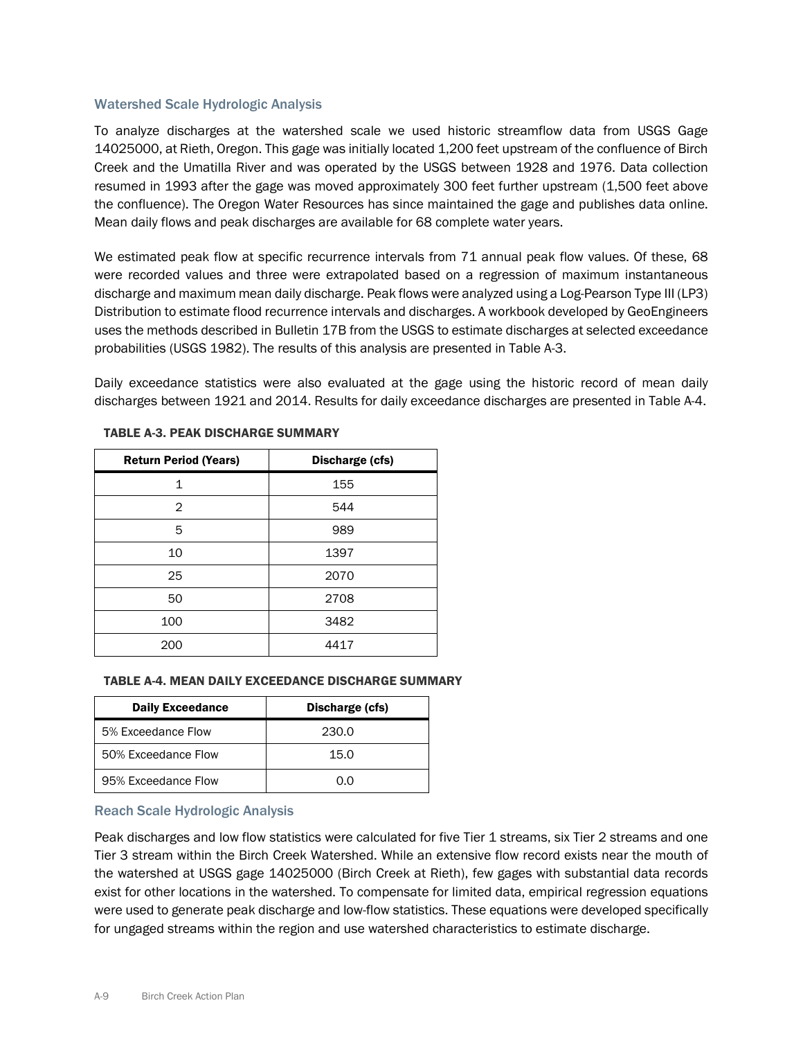### Watershed Scale Hydrologic Analysis

To analyze discharges at the watershed scale we used historic streamflow data from USGS Gage 14025000, at Rieth, Oregon. This gage was initially located 1,200 feet upstream of the confluence of Birch Creek and the Umatilla River and was operated by the USGS between 1928 and 1976. Data collection resumed in 1993 after the gage was moved approximately 300 feet further upstream (1,500 feet above the confluence). The Oregon Water Resources has since maintained the gage and publishes data online. Mean daily flows and peak discharges are available for 68 complete water years.

We estimated peak flow at specific recurrence intervals from 71 annual peak flow values. Of these, 68 were recorded values and three were extrapolated based on a regression of maximum instantaneous discharge and maximum mean daily discharge. Peak flows were analyzed using a Log-Pearson Type III (LP3) Distribution to estimate flood recurrence intervals and discharges. A workbook developed by GeoEngineers uses the methods described in Bulletin 17B from the USGS to estimate discharges at selected exceedance probabilities (USGS 1982). The results of this analysis are presented in Table A-3.

Daily exceedance statistics were also evaluated at the gage using the historic record of mean daily discharges between 1921 and 2014. Results for daily exceedance discharges are presented in Table A-4.

**TABLE A-3. PEAK DISCHARGE SUMMARY**

| Return Period (Years) | Discharge (cfs) |
|---|---|
| 1 | 155 |
| 2 | 544 |
| 5 | 989 |
| 10 | 1397 |
| 25 | 2070 |
| 50 | 2708 |
| 100 | 3482 |
| 200 | 4417 |

**TABLE A-4. MEAN DAILY EXCEEDANCE DISCHARGE SUMMARY**

| Daily Exceedance | Discharge (cfs) |
|---|---|
| 5% Exceedance Flow | 230.0 |
| 50% Exceedance Flow | 15.0 |
| 95% Exceedance Flow | 0.0 |

### Reach Scale Hydrologic Analysis

Peak discharges and low flow statistics were calculated for five Tier 1 streams, six Tier 2 streams and one Tier 3 stream within the Birch Creek Watershed. While an extensive flow record exists near the mouth of the watershed at USGS gage 14025000 (Birch Creek at Rieth), few gages with substantial data records exist for other locations in the watershed. To compensate for limited data, empirical regression equations were used to generate peak discharge and low-flow statistics. These equations were developed specifically for ungaged streams within the region and use watershed characteristics to estimate discharge.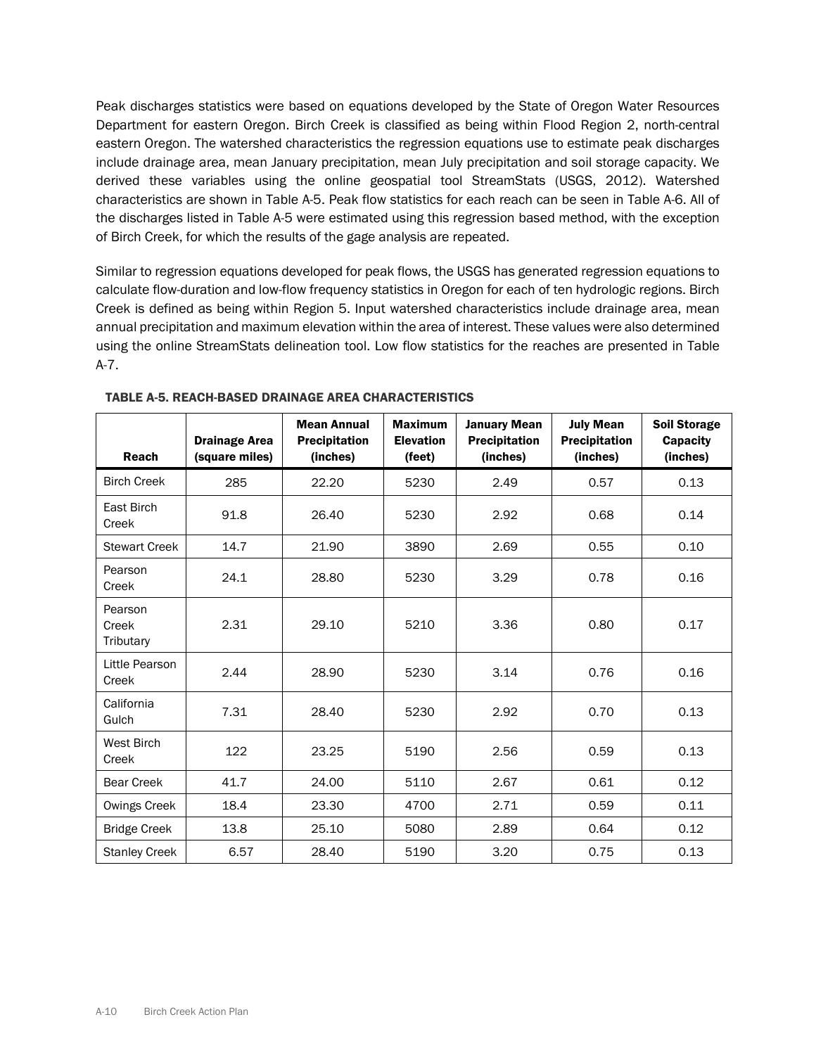Peak discharges statistics were based on equations developed by the State of Oregon Water Resources Department for eastern Oregon. Birch Creek is classified as being within Flood Region 2, north-central eastern Oregon. The watershed characteristics the regression equations use to estimate peak discharges include drainage area, mean January precipitation, mean July precipitation and soil storage capacity. We derived these variables using the online geospatial tool StreamStats (USGS, 2012). Watershed characteristics are shown in Table A-5. Peak flow statistics for each reach can be seen in Table A-6. All of the discharges listed in Table A-5 were estimated using this regression based method, with the exception of Birch Creek, for which the results of the gage analysis are repeated.

Similar to regression equations developed for peak flows, the USGS has generated regression equations to calculate flow-duration and low-flow frequency statistics in Oregon for each of ten hydrologic regions. Birch Creek is defined as being within Region 5. Input watershed characteristics include drainage area, mean annual precipitation and maximum elevation within the area of interest. These values were also determined using the online StreamStats delineation tool. Low flow statistics for the reaches are presented in Table A-7.

**TABLE A-5. REACH-BASED DRAINAGE AREA CHARACTERISTICS**

| Reach | Drainage Area (square miles) | Mean Annual Precipitation (inches) | Maximum Elevation (feet) | January Mean Precipitation (inches) | July Mean Precipitation (inches) | Soil Storage Capacity (inches) |
|---|---|---|---|---|---|---|
| Birch Creek | 285 | 22.20 | 5230 | 2.49 | 0.57 | 0.13 |
| East Birch Creek | 91.8 | 26.40 | 5230 | 2.92 | 0.68 | 0.14 |
| Stewart Creek | 14.7 | 21.90 | 3890 | 2.69 | 0.55 | 0.10 |
| Pearson Creek | 24.1 | 28.80 | 5230 | 3.29 | 0.78 | 0.16 |
| Pearson Creek Tributary | 2.31 | 29.10 | 5210 | 3.36 | 0.80 | 0.17 |
| Little Pearson Creek | 2.44 | 28.90 | 5230 | 3.14 | 0.76 | 0.16 |
| California Gulch | 7.31 | 28.40 | 5230 | 2.92 | 0.70 | 0.13 |
| West Birch Creek | 122 | 23.25 | 5190 | 2.56 | 0.59 | 0.13 |
| Bear Creek | 41.7 | 24.00 | 5110 | 2.67 | 0.61 | 0.12 |
| Owings Creek | 18.4 | 23.30 | 4700 | 2.71 | 0.59 | 0.11 |
| Bridge Creek | 13.8 | 25.10 | 5080 | 2.89 | 0.64 | 0.12 |
| Stanley Creek | 6.57 | 28.40 | 5190 | 3.20 | 0.75 | 0.13 |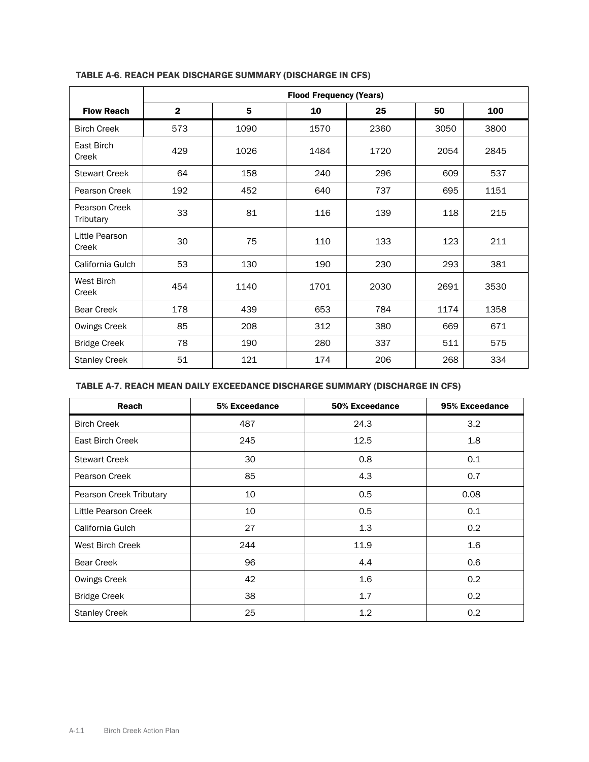#### TABLE A-6. REACH PEAK DISCHARGE SUMMARY (DISCHARGE IN CFS)

| | Flood Frequency (Years) | | | | | |
|---|---|---|---|---|---|---|
| **Flow Reach** | **2** | **5** | **10** | **25** | **50** | **100** |
| Birch Creek | 573 | 1090 | 1570 | 2360 | 3050 | 3800 |
| East Birch Creek | 429 | 1026 | 1484 | 1720 | 2054 | 2845 |
| Stewart Creek | 64 | 158 | 240 | 296 | 609 | 537 |
| Pearson Creek | 192 | 452 | 640 | 737 | 695 | 1151 |
| Pearson Creek Tributary | 33 | 81 | 116 | 139 | 118 | 215 |
| Little Pearson Creek | 30 | 75 | 110 | 133 | 123 | 211 |
| California Gulch | 53 | 130 | 190 | 230 | 293 | 381 |
| West Birch Creek | 454 | 1140 | 1701 | 2030 | 2691 | 3530 |
| Bear Creek | 178 | 439 | 653 | 784 | 1174 | 1358 |
| Owings Creek | 85 | 208 | 312 | 380 | 669 | 671 |
| Bridge Creek | 78 | 190 | 280 | 337 | 511 | 575 |
| Stanley Creek | 51 | 121 | 174 | 206 | 268 | 334 |

#### TABLE A-7. REACH MEAN DAILY EXCEEDANCE DISCHARGE SUMMARY (DISCHARGE IN CFS)

| Reach | 5% Exceedance | 50% Exceedance | 95% Exceedance |
|---|---|---|---|
| Birch Creek | 487 | 24.3 | 3.2 |
| East Birch Creek | 245 | 12.5 | 1.8 |
| Stewart Creek | 30 | 0.8 | 0.1 |
| Pearson Creek | 85 | 4.3 | 0.7 |
| Pearson Creek Tributary | 10 | 0.5 | 0.08 |
| Little Pearson Creek | 10 | 0.5 | 0.1 |
| California Gulch | 27 | 1.3 | 0.2 |
| West Birch Creek | 244 | 11.9 | 1.6 |
| Bear Creek | 96 | 4.4 | 0.6 |
| Owings Creek | 42 | 1.6 | 0.2 |
| Bridge Creek | 38 | 1.7 | 0.2 |
| Stanley Creek | 25 | 1.2 | 0.2 |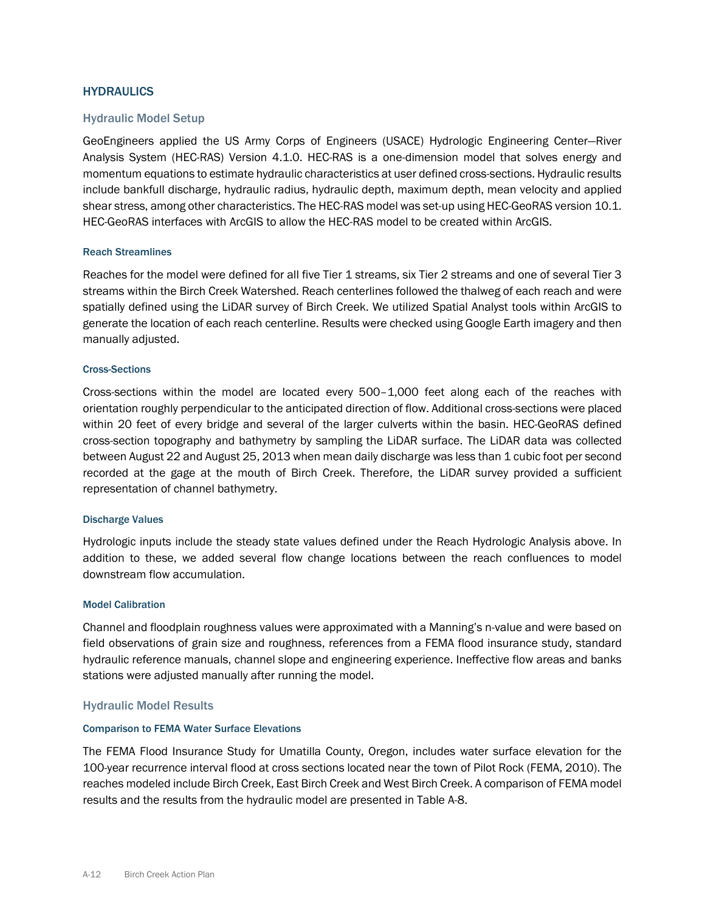## HYDRAULICS

### Hydraulic Model Setup

GeoEngineers applied the US Army Corps of Engineers (USACE) Hydrologic Engineering Center—River Analysis System (HEC-RAS) Version 4.1.0. HEC-RAS is a one-dimension model that solves energy and momentum equations to estimate hydraulic characteristics at user defined cross-sections. Hydraulic results include bankfull discharge, hydraulic radius, hydraulic depth, maximum depth, mean velocity and applied shear stress, among other characteristics. The HEC-RAS model was set-up using HEC-GeoRAS version 10.1. HEC-GeoRAS interfaces with ArcGIS to allow the HEC-RAS model to be created within ArcGIS.

#### Reach Streamlines

Reaches for the model were defined for all five Tier 1 streams, six Tier 2 streams and one of several Tier 3 streams within the Birch Creek Watershed. Reach centerlines followed the thalweg of each reach and were spatially defined using the LiDAR survey of Birch Creek. We utilized Spatial Analyst tools within ArcGIS to generate the location of each reach centerline. Results were checked using Google Earth imagery and then manually adjusted.

#### Cross-Sections

Cross-sections within the model are located every 500–1,000 feet along each of the reaches with orientation roughly perpendicular to the anticipated direction of flow. Additional cross-sections were placed within 20 feet of every bridge and several of the larger culverts within the basin. HEC-GeoRAS defined cross-section topography and bathymetry by sampling the LiDAR surface. The LiDAR data was collected between August 22 and August 25, 2013 when mean daily discharge was less than 1 cubic foot per second recorded at the gage at the mouth of Birch Creek. Therefore, the LiDAR survey provided a sufficient representation of channel bathymetry.

#### Discharge Values

Hydrologic inputs include the steady state values defined under the Reach Hydrologic Analysis above. In addition to these, we added several flow change locations between the reach confluences to model downstream flow accumulation.

#### Model Calibration

Channel and floodplain roughness values were approximated with a Manning's n-value and were based on field observations of grain size and roughness, references from a FEMA flood insurance study, standard hydraulic reference manuals, channel slope and engineering experience. Ineffective flow areas and banks stations were adjusted manually after running the model.

### Hydraulic Model Results

#### Comparison to FEMA Water Surface Elevations

The FEMA Flood Insurance Study for Umatilla County, Oregon, includes water surface elevation for the 100-year recurrence interval flood at cross sections located near the town of Pilot Rock (FEMA, 2010). The reaches modeled include Birch Creek, East Birch Creek and West Birch Creek. A comparison of FEMA model results and the results from the hydraulic model are presented in Table A-8.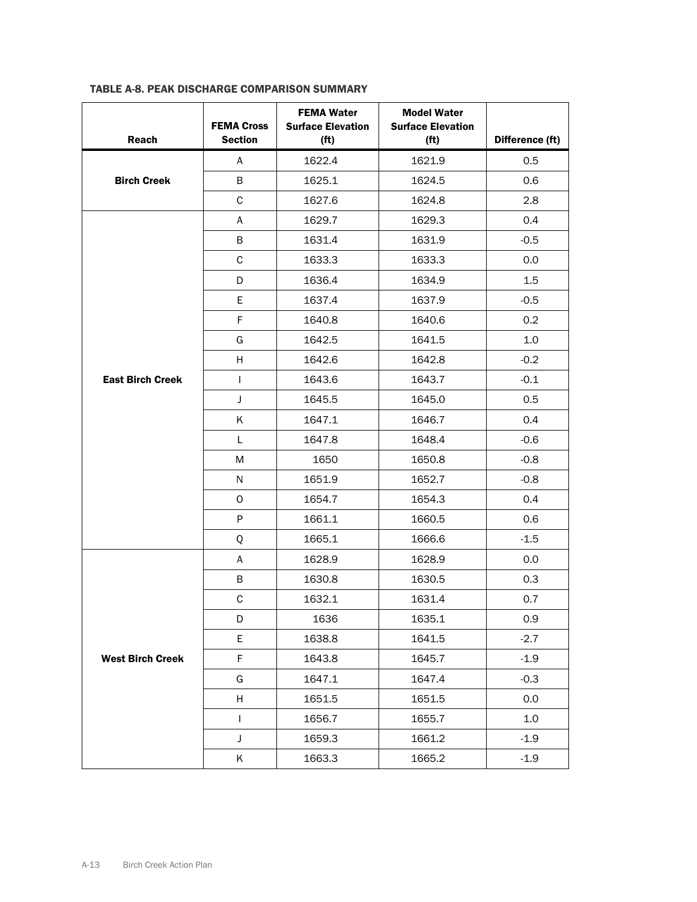**TABLE A-8. PEAK DISCHARGE COMPARISON SUMMARY**

| Reach | FEMA Cross Section | FEMA Water Surface Elevation (ft) | Model Water Surface Elevation (ft) | Difference (ft) |
|---|---|---|---|---|
| **Birch Creek** | A | 1622.4 | 1621.9 | 0.5 |
| | B | 1625.1 | 1624.5 | 0.6 |
| | C | 1627.6 | 1624.8 | 2.8 |
| **East Birch Creek** | A | 1629.7 | 1629.3 | 0.4 |
| | B | 1631.4 | 1631.9 | -0.5 |
| | C | 1633.3 | 1633.3 | 0.0 |
| | D | 1636.4 | 1634.9 | 1.5 |
| | E | 1637.4 | 1637.9 | -0.5 |
| | F | 1640.8 | 1640.6 | 0.2 |
| | G | 1642.5 | 1641.5 | 1.0 |
| | H | 1642.6 | 1642.8 | -0.2 |
| | I | 1643.6 | 1643.7 | -0.1 |
| | J | 1645.5 | 1645.0 | 0.5 |
| | K | 1647.1 | 1646.7 | 0.4 |
| | L | 1647.8 | 1648.4 | -0.6 |
| | M | 1650 | 1650.8 | -0.8 |
| | N | 1651.9 | 1652.7 | -0.8 |
| | O | 1654.7 | 1654.3 | 0.4 |
| | P | 1661.1 | 1660.5 | 0.6 |
| | Q | 1665.1 | 1666.6 | -1.5 |
| **West Birch Creek** | A | 1628.9 | 1628.9 | 0.0 |
| | B | 1630.8 | 1630.5 | 0.3 |
| | C | 1632.1 | 1631.4 | 0.7 |
| | D | 1636 | 1635.1 | 0.9 |
| | E | 1638.8 | 1641.5 | -2.7 |
| | F | 1643.8 | 1645.7 | -1.9 |
| | G | 1647.1 | 1647.4 | -0.3 |
| | H | 1651.5 | 1651.5 | 0.0 |
| | I | 1656.7 | 1655.7 | 1.0 |
| | J | 1659.3 | 1661.2 | -1.9 |
| | K | 1663.3 | 1665.2 | -1.9 |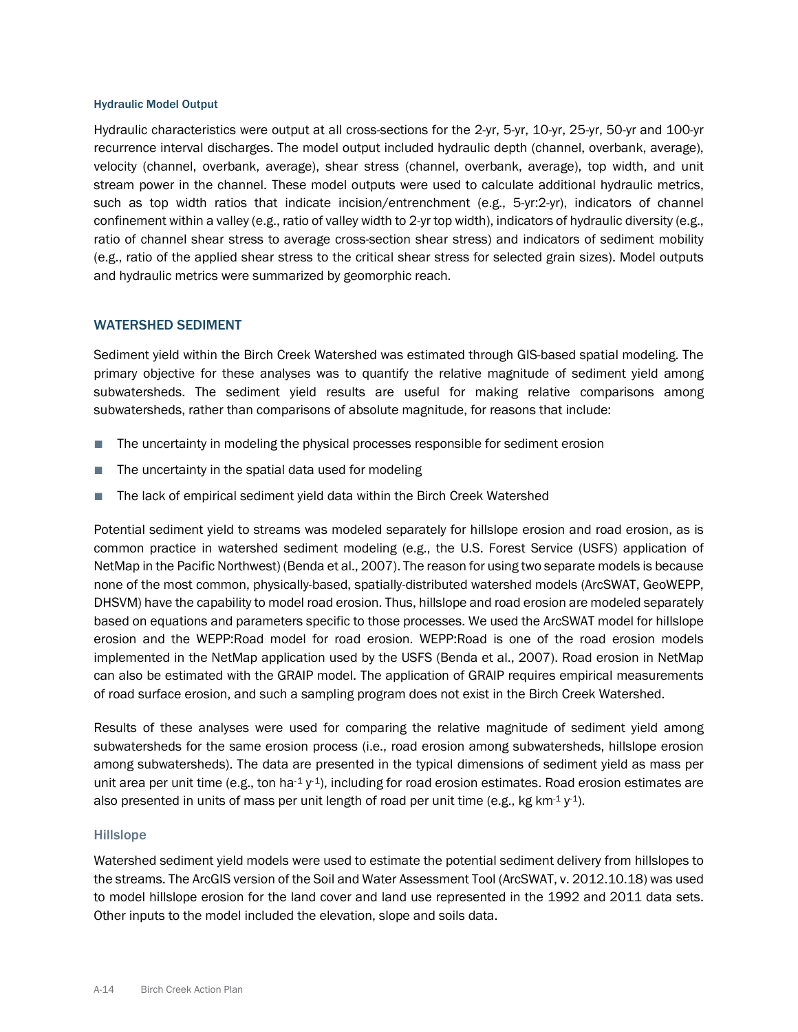#### Hydraulic Model Output

Hydraulic characteristics were output at all cross-sections for the 2-yr, 5-yr, 10-yr, 25-yr, 50-yr and 100-yr recurrence interval discharges. The model output included hydraulic depth (channel, overbank, average), velocity (channel, overbank, average), shear stress (channel, overbank, average), top width, and unit stream power in the channel. These model outputs were used to calculate additional hydraulic metrics, such as top width ratios that indicate incision/entrenchment (e.g., 5-yr:2-yr), indicators of channel confinement within a valley (e.g., ratio of valley width to 2-yr top width), indicators of hydraulic diversity (e.g., ratio of channel shear stress to average cross-section shear stress) and indicators of sediment mobility (e.g., ratio of the applied shear stress to the critical shear stress for selected grain sizes). Model outputs and hydraulic metrics were summarized by geomorphic reach.

## WATERSHED SEDIMENT

Sediment yield within the Birch Creek Watershed was estimated through GIS-based spatial modeling. The primary objective for these analyses was to quantify the relative magnitude of sediment yield among subwatersheds. The sediment yield results are useful for making relative comparisons among subwatersheds, rather than comparisons of absolute magnitude, for reasons that include:

- The uncertainty in modeling the physical processes responsible for sediment erosion
- The uncertainty in the spatial data used for modeling
- The lack of empirical sediment yield data within the Birch Creek Watershed

Potential sediment yield to streams was modeled separately for hillslope erosion and road erosion, as is common practice in watershed sediment modeling (e.g., the U.S. Forest Service (USFS) application of NetMap in the Pacific Northwest) (Benda et al., 2007). The reason for using two separate models is because none of the most common, physically-based, spatially-distributed watershed models (ArcSWAT, GeoWEPP, DHSVM) have the capability to model road erosion. Thus, hillslope and road erosion are modeled separately based on equations and parameters specific to those processes. We used the ArcSWAT model for hillslope erosion and the WEPP:Road model for road erosion. WEPP:Road is one of the road erosion models implemented in the NetMap application used by the USFS (Benda et al., 2007). Road erosion in NetMap can also be estimated with the GRAIP model. The application of GRAIP requires empirical measurements of road surface erosion, and such a sampling program does not exist in the Birch Creek Watershed.

Results of these analyses were used for comparing the relative magnitude of sediment yield among subwatersheds for the same erosion process (i.e., road erosion among subwatersheds, hillslope erosion among subwatersheds). The data are presented in the typical dimensions of sediment yield as mass per unit area per unit time (e.g., ton $ha^{-1}$ $y^{-1}$), including for road erosion estimates. Road erosion estimates are also presented in units of mass per unit length of road per unit time (e.g., kg $km^{-1}$ $y^{-1}$).

### Hillslope

Watershed sediment yield models were used to estimate the potential sediment delivery from hillslopes to the streams. The ArcGIS version of the Soil and Water Assessment Tool (ArcSWAT, v. 2012.10.18) was used to model hillslope erosion for the land cover and land use represented in the 1992 and 2011 data sets. Other inputs to the model included the elevation, slope and soils data.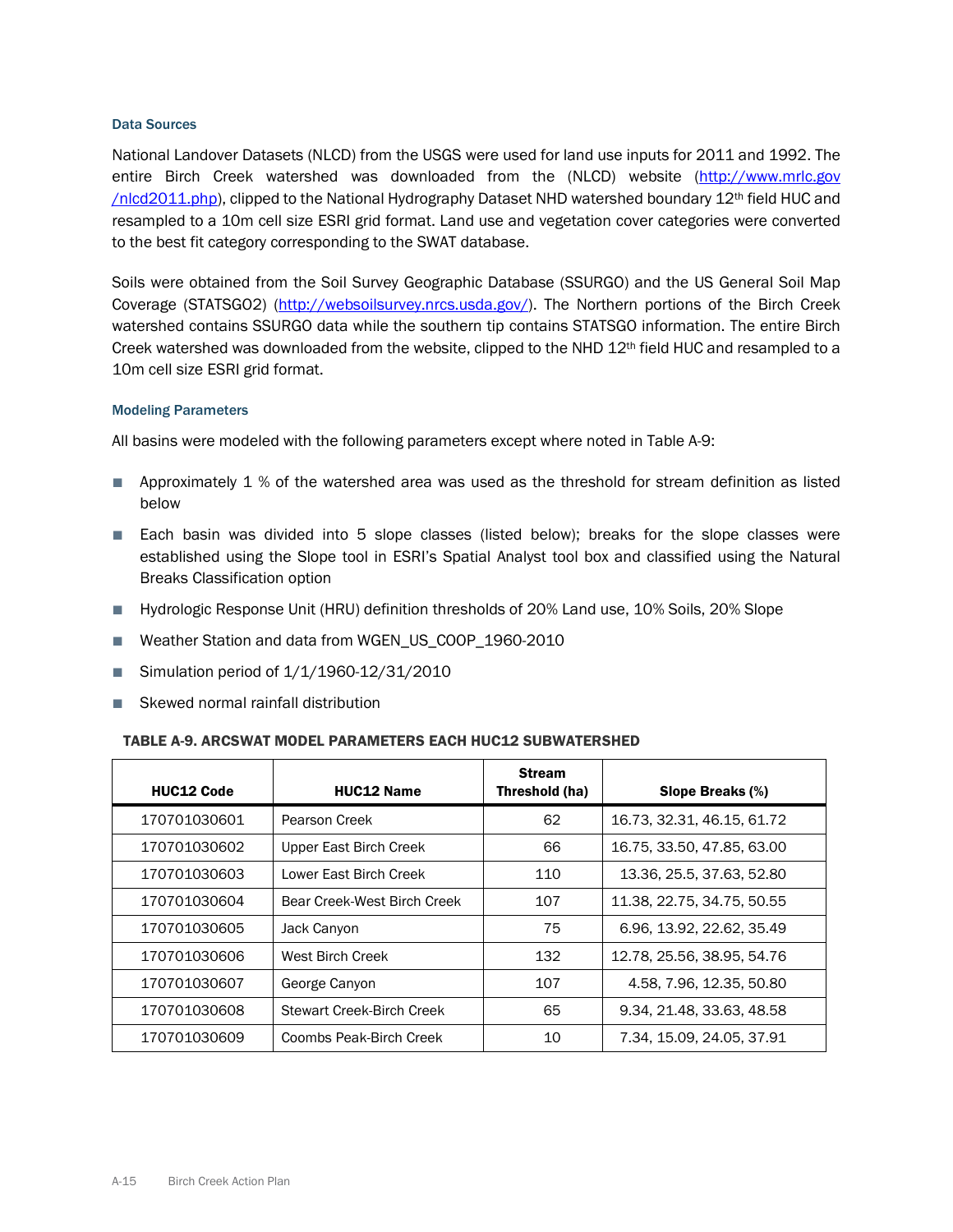### Data Sources

National Landover Datasets (NLCD) from the USGS were used for land use inputs for 2011 and 1992. The entire Birch Creek watershed was downloaded from the (NLCD) website (http://www.mrlc.gov/nlcd2011.php), clipped to the National Hydrography Dataset NHD watershed boundary 12th field HUC and resampled to a 10m cell size ESRI grid format. Land use and vegetation cover categories were converted to the best fit category corresponding to the SWAT database.

Soils were obtained from the Soil Survey Geographic Database (SSURGO) and the US General Soil Map Coverage (STATSGO2) (http://websoilsurvey.nrcs.usda.gov/). The Northern portions of the Birch Creek watershed contains SSURGO data while the southern tip contains STATSGO information. The entire Birch Creek watershed was downloaded from the website, clipped to the NHD 12th field HUC and resampled to a 10m cell size ESRI grid format.

### Modeling Parameters

All basins were modeled with the following parameters except where noted in Table A-9:

- Approximately 1 % of the watershed area was used as the threshold for stream definition as listed below
- Each basin was divided into 5 slope classes (listed below); breaks for the slope classes were established using the Slope tool in ESRI's Spatial Analyst tool box and classified using the Natural Breaks Classification option
- Hydrologic Response Unit (HRU) definition thresholds of 20% Land use, 10% Soils, 20% Slope
- Weather Station and data from WGEN_US_COOP_1960-2010
- Simulation period of 1/1/1960-12/31/2010
- Skewed normal rainfall distribution

**TABLE A-9. ARCSWAT MODEL PARAMETERS EACH HUC12 SUBWATERSHED**

| HUC12 Code | HUC12 Name | Stream Threshold (ha) | Slope Breaks (%) |
|---|---|---|---|
| 170701030601 | Pearson Creek | 62 | 16.73, 32.31, 46.15, 61.72 |
| 170701030602 | Upper East Birch Creek | 66 | 16.75, 33.50, 47.85, 63.00 |
| 170701030603 | Lower East Birch Creek | 110 | 13.36, 25.5, 37.63, 52.80 |
| 170701030604 | Bear Creek-West Birch Creek | 107 | 11.38, 22.75, 34.75, 50.55 |
| 170701030605 | Jack Canyon | 75 | 6.96, 13.92, 22.62, 35.49 |
| 170701030606 | West Birch Creek | 132 | 12.78, 25.56, 38.95, 54.76 |
| 170701030607 | George Canyon | 107 | 4.58, 7.96, 12.35, 50.80 |
| 170701030608 | Stewart Creek-Birch Creek | 65 | 9.34, 21.48, 33.63, 48.58 |
| 170701030609 | Coombs Peak-Birch Creek | 10 | 7.34, 15.09, 24.05, 37.91 |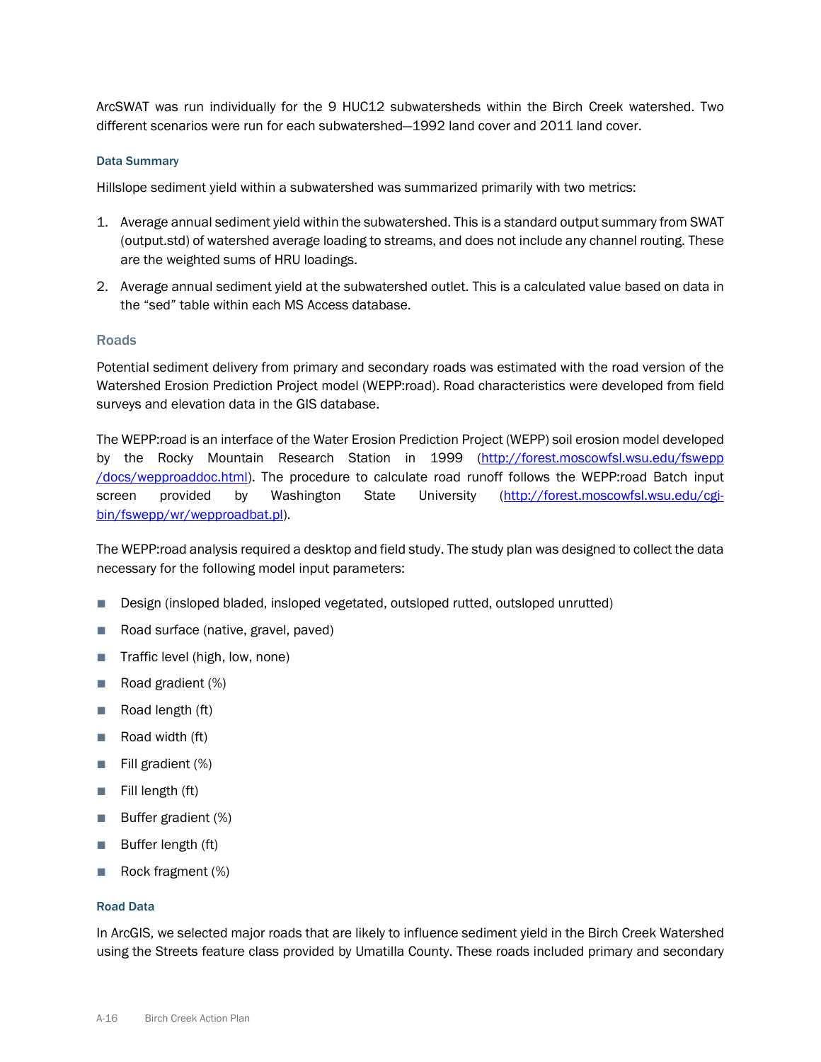ArcSWAT was run individually for the 9 HUC12 subwatersheds within the Birch Creek watershed. Two different scenarios were run for each subwatershed—1992 land cover and 2011 land cover.

#### Data Summary

Hillslope sediment yield within a subwatershed was summarized primarily with two metrics:

1. Average annual sediment yield within the subwatershed. This is a standard output summary from SWAT (output.std) of watershed average loading to streams, and does not include any channel routing. These are the weighted sums of HRU loadings.
2. Average annual sediment yield at the subwatershed outlet. This is a calculated value based on data in the "sed" table within each MS Access database.

### Roads

Potential sediment delivery from primary and secondary roads was estimated with the road version of the Watershed Erosion Prediction Project model (WEPP:road). Road characteristics were developed from field surveys and elevation data in the GIS database.

The WEPP:road is an interface of the Water Erosion Prediction Project (WEPP) soil erosion model developed by the Rocky Mountain Research Station in 1999 (http://forest.moscowfsl.wsu.edu/fswepp/docs/wepproaddoc.html). The procedure to calculate road runoff follows the WEPP:road Batch input screen provided by Washington State University (http://forest.moscowfsl.wsu.edu/cgi-bin/fswepp/wr/wepproadbat.pl).

The WEPP:road analysis required a desktop and field study. The study plan was designed to collect the data necessary for the following model input parameters:

- Design (insloped bladed, insloped vegetated, outsloped rutted, outsloped unrutted)
- Road surface (native, gravel, paved)
- Traffic level (high, low, none)
- Road gradient (%)
- Road length (ft)
- Road width (ft)
- Fill gradient (%)
- Fill length (ft)
- Buffer gradient (%)
- Buffer length (ft)
- Rock fragment (%)

#### Road Data

In ArcGIS, we selected major roads that are likely to influence sediment yield in the Birch Creek Watershed using the Streets feature class provided by Umatilla County. These roads included primary and secondary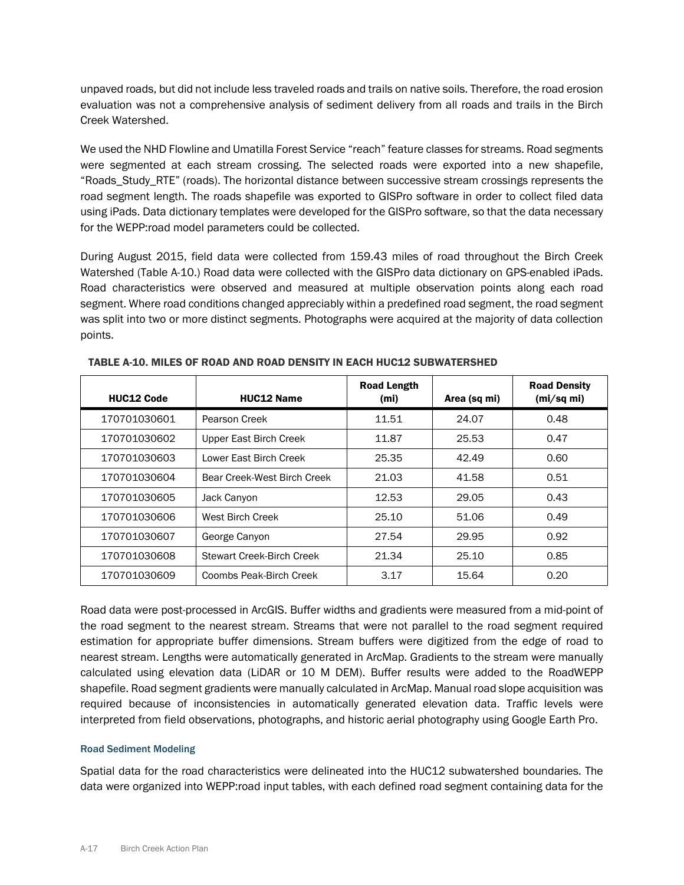unpaved roads, but did not include less traveled roads and trails on native soils. Therefore, the road erosion evaluation was not a comprehensive analysis of sediment delivery from all roads and trails in the Birch Creek Watershed.

We used the NHD Flowline and Umatilla Forest Service "reach" feature classes for streams. Road segments were segmented at each stream crossing. The selected roads were exported into a new shapefile, "Roads_Study_RTE" (roads). The horizontal distance between successive stream crossings represents the road segment length. The roads shapefile was exported to GISPro software in order to collect filed data using iPads. Data dictionary templates were developed for the GISPro software, so that the data necessary for the WEPP:road model parameters could be collected.

During August 2015, field data were collected from 159.43 miles of road throughout the Birch Creek Watershed (Table A-10.) Road data were collected with the GISPro data dictionary on GPS-enabled iPads. Road characteristics were observed and measured at multiple observation points along each road segment. Where road conditions changed appreciably within a predefined road segment, the road segment was split into two or more distinct segments. Photographs were acquired at the majority of data collection points.

**TABLE A-10. MILES OF ROAD AND ROAD DENSITY IN EACH HUC12 SUBWATERSHED**

| HUC12 Code | HUC12 Name | Road Length (mi) | Area (sq mi) | Road Density (mi/sq mi) |
|---|---|---|---|---|
| 170701030601 | Pearson Creek | 11.51 | 24.07 | 0.48 |
| 170701030602 | Upper East Birch Creek | 11.87 | 25.53 | 0.47 |
| 170701030603 | Lower East Birch Creek | 25.35 | 42.49 | 0.60 |
| 170701030604 | Bear Creek-West Birch Creek | 21.03 | 41.58 | 0.51 |
| 170701030605 | Jack Canyon | 12.53 | 29.05 | 0.43 |
| 170701030606 | West Birch Creek | 25.10 | 51.06 | 0.49 |
| 170701030607 | George Canyon | 27.54 | 29.95 | 0.92 |
| 170701030608 | Stewart Creek-Birch Creek | 21.34 | 25.10 | 0.85 |
| 170701030609 | Coombs Peak-Birch Creek | 3.17 | 15.64 | 0.20 |

Road data were post-processed in ArcGIS. Buffer widths and gradients were measured from a mid-point of the road segment to the nearest stream. Streams that were not parallel to the road segment required estimation for appropriate buffer dimensions. Stream buffers were digitized from the edge of road to nearest stream. Lengths were automatically generated in ArcMap. Gradients to the stream were manually calculated using elevation data (LiDAR or 10 M DEM). Buffer results were added to the RoadWEPP shapefile. Road segment gradients were manually calculated in ArcMap. Manual road slope acquisition was required because of inconsistencies in automatically generated elevation data. Traffic levels were interpreted from field observations, photographs, and historic aerial photography using Google Earth Pro.

### Road Sediment Modeling

Spatial data for the road characteristics were delineated into the HUC12 subwatershed boundaries. The data were organized into WEPP:road input tables, with each defined road segment containing data for the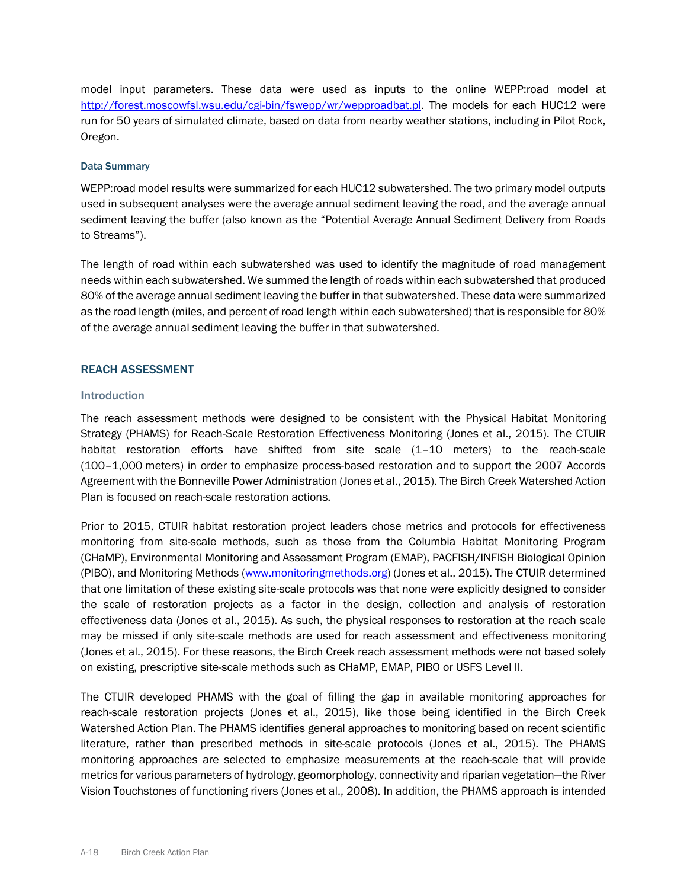model input parameters. These data were used as inputs to the online WEPP:road model at http://forest.moscowfsl.wsu.edu/cgi-bin/fswepp/wr/wepproadbat.pl. The models for each HUC12 were run for 50 years of simulated climate, based on data from nearby weather stations, including in Pilot Rock, Oregon.

#### Data Summary

WEPP:road model results were summarized for each HUC12 subwatershed. The two primary model outputs used in subsequent analyses were the average annual sediment leaving the road, and the average annual sediment leaving the buffer (also known as the "Potential Average Annual Sediment Delivery from Roads to Streams").

The length of road within each subwatershed was used to identify the magnitude of road management needs within each subwatershed. We summed the length of roads within each subwatershed that produced 80% of the average annual sediment leaving the buffer in that subwatershed. These data were summarized as the road length (miles, and percent of road length within each subwatershed) that is responsible for 80% of the average annual sediment leaving the buffer in that subwatershed.

## REACH ASSESSMENT

### Introduction

The reach assessment methods were designed to be consistent with the Physical Habitat Monitoring Strategy (PHAMS) for Reach-Scale Restoration Effectiveness Monitoring (Jones et al., 2015). The CTUIR habitat restoration efforts have shifted from site scale (1–10 meters) to the reach-scale (100–1,000 meters) in order to emphasize process-based restoration and to support the 2007 Accords Agreement with the Bonneville Power Administration (Jones et al., 2015). The Birch Creek Watershed Action Plan is focused on reach-scale restoration actions.

Prior to 2015, CTUIR habitat restoration project leaders chose metrics and protocols for effectiveness monitoring from site-scale methods, such as those from the Columbia Habitat Monitoring Program (CHaMP), Environmental Monitoring and Assessment Program (EMAP), PACFISH/INFISH Biological Opinion (PIBO), and Monitoring Methods (www.monitoringmethods.org) (Jones et al., 2015). The CTUIR determined that one limitation of these existing site-scale protocols was that none were explicitly designed to consider the scale of restoration projects as a factor in the design, collection and analysis of restoration effectiveness data (Jones et al., 2015). As such, the physical responses to restoration at the reach scale may be missed if only site-scale methods are used for reach assessment and effectiveness monitoring (Jones et al., 2015). For these reasons, the Birch Creek reach assessment methods were not based solely on existing, prescriptive site-scale methods such as CHaMP, EMAP, PIBO or USFS Level II.

The CTUIR developed PHAMS with the goal of filling the gap in available monitoring approaches for reach-scale restoration projects (Jones et al., 2015), like those being identified in the Birch Creek Watershed Action Plan. The PHAMS identifies general approaches to monitoring based on recent scientific literature, rather than prescribed methods in site-scale protocols (Jones et al., 2015). The PHAMS monitoring approaches are selected to emphasize measurements at the reach-scale that will provide metrics for various parameters of hydrology, geomorphology, connectivity and riparian vegetation—the River Vision Touchstones of functioning rivers (Jones et al., 2008). In addition, the PHAMS approach is intended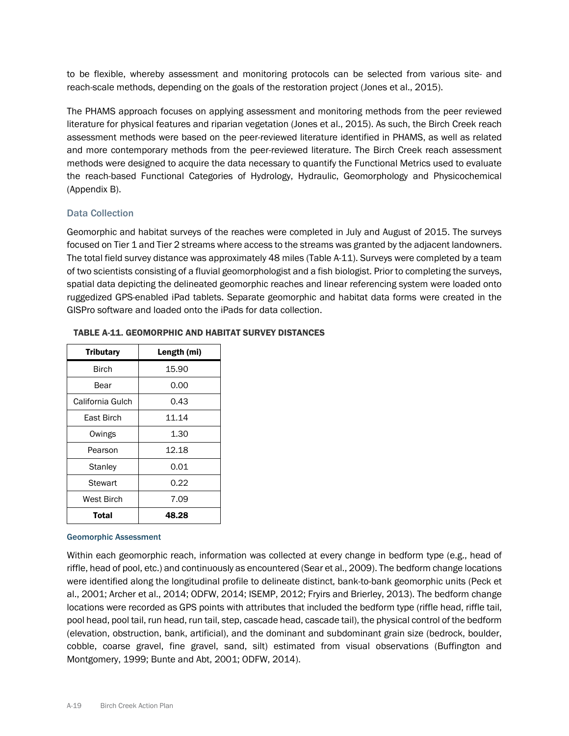to be flexible, whereby assessment and monitoring protocols can be selected from various site- and reach-scale methods, depending on the goals of the restoration project (Jones et al., 2015).

The PHAMS approach focuses on applying assessment and monitoring methods from the peer reviewed literature for physical features and riparian vegetation (Jones et al., 2015). As such, the Birch Creek reach assessment methods were based on the peer-reviewed literature identified in PHAMS, as well as related and more contemporary methods from the peer-reviewed literature. The Birch Creek reach assessment methods were designed to acquire the data necessary to quantify the Functional Metrics used to evaluate the reach-based Functional Categories of Hydrology, Hydraulic, Geomorphology and Physicochemical (Appendix B).

### Data Collection

Geomorphic and habitat surveys of the reaches were completed in July and August of 2015. The surveys focused on Tier 1 and Tier 2 streams where access to the streams was granted by the adjacent landowners. The total field survey distance was approximately 48 miles (Table A-11). Surveys were completed by a team of two scientists consisting of a fluvial geomorphologist and a fish biologist. Prior to completing the surveys, spatial data depicting the delineated geomorphic reaches and linear referencing system were loaded onto ruggedized GPS-enabled iPad tablets. Separate geomorphic and habitat data forms were created in the GISPro software and loaded onto the iPads for data collection.

**TABLE A-11. GEOMORPHIC AND HABITAT SURVEY DISTANCES**

| Tributary | Length (mi) |
|---|---|
| Birch | 15.90 |
| Bear | 0.00 |
| California Gulch | 0.43 |
| East Birch | 11.14 |
| Owings | 1.30 |
| Pearson | 12.18 |
| Stanley | 0.01 |
| Stewart | 0.22 |
| West Birch | 7.09 |
| **Total** | **48.28** |

#### Geomorphic Assessment

Within each geomorphic reach, information was collected at every change in bedform type (e.g., head of riffle, head of pool, etc.) and continuously as encountered (Sear et al., 2009). The bedform change locations were identified along the longitudinal profile to delineate distinct, bank-to-bank geomorphic units (Peck et al., 2001; Archer et al., 2014; ODFW, 2014; ISEMP, 2012; Fryirs and Brierley, 2013). The bedform change locations were recorded as GPS points with attributes that included the bedform type (riffle head, riffle tail, pool head, pool tail, run head, run tail, step, cascade head, cascade tail), the physical control of the bedform (elevation, obstruction, bank, artificial), and the dominant and subdominant grain size (bedrock, boulder, cobble, coarse gravel, fine gravel, sand, silt) estimated from visual observations (Buffington and Montgomery, 1999; Bunte and Abt, 2001; ODFW, 2014).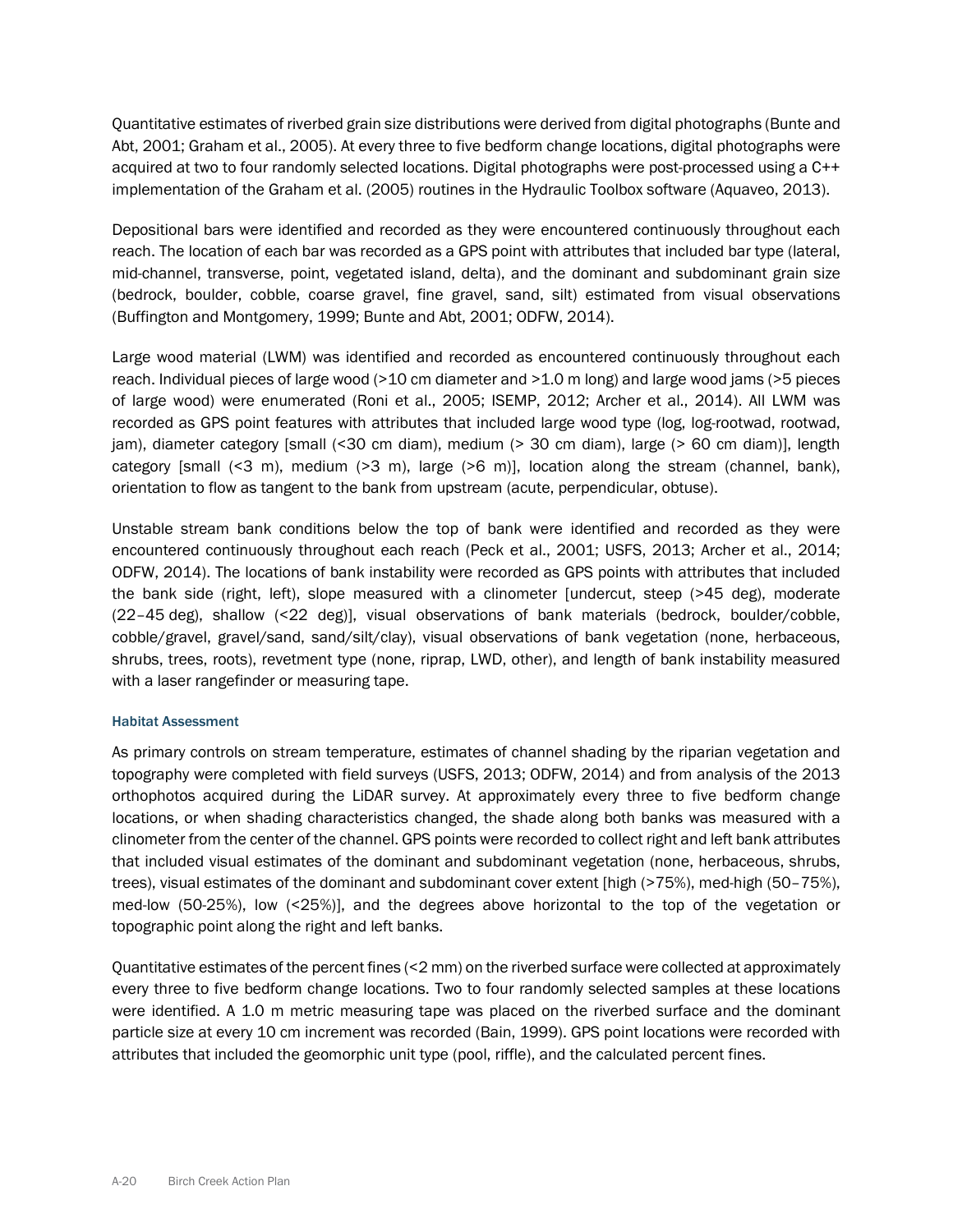Quantitative estimates of riverbed grain size distributions were derived from digital photographs (Bunte and Abt, 2001; Graham et al., 2005). At every three to five bedform change locations, digital photographs were acquired at two to four randomly selected locations. Digital photographs were post-processed using a C++ implementation of the Graham et al. (2005) routines in the Hydraulic Toolbox software (Aquaveo, 2013).

Depositional bars were identified and recorded as they were encountered continuously throughout each reach. The location of each bar was recorded as a GPS point with attributes that included bar type (lateral, mid-channel, transverse, point, vegetated island, delta), and the dominant and subdominant grain size (bedrock, boulder, cobble, coarse gravel, fine gravel, sand, silt) estimated from visual observations (Buffington and Montgomery, 1999; Bunte and Abt, 2001; ODFW, 2014).

Large wood material (LWM) was identified and recorded as encountered continuously throughout each reach. Individual pieces of large wood (>10 cm diameter and >1.0 m long) and large wood jams (>5 pieces of large wood) were enumerated (Roni et al., 2005; ISEMP, 2012; Archer et al., 2014). All LWM was recorded as GPS point features with attributes that included large wood type (log, log-rootwad, rootwad, jam), diameter category [small (<30 cm diam), medium (> 30 cm diam), large (> 60 cm diam)], length category [small (<3 m), medium (>3 m), large (>6 m)], location along the stream (channel, bank), orientation to flow as tangent to the bank from upstream (acute, perpendicular, obtuse).

Unstable stream bank conditions below the top of bank were identified and recorded as they were encountered continuously throughout each reach (Peck et al., 2001; USFS, 2013; Archer et al., 2014; ODFW, 2014). The locations of bank instability were recorded as GPS points with attributes that included the bank side (right, left), slope measured with a clinometer [undercut, steep (>45 deg), moderate (22–45 deg), shallow (<22 deg)], visual observations of bank materials (bedrock, boulder/cobble, cobble/gravel, gravel/sand, sand/silt/clay), visual observations of bank vegetation (none, herbaceous, shrubs, trees, roots), revetment type (none, riprap, LWD, other), and length of bank instability measured with a laser rangefinder or measuring tape.

#### Habitat Assessment

As primary controls on stream temperature, estimates of channel shading by the riparian vegetation and topography were completed with field surveys (USFS, 2013; ODFW, 2014) and from analysis of the 2013 orthophotos acquired during the LiDAR survey. At approximately every three to five bedform change locations, or when shading characteristics changed, the shade along both banks was measured with a clinometer from the center of the channel. GPS points were recorded to collect right and left bank attributes that included visual estimates of the dominant and subdominant vegetation (none, herbaceous, shrubs, trees), visual estimates of the dominant and subdominant cover extent [high (>75%), med-high (50–75%), med-low (50-25%), low (<25%)], and the degrees above horizontal to the top of the vegetation or topographic point along the right and left banks.

Quantitative estimates of the percent fines (<2 mm) on the riverbed surface were collected at approximately every three to five bedform change locations. Two to four randomly selected samples at these locations were identified. A 1.0 m metric measuring tape was placed on the riverbed surface and the dominant particle size at every 10 cm increment was recorded (Bain, 1999). GPS point locations were recorded with attributes that included the geomorphic unit type (pool, riffle), and the calculated percent fines.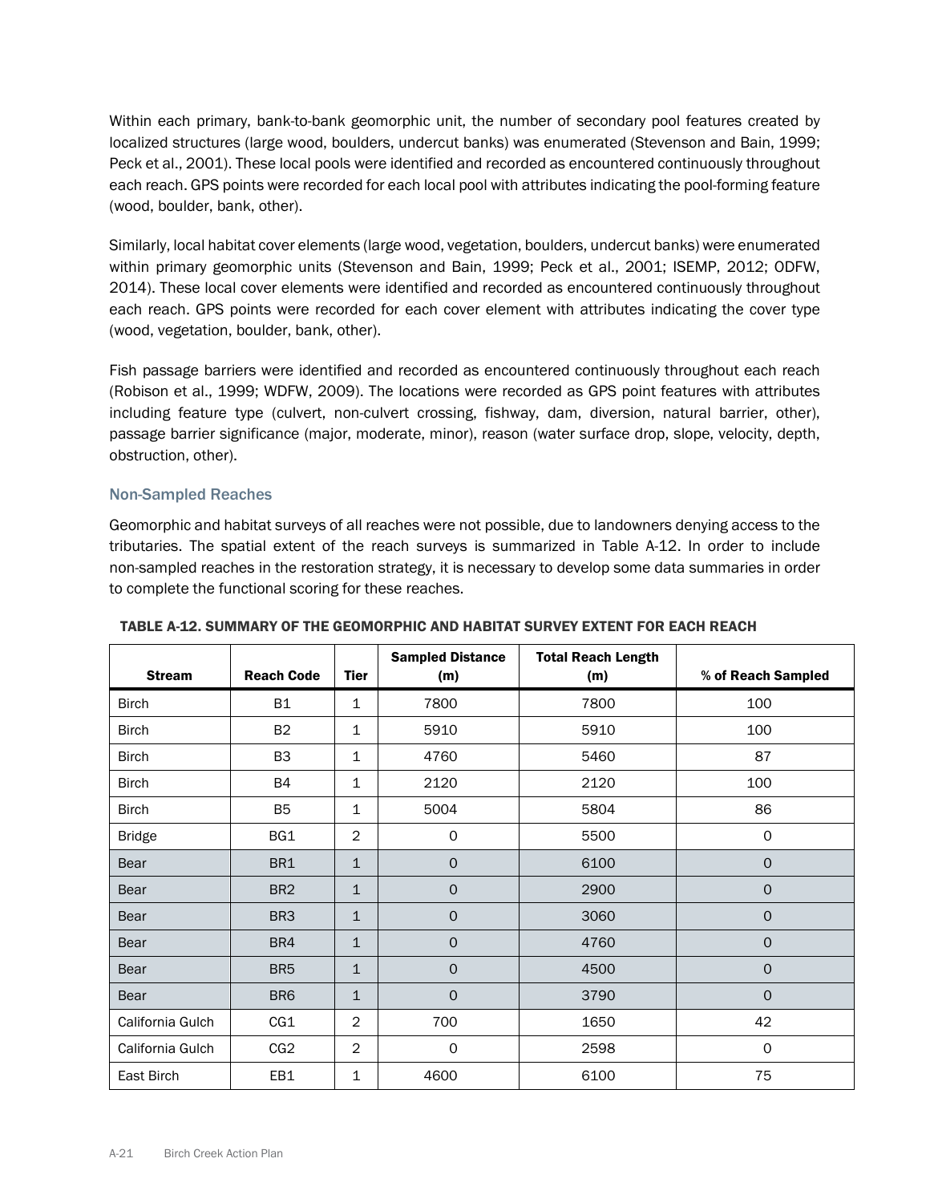Within each primary, bank-to-bank geomorphic unit, the number of secondary pool features created by localized structures (large wood, boulders, undercut banks) was enumerated (Stevenson and Bain, 1999; Peck et al., 2001). These local pools were identified and recorded as encountered continuously throughout each reach. GPS points were recorded for each local pool with attributes indicating the pool-forming feature (wood, boulder, bank, other).

Similarly, local habitat cover elements (large wood, vegetation, boulders, undercut banks) were enumerated within primary geomorphic units (Stevenson and Bain, 1999; Peck et al., 2001; ISEMP, 2012; ODFW, 2014). These local cover elements were identified and recorded as encountered continuously throughout each reach. GPS points were recorded for each cover element with attributes indicating the cover type (wood, vegetation, boulder, bank, other).

Fish passage barriers were identified and recorded as encountered continuously throughout each reach (Robison et al., 1999; WDFW, 2009). The locations were recorded as GPS point features with attributes including feature type (culvert, non-culvert crossing, fishway, dam, diversion, natural barrier, other), passage barrier significance (major, moderate, minor), reason (water surface drop, slope, velocity, depth, obstruction, other).

### Non-Sampled Reaches

Geomorphic and habitat surveys of all reaches were not possible, due to landowners denying access to the tributaries. The spatial extent of the reach surveys is summarized in Table A-12. In order to include non-sampled reaches in the restoration strategy, it is necessary to develop some data summaries in order to complete the functional scoring for these reaches.

**TABLE A-12. SUMMARY OF THE GEOMORPHIC AND HABITAT SURVEY EXTENT FOR EACH REACH**

| Stream | Reach Code | Tier | Sampled Distance (m) | Total Reach Length (m) | % of Reach Sampled |
|---|---|---|---|---|---|
| Birch | B1 | 1 | 7800 | 7800 | 100 |
| Birch | B2 | 1 | 5910 | 5910 | 100 |
| Birch | B3 | 1 | 4760 | 5460 | 87 |
| Birch | B4 | 1 | 2120 | 2120 | 100 |
| Birch | B5 | 1 | 5004 | 5804 | 86 |
| Bridge | BG1 | 2 | 0 | 5500 | 0 |
| Bear | BR1 | 1 | 0 | 6100 | 0 |
| Bear | BR2 | 1 | 0 | 2900 | 0 |
| Bear | BR3 | 1 | 0 | 3060 | 0 |
| Bear | BR4 | 1 | 0 | 4760 | 0 |
| Bear | BR5 | 1 | 0 | 4500 | 0 |
| Bear | BR6 | 1 | 0 | 3790 | 0 |
| California Gulch | CG1 | 2 | 700 | 1650 | 42 |
| California Gulch | CG2 | 2 | 0 | 2598 | 0 |
| East Birch | EB1 | 1 | 4600 | 6100 | 75 |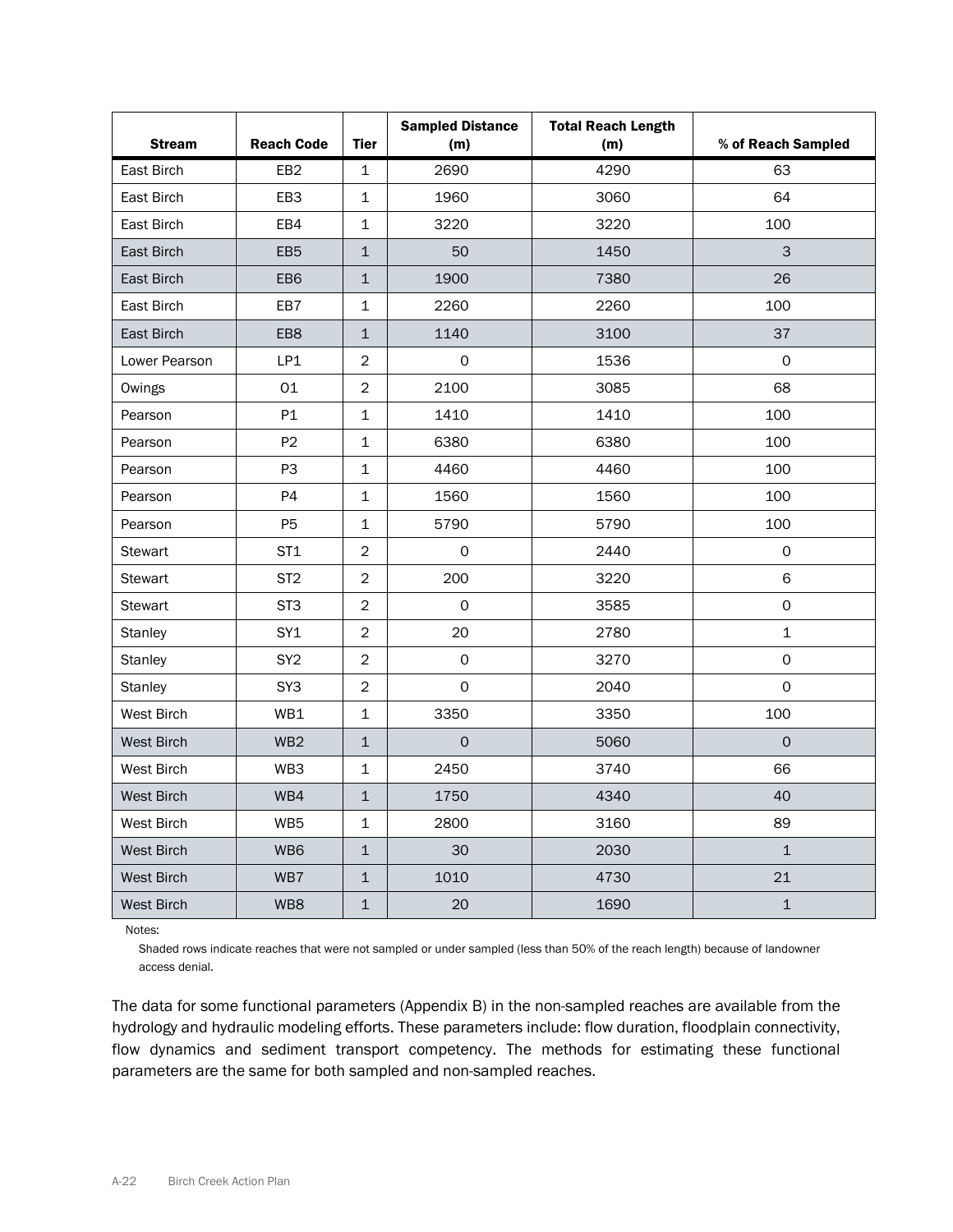| Stream | Reach Code | Tier | Sampled Distance (m) | Total Reach Length (m) | % of Reach Sampled |
|---|---|---|---|---|---|
| East Birch | EB2 | 1 | 2690 | 4290 | 63 |
| East Birch | EB3 | 1 | 1960 | 3060 | 64 |
| East Birch | EB4 | 1 | 3220 | 3220 | 100 |
| East Birch | EB5 | 1 | 50 | 1450 | 3 |
| East Birch | EB6 | 1 | 1900 | 7380 | 26 |
| East Birch | EB7 | 1 | 2260 | 2260 | 100 |
| East Birch | EB8 | 1 | 1140 | 3100 | 37 |
| Lower Pearson | LP1 | 2 | 0 | 1536 | 0 |
| Owings | O1 | 2 | 2100 | 3085 | 68 |
| Pearson | P1 | 1 | 1410 | 1410 | 100 |
| Pearson | P2 | 1 | 6380 | 6380 | 100 |
| Pearson | P3 | 1 | 4460 | 4460 | 100 |
| Pearson | P4 | 1 | 1560 | 1560 | 100 |
| Pearson | P5 | 1 | 5790 | 5790 | 100 |
| Stewart | ST1 | 2 | 0 | 2440 | 0 |
| Stewart | ST2 | 2 | 200 | 3220 | 6 |
| Stewart | ST3 | 2 | 0 | 3585 | 0 |
| Stanley | SY1 | 2 | 20 | 2780 | 1 |
| Stanley | SY2 | 2 | 0 | 3270 | 0 |
| Stanley | SY3 | 2 | 0 | 2040 | 0 |
| West Birch | WB1 | 1 | 3350 | 3350 | 100 |
| West Birch | WB2 | 1 | 0 | 5060 | 0 |
| West Birch | WB3 | 1 | 2450 | 3740 | 66 |
| West Birch | WB4 | 1 | 1750 | 4340 | 40 |
| West Birch | WB5 | 1 | 2800 | 3160 | 89 |
| West Birch | WB6 | 1 | 30 | 2030 | 1 |
| West Birch | WB7 | 1 | 1010 | 4730 | 21 |
| West Birch | WB8 | 1 | 20 | 1690 | 1 |

Notes:

Shaded rows indicate reaches that were not sampled or under sampled (less than 50% of the reach length) because of landowner access denial.

The data for some functional parameters (Appendix B) in the non-sampled reaches are available from the hydrology and hydraulic modeling efforts. These parameters include: flow duration, floodplain connectivity, flow dynamics and sediment transport competency. The methods for estimating these functional parameters are the same for both sampled and non-sampled reaches.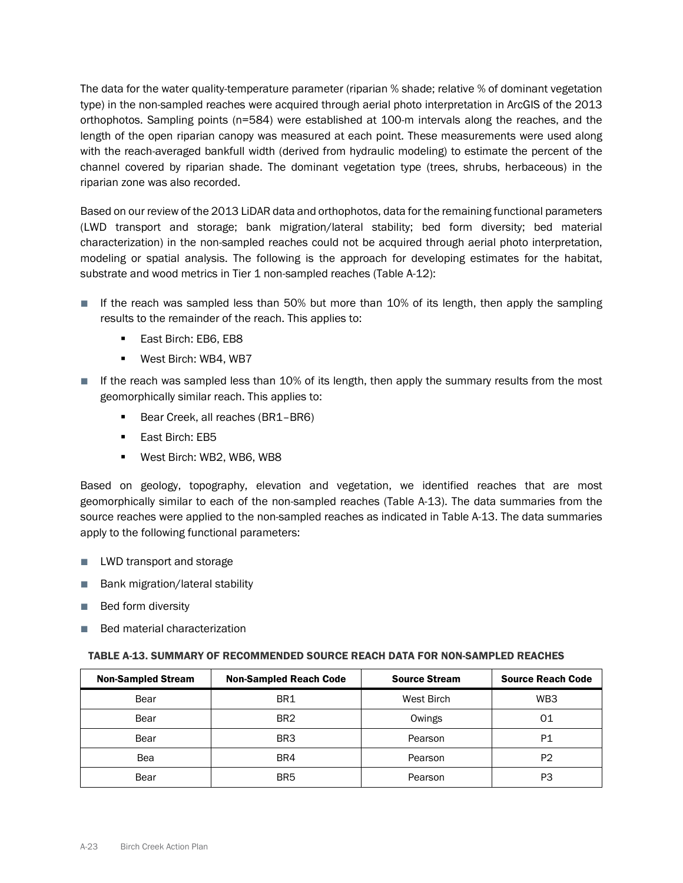The data for the water quality-temperature parameter (riparian % shade; relative % of dominant vegetation type) in the non-sampled reaches were acquired through aerial photo interpretation in ArcGIS of the 2013 orthophotos. Sampling points (n=584) were established at 100-m intervals along the reaches, and the length of the open riparian canopy was measured at each point. These measurements were used along with the reach-averaged bankfull width (derived from hydraulic modeling) to estimate the percent of the channel covered by riparian shade. The dominant vegetation type (trees, shrubs, herbaceous) in the riparian zone was also recorded.

Based on our review of the 2013 LiDAR data and orthophotos, data for the remaining functional parameters (LWD transport and storage; bank migration/lateral stability; bed form diversity; bed material characterization) in the non-sampled reaches could not be acquired through aerial photo interpretation, modeling or spatial analysis. The following is the approach for developing estimates for the habitat, substrate and wood metrics in Tier 1 non-sampled reaches (Table A-12):

- If the reach was sampled less than 50% but more than 10% of its length, then apply the sampling results to the remainder of the reach. This applies to:
  - East Birch: EB6, EB8
  - West Birch: WB4, WB7
- If the reach was sampled less than 10% of its length, then apply the summary results from the most geomorphically similar reach. This applies to:
  - Bear Creek, all reaches (BR1–BR6)
  - East Birch: EB5
  - West Birch: WB2, WB6, WB8

Based on geology, topography, elevation and vegetation, we identified reaches that are most geomorphically similar to each of the non-sampled reaches (Table A-13). The data summaries from the source reaches were applied to the non-sampled reaches as indicated in Table A-13. The data summaries apply to the following functional parameters:

- LWD transport and storage
- Bank migration/lateral stability
- Bed form diversity
- Bed material characterization

**TABLE A-13. SUMMARY OF RECOMMENDED SOURCE REACH DATA FOR NON-SAMPLED REACHES**

| Non-Sampled Stream | Non-Sampled Reach Code | Source Stream | Source Reach Code |
|---|---|---|---|
| Bear | BR1 | West Birch | WB3 |
| Bear | BR2 | Owings | O1 |
| Bear | BR3 | Pearson | P1 |
| Bea | BR4 | Pearson | P2 |
| Bear | BR5 | Pearson | P3 |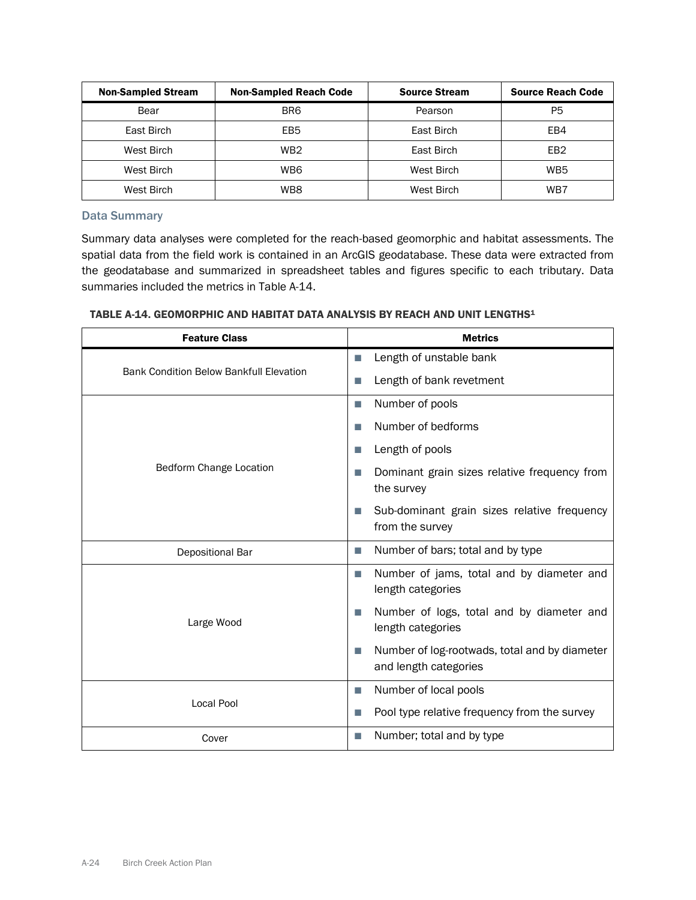| Non-Sampled Stream | Non-Sampled Reach Code | Source Stream | Source Reach Code |
|---|---|---|---|
| Bear | BR6 | Pearson | P5 |
| East Birch | EB5 | East Birch | EB4 |
| West Birch | WB2 | East Birch | EB2 |
| West Birch | WB6 | West Birch | WB5 |
| West Birch | WB8 | West Birch | WB7 |

### Data Summary

Summary data analyses were completed for the reach-based geomorphic and habitat assessments. The spatial data from the field work is contained in an ArcGIS geodatabase. These data were extracted from the geodatabase and summarized in spreadsheet tables and figures specific to each tributary. Data summaries included the metrics in Table A-14.

**TABLE A-14. GEOMORPHIC AND HABITAT DATA ANALYSIS BY REACH AND UNIT LENGTHS[1]**

| Feature Class | Metrics |
|---|---|
| Bank Condition Below Bankfull Elevation | ■ Length of unstable bank<br>■ Length of bank revetment |
| Bedform Change Location | ■ Number of pools<br>■ Number of bedforms<br>■ Length of pools<br>■ Dominant grain sizes relative frequency from the survey<br>■ Sub-dominant grain sizes relative frequency from the survey |
| Depositional Bar | ■ Number of bars; total and by type |
| Large Wood | ■ Number of jams, total and by diameter and length categories<br>■ Number of logs, total and by diameter and length categories<br>■ Number of log-rootwads, total and by diameter and length categories |
| Local Pool | ■ Number of local pools<br>■ Pool type relative frequency from the survey |
| Cover | ■ Number; total and by type |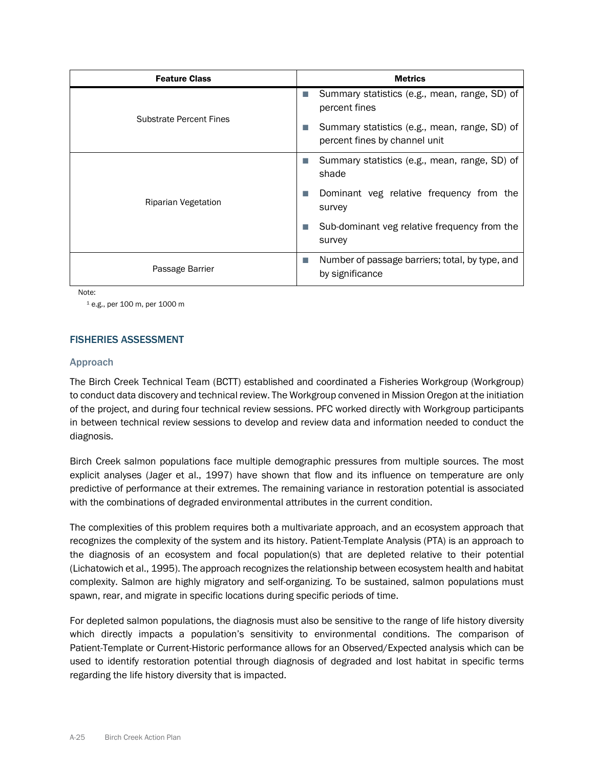| Feature Class | Metrics |
| --- | --- |
| Substrate Percent Fines | ■ Summary statistics (e.g., mean, range, SD) of percent fines<br>■ Summary statistics (e.g., mean, range, SD) of percent fines by channel unit |
| Riparian Vegetation | ■ Summary statistics (e.g., mean, range, SD) of shade<br>■ Dominant veg relative frequency from the survey<br>■ Sub-dominant veg relative frequency from the survey |
| Passage Barrier | ■ Number of passage barriers; total, by type, and by significance |

Note:

[1] e.g., per 100 m, per 1000 m

## FISHERIES ASSESSMENT

### Approach

The Birch Creek Technical Team (BCTT) established and coordinated a Fisheries Workgroup (Workgroup) to conduct data discovery and technical review. The Workgroup convened in Mission Oregon at the initiation of the project, and during four technical review sessions. PFC worked directly with Workgroup participants in between technical review sessions to develop and review data and information needed to conduct the diagnosis.

Birch Creek salmon populations face multiple demographic pressures from multiple sources. The most explicit analyses (Jager et al., 1997) have shown that flow and its influence on temperature are only predictive of performance at their extremes. The remaining variance in restoration potential is associated with the combinations of degraded environmental attributes in the current condition.

The complexities of this problem requires both a multivariate approach, and an ecosystem approach that recognizes the complexity of the system and its history. Patient-Template Analysis (PTA) is an approach to the diagnosis of an ecosystem and focal population(s) that are depleted relative to their potential (Lichatowich et al., 1995). The approach recognizes the relationship between ecosystem health and habitat complexity. Salmon are highly migratory and self-organizing. To be sustained, salmon populations must spawn, rear, and migrate in specific locations during specific periods of time.

For depleted salmon populations, the diagnosis must also be sensitive to the range of life history diversity which directly impacts a population's sensitivity to environmental conditions. The comparison of Patient-Template or Current-Historic performance allows for an Observed/Expected analysis which can be used to identify restoration potential through diagnosis of degraded and lost habitat in specific terms regarding the life history diversity that is impacted.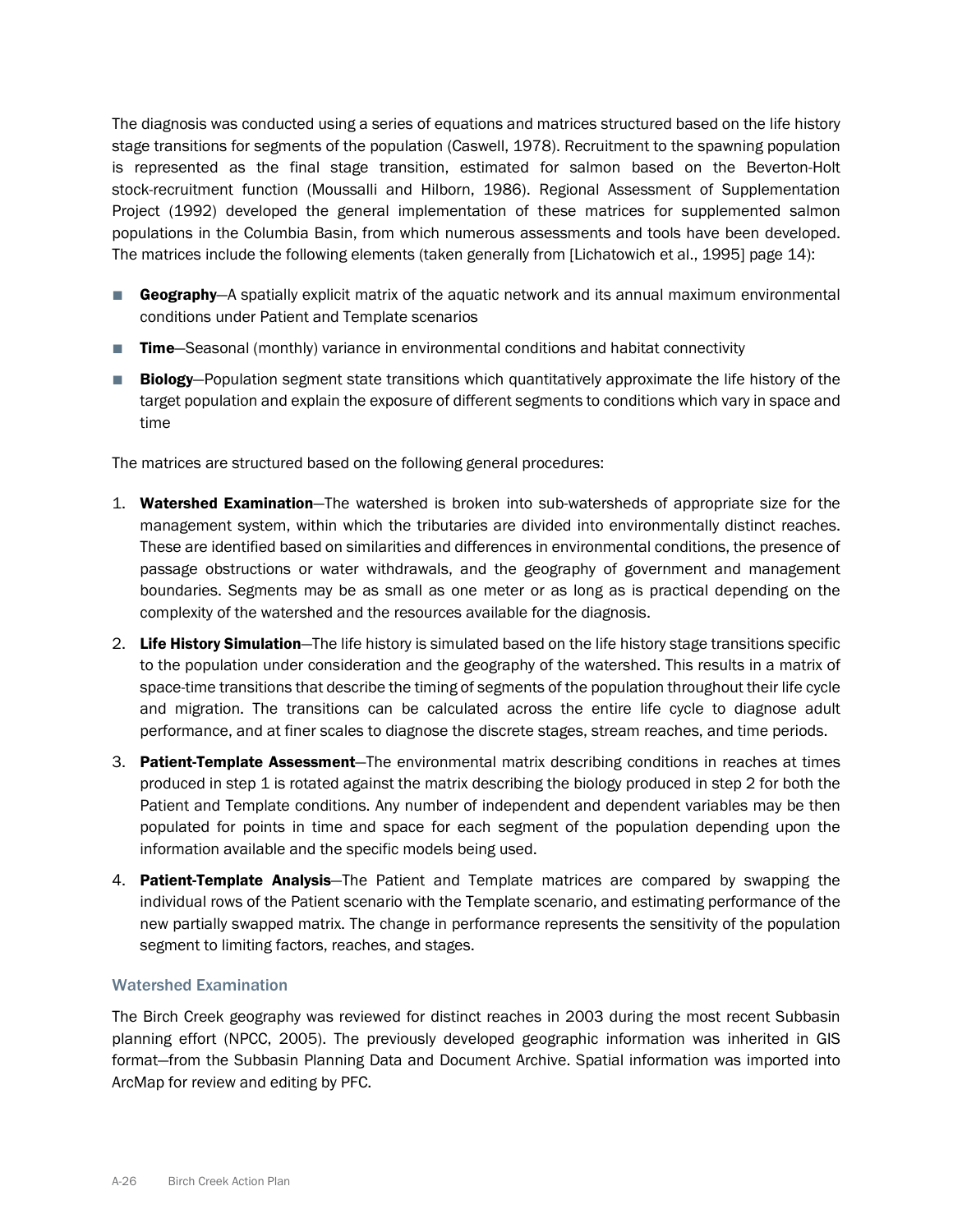The diagnosis was conducted using a series of equations and matrices structured based on the life history stage transitions for segments of the population (Caswell, 1978). Recruitment to the spawning population is represented as the final stage transition, estimated for salmon based on the Beverton-Holt stock-recruitment function (Moussalli and Hilborn, 1986). Regional Assessment of Supplementation Project (1992) developed the general implementation of these matrices for supplemented salmon populations in the Columbia Basin, from which numerous assessments and tools have been developed. The matrices include the following elements (taken generally from [Lichatowich et al., 1995] page 14):

- **Geography**—A spatially explicit matrix of the aquatic network and its annual maximum environmental conditions under Patient and Template scenarios
- **Time**—Seasonal (monthly) variance in environmental conditions and habitat connectivity
- **Biology**—Population segment state transitions which quantitatively approximate the life history of the target population and explain the exposure of different segments to conditions which vary in space and time

The matrices are structured based on the following general procedures:

1. **Watershed Examination**—The watershed is broken into sub-watersheds of appropriate size for the management system, within which the tributaries are divided into environmentally distinct reaches. These are identified based on similarities and differences in environmental conditions, the presence of passage obstructions or water withdrawals, and the geography of government and management boundaries. Segments may be as small as one meter or as long as is practical depending on the complexity of the watershed and the resources available for the diagnosis.
2. **Life History Simulation**—The life history is simulated based on the life history stage transitions specific to the population under consideration and the geography of the watershed. This results in a matrix of space-time transitions that describe the timing of segments of the population throughout their life cycle and migration. The transitions can be calculated across the entire life cycle to diagnose adult performance, and at finer scales to diagnose the discrete stages, stream reaches, and time periods.
3. **Patient-Template Assessment**—The environmental matrix describing conditions in reaches at times produced in step 1 is rotated against the matrix describing the biology produced in step 2 for both the Patient and Template conditions. Any number of independent and dependent variables may be then populated for points in time and space for each segment of the population depending upon the information available and the specific models being used.
4. **Patient-Template Analysis**—The Patient and Template matrices are compared by swapping the individual rows of the Patient scenario with the Template scenario, and estimating performance of the new partially swapped matrix. The change in performance represents the sensitivity of the population segment to limiting factors, reaches, and stages.

### Watershed Examination

The Birch Creek geography was reviewed for distinct reaches in 2003 during the most recent Subbasin planning effort (NPCC, 2005). The previously developed geographic information was inherited in GIS format—from the Subbasin Planning Data and Document Archive. Spatial information was imported into ArcMap for review and editing by PFC.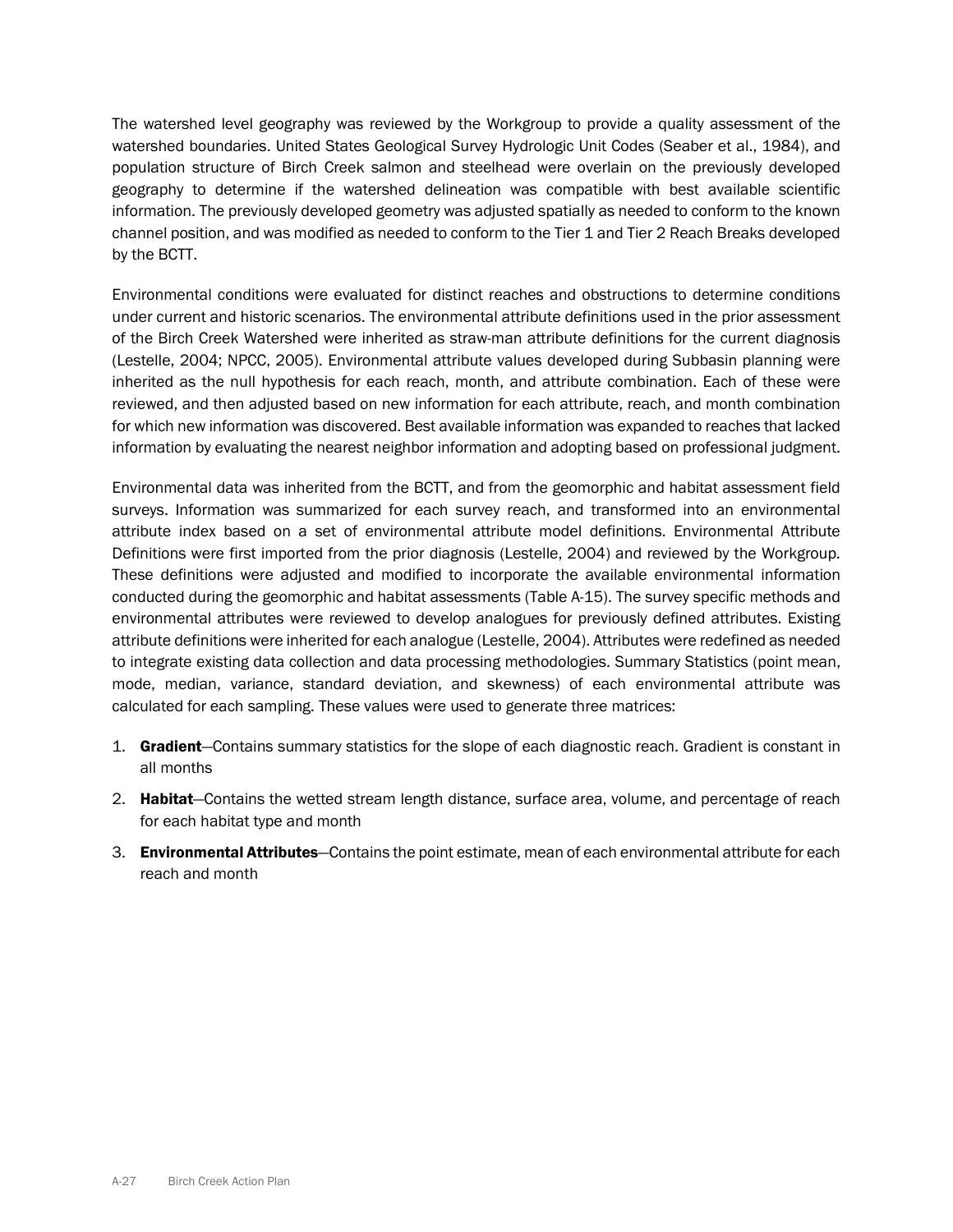The watershed level geography was reviewed by the Workgroup to provide a quality assessment of the watershed boundaries. United States Geological Survey Hydrologic Unit Codes (Seaber et al., 1984), and population structure of Birch Creek salmon and steelhead were overlain on the previously developed geography to determine if the watershed delineation was compatible with best available scientific information. The previously developed geometry was adjusted spatially as needed to conform to the known channel position, and was modified as needed to conform to the Tier 1 and Tier 2 Reach Breaks developed by the BCTT.

Environmental conditions were evaluated for distinct reaches and obstructions to determine conditions under current and historic scenarios. The environmental attribute definitions used in the prior assessment of the Birch Creek Watershed were inherited as straw-man attribute definitions for the current diagnosis (Lestelle, 2004; NPCC, 2005). Environmental attribute values developed during Subbasin planning were inherited as the null hypothesis for each reach, month, and attribute combination. Each of these were reviewed, and then adjusted based on new information for each attribute, reach, and month combination for which new information was discovered. Best available information was expanded to reaches that lacked information by evaluating the nearest neighbor information and adopting based on professional judgment.

Environmental data was inherited from the BCTT, and from the geomorphic and habitat assessment field surveys. Information was summarized for each survey reach, and transformed into an environmental attribute index based on a set of environmental attribute model definitions. Environmental Attribute Definitions were first imported from the prior diagnosis (Lestelle, 2004) and reviewed by the Workgroup. These definitions were adjusted and modified to incorporate the available environmental information conducted during the geomorphic and habitat assessments (Table A-15). The survey specific methods and environmental attributes were reviewed to develop analogues for previously defined attributes. Existing attribute definitions were inherited for each analogue (Lestelle, 2004). Attributes were redefined as needed to integrate existing data collection and data processing methodologies. Summary Statistics (point mean, mode, median, variance, standard deviation, and skewness) of each environmental attribute was calculated for each sampling. These values were used to generate three matrices:

1. **Gradient**—Contains summary statistics for the slope of each diagnostic reach. Gradient is constant in all months
2. **Habitat**—Contains the wetted stream length distance, surface area, volume, and percentage of reach for each habitat type and month
3. **Environmental Attributes**—Contains the point estimate, mean of each environmental attribute for each reach and month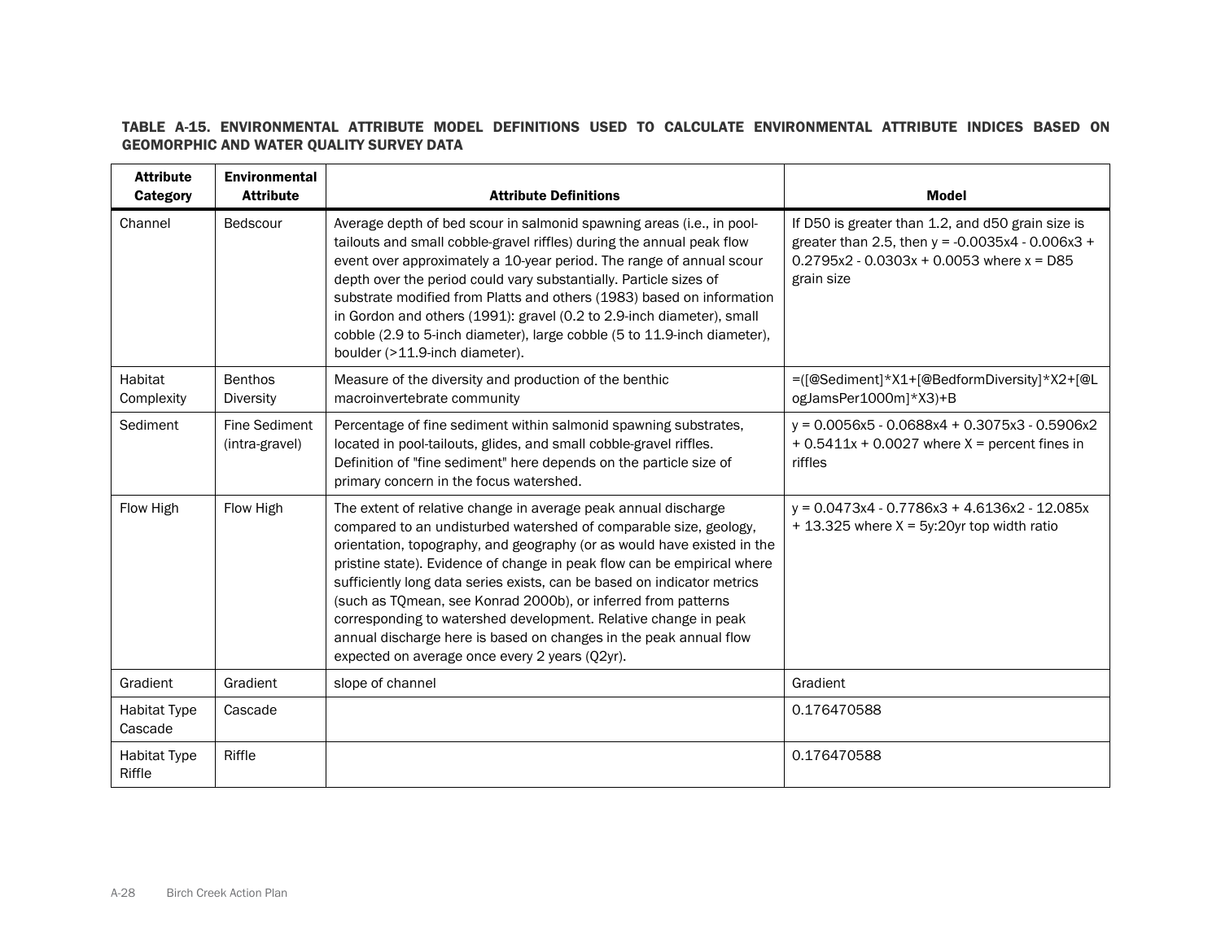**TABLE A-15. ENVIRONMENTAL ATTRIBUTE MODEL DEFINITIONS USED TO CALCULATE ENVIRONMENTAL ATTRIBUTE INDICES BASED ON GEOMORPHIC AND WATER QUALITY SURVEY DATA**

| Attribute Category | Environmental Attribute | Attribute Definitions | Model |
|---|---|---|---|
| Channel | Bedscour | Average depth of bed scour in salmonid spawning areas (i.e., in pool-tailouts and small cobble-gravel riffles) during the annual peak flow event over approximately a 10-year period. The range of annual scour depth over the period could vary substantially. Particle sizes of substrate modified from Platts and others (1983) based on information in Gordon and others (1991): gravel (0.2 to 2.9-inch diameter), small cobble (2.9 to 5-inch diameter), large cobble (5 to 11.9-inch diameter), boulder (>11.9-inch diameter). | If D50 is greater than 1.2, and d50 grain size is greater than 2.5, then $y = -0.0035x^4 - 0.006x^3 + 0.2795x^2 - 0.0303x + 0.0053$ where x = D85 grain size |
| Habitat Complexity | Benthos Diversity | Measure of the diversity and production of the benthic macroinvertebrate community | =([@Sediment]*X1+[@BedformDiversity]*X2+[@LogJamsPer1000m]*X3)+B |
| Sediment | Fine Sediment (intra-gravel) | Percentage of fine sediment within salmonid spawning substrates, located in pool-tailouts, glides, and small cobble-gravel riffles. Definition of "fine sediment" here depends on the particle size of primary concern in the focus watershed. | $y = 0.0056x^5 - 0.0688x^4 + 0.3075x^3 - 0.5906x^2 + 0.5411x + 0.0027$ where X = percent fines in riffles |
| Flow High | Flow High | The extent of relative change in average peak annual discharge compared to an undisturbed watershed of comparable size, geology, orientation, topography, and geography (or as would have existed in the pristine state). Evidence of change in peak flow can be empirical where sufficiently long data series exists, can be based on indicator metrics (such as TQmean, see Konrad 2000b), or inferred from patterns corresponding to watershed development. Relative change in peak annual discharge here is based on changes in the peak annual flow expected on average once every 2 years (Q2yr). | $y = 0.0473x^4 - 0.7786x^3 + 4.6136x^2 - 12.085x + 13.325$ where X = 5y:20yr top width ratio |
| Gradient | Gradient | slope of channel | Gradient |
| Habitat Type Cascade | Cascade | | 0.176470588 |
| Habitat Type Riffle | Riffle | | 0.176470588 |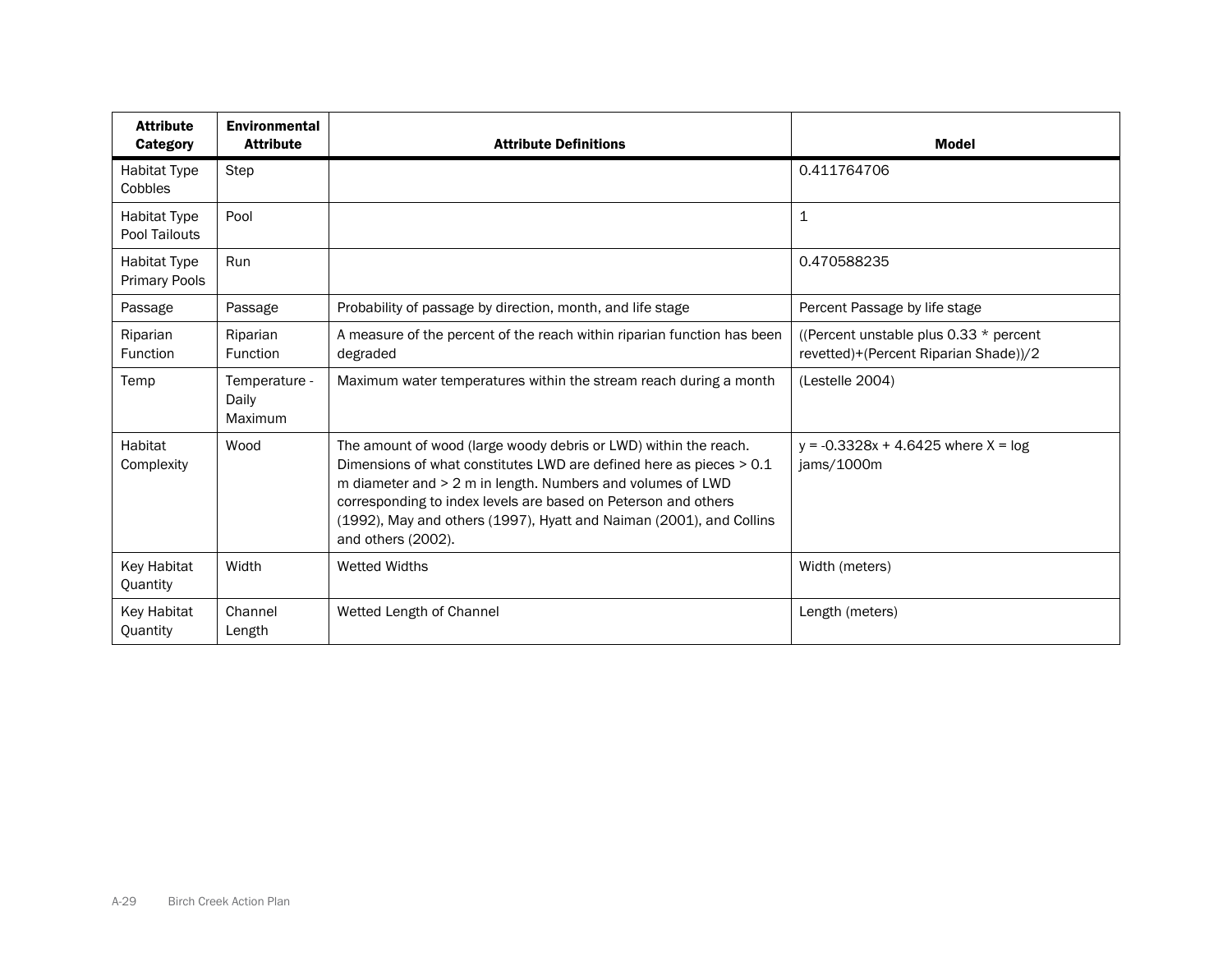| Attribute Category | Environmental Attribute | Attribute Definitions | Model |
|---|---|---|---|
| Habitat Type Cobbles | Step | | 0.411764706 |
| Habitat Type Pool Tailouts | Pool | | 1 |
| Habitat Type Primary Pools | Run | | 0.470588235 |
| Passage | Passage | Probability of passage by direction, month, and life stage | Percent Passage by life stage |
| Riparian Function | Riparian Function | A measure of the percent of the reach within riparian function has been degraded | ((Percent unstable plus 0.33 * percent revetted)+(Percent Riparian Shade))/2 |
| Temp | Temperature - Daily Maximum | Maximum water temperatures within the stream reach during a month | (Lestelle 2004) |
| Habitat Complexity | Wood | The amount of wood (large woody debris or LWD) within the reach. Dimensions of what constitutes LWD are defined here as pieces > 0.1 m diameter and > 2 m in length. Numbers and volumes of LWD corresponding to index levels are based on Peterson and others (1992), May and others (1997), Hyatt and Naiman (2001), and Collins and others (2002). | $y = -0.3328x + 4.6425$ where $X = \log$ jams/1000m |
| Key Habitat Quantity | Width | Wetted Widths | Width (meters) |
| Key Habitat Quantity | Channel Length | Wetted Length of Channel | Length (meters) |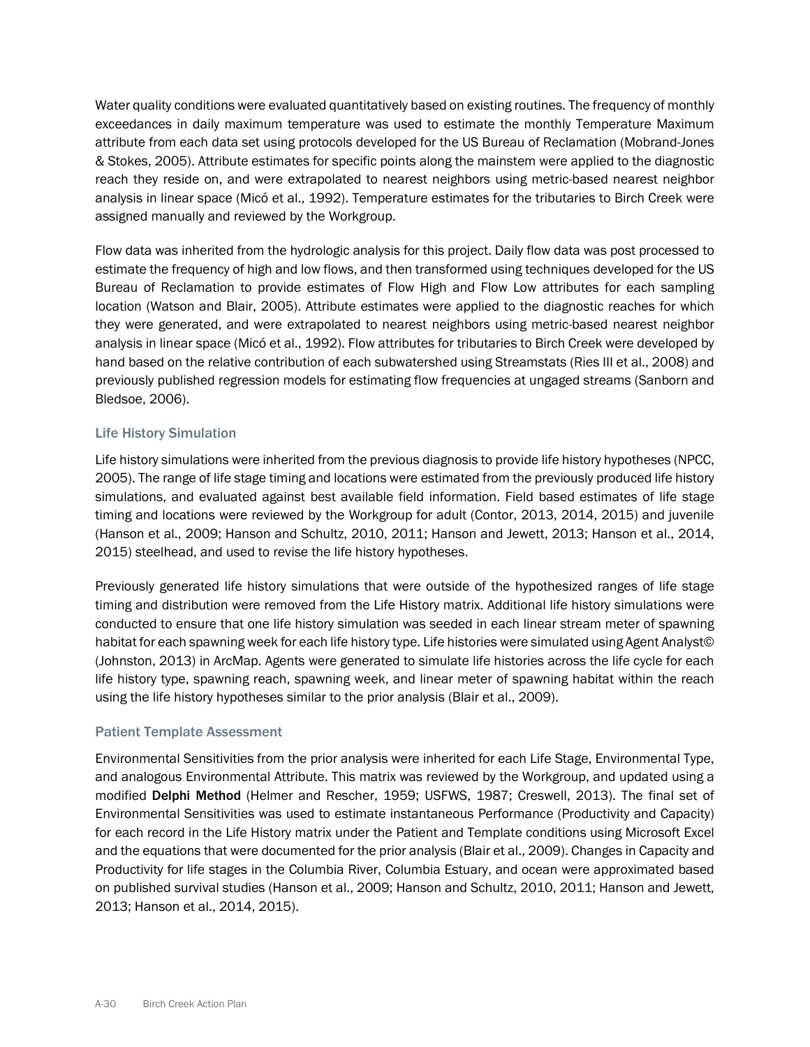Water quality conditions were evaluated quantitatively based on existing routines. The frequency of monthly exceedances in daily maximum temperature was used to estimate the monthly Temperature Maximum attribute from each data set using protocols developed for the US Bureau of Reclamation (Mobrand-Jones & Stokes, 2005). Attribute estimates for specific points along the mainstem were applied to the diagnostic reach they reside on, and were extrapolated to nearest neighbors using metric-based nearest neighbor analysis in linear space (Micó et al., 1992). Temperature estimates for the tributaries to Birch Creek were assigned manually and reviewed by the Workgroup.

Flow data was inherited from the hydrologic analysis for this project. Daily flow data was post processed to estimate the frequency of high and low flows, and then transformed using techniques developed for the US Bureau of Reclamation to provide estimates of Flow High and Flow Low attributes for each sampling location (Watson and Blair, 2005). Attribute estimates were applied to the diagnostic reaches for which they were generated, and were extrapolated to nearest neighbors using metric-based nearest neighbor analysis in linear space (Micó et al., 1992). Flow attributes for tributaries to Birch Creek were developed by hand based on the relative contribution of each subwatershed using Streamstats (Ries III et al., 2008) and previously published regression models for estimating flow frequencies at ungaged streams (Sanborn and Bledsoe, 2006).

### Life History Simulation

Life history simulations were inherited from the previous diagnosis to provide life history hypotheses (NPCC, 2005). The range of life stage timing and locations were estimated from the previously produced life history simulations, and evaluated against best available field information. Field based estimates of life stage timing and locations were reviewed by the Workgroup for adult (Contor, 2013, 2014, 2015) and juvenile (Hanson et al., 2009; Hanson and Schultz, 2010, 2011; Hanson and Jewett, 2013; Hanson et al., 2014, 2015) steelhead, and used to revise the life history hypotheses.

Previously generated life history simulations that were outside of the hypothesized ranges of life stage timing and distribution were removed from the Life History matrix. Additional life history simulations were conducted to ensure that one life history simulation was seeded in each linear stream meter of spawning habitat for each spawning week for each life history type. Life histories were simulated using Agent Analyst© (Johnston, 2013) in ArcMap. Agents were generated to simulate life histories across the life cycle for each life history type, spawning reach, spawning week, and linear meter of spawning habitat within the reach using the life history hypotheses similar to the prior analysis (Blair et al., 2009).

### Patient Template Assessment

Environmental Sensitivities from the prior analysis were inherited for each Life Stage, Environmental Type, and analogous Environmental Attribute. This matrix was reviewed by the Workgroup, and updated using a modified **Delphi Method** (Helmer and Rescher, 1959; USFWS, 1987; Creswell, 2013). The final set of Environmental Sensitivities was used to estimate instantaneous Performance (Productivity and Capacity) for each record in the Life History matrix under the Patient and Template conditions using Microsoft Excel and the equations that were documented for the prior analysis (Blair et al., 2009). Changes in Capacity and Productivity for life stages in the Columbia River, Columbia Estuary, and ocean were approximated based on published survival studies (Hanson et al., 2009; Hanson and Schultz, 2010, 2011; Hanson and Jewett, 2013; Hanson et al., 2014, 2015).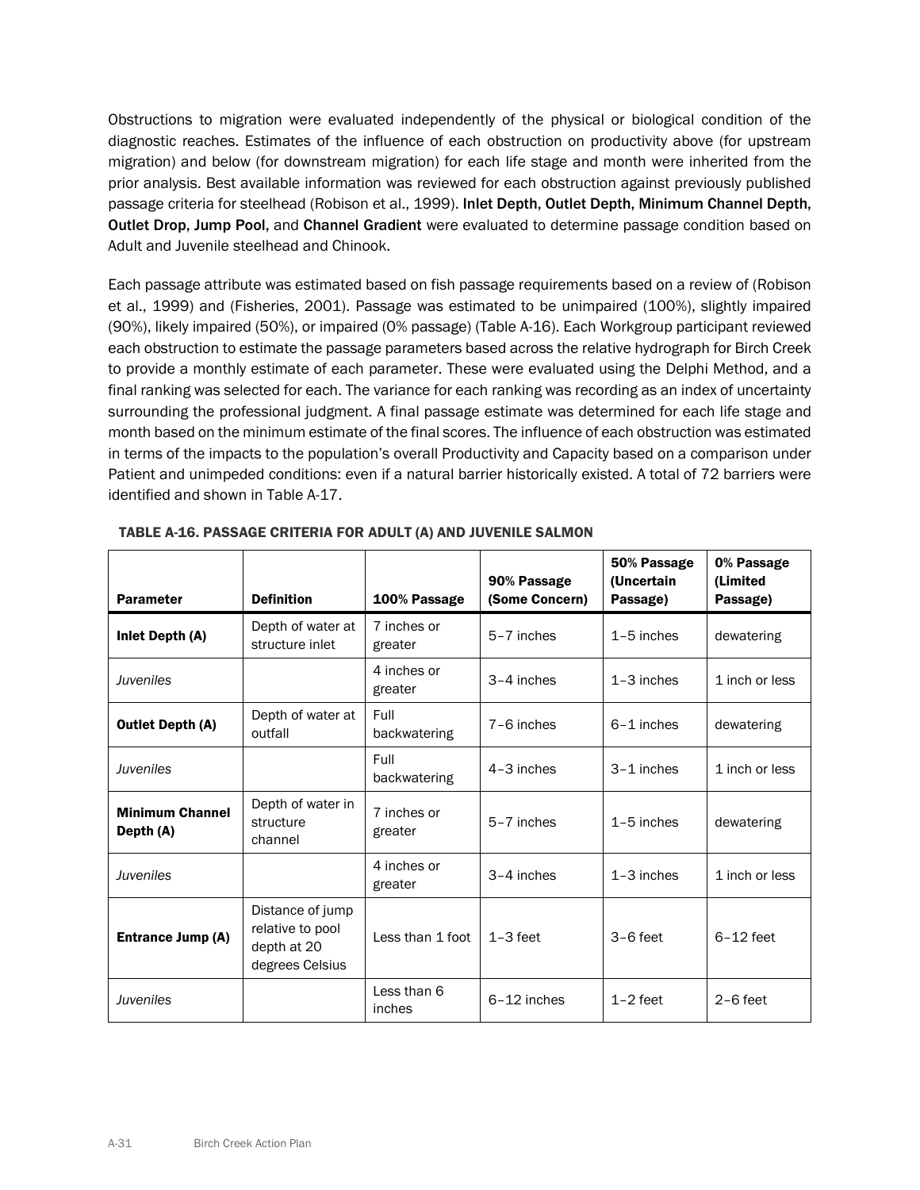Obstructions to migration were evaluated independently of the physical or biological condition of the diagnostic reaches. Estimates of the influence of each obstruction on productivity above (for upstream migration) and below (for downstream migration) for each life stage and month were inherited from the prior analysis. Best available information was reviewed for each obstruction against previously published passage criteria for steelhead (Robison et al., 1999). **Inlet Depth**, **Outlet Depth**, **Minimum Channel Depth**, **Outlet Drop**, **Jump Pool**, and **Channel Gradient** were evaluated to determine passage condition based on Adult and Juvenile steelhead and Chinook.

Each passage attribute was estimated based on fish passage requirements based on a review of (Robison et al., 1999) and (Fisheries, 2001). Passage was estimated to be unimpaired (100%), slightly impaired (90%), likely impaired (50%), or impaired (0% passage) (Table A-16). Each Workgroup participant reviewed each obstruction to estimate the passage parameters based across the relative hydrograph for Birch Creek to provide a monthly estimate of each parameter. These were evaluated using the Delphi Method, and a final ranking was selected for each. The variance for each ranking was recording as an index of uncertainty surrounding the professional judgment. A final passage estimate was determined for each life stage and month based on the minimum estimate of the final scores. The influence of each obstruction was estimated in terms of the impacts to the population's overall Productivity and Capacity based on a comparison under Patient and unimpeded conditions: even if a natural barrier historically existed. A total of 72 barriers were identified and shown in Table A-17.

**TABLE A-16. PASSAGE CRITERIA FOR ADULT (A) AND JUVENILE SALMON**

| Parameter | Definition | 100% Passage | 90% Passage (Some Concern) | 50% Passage (Uncertain Passage) | 0% Passage (Limited Passage) |
|---|---|---|---|---|---|
| **Inlet Depth (A)** | Depth of water at structure inlet | 7 inches or greater | 5–7 inches | 1–5 inches | dewatering |
| *Juveniles* | | 4 inches or greater | 3–4 inches | 1–3 inches | 1 inch or less |
| **Outlet Depth (A)** | Depth of water at outfall | Full backwatering | 7–6 inches | 6–1 inches | dewatering |
| *Juveniles* | | Full backwatering | 4–3 inches | 3–1 inches | 1 inch or less |
| **Minimum Channel Depth (A)** | Depth of water in structure channel | 7 inches or greater | 5–7 inches | 1–5 inches | dewatering |
| *Juveniles* | | 4 inches or greater | 3–4 inches | 1–3 inches | 1 inch or less |
| **Entrance Jump (A)** | Distance of jump relative to pool depth at 20 degrees Celsius | Less than 1 foot | 1–3 feet | 3–6 feet | 6–12 feet |
| *Juveniles* | | Less than 6 inches | 6–12 inches | 1–2 feet | 2–6 feet |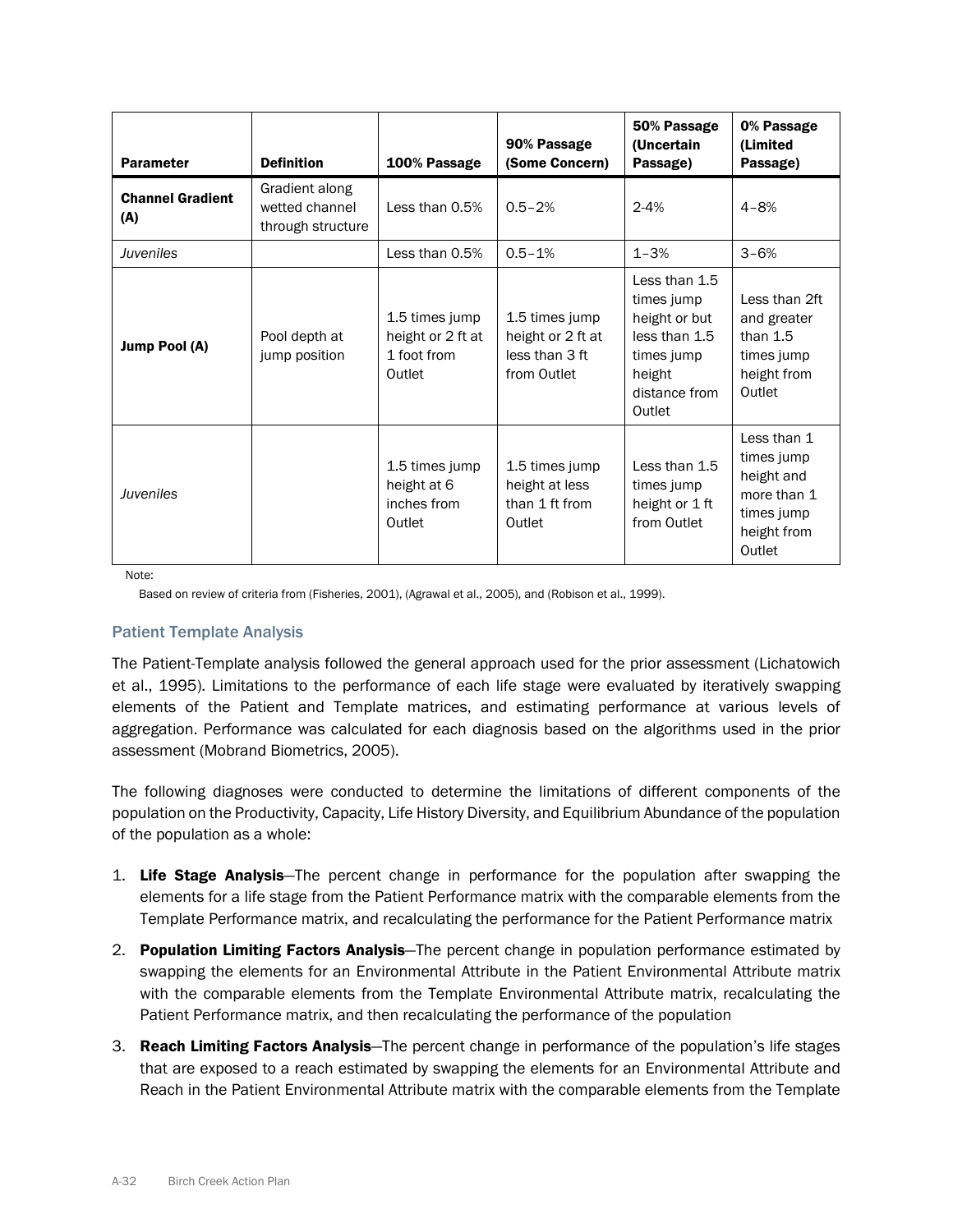| Parameter | Definition | 100% Passage | 90% Passage (Some Concern) | 50% Passage (Uncertain Passage) | 0% Passage (Limited Passage) |
|---|---|---|---|---|---|
| **Channel Gradient (A)** | Gradient along wetted channel through structure | Less than 0.5% | 0.5–2% | 2-4% | 4–8% |
| *Juveniles* | | Less than 0.5% | 0.5–1% | 1–3% | 3–6% |
| **Jump Pool (A)** | Pool depth at jump position | 1.5 times jump height or 2 ft at 1 foot from Outlet | 1.5 times jump height or 2 ft at less than 3 ft from Outlet | Less than 1.5 times jump height or but less than 1.5 times jump height distance from Outlet | Less than 2ft and greater than 1.5 times jump height from Outlet |
| *Juveniles* | | 1.5 times jump height at 6 inches from Outlet | 1.5 times jump height at less than 1 ft from Outlet | Less than 1.5 times jump height or 1 ft from Outlet | Less than 1 times jump height and more than 1 times jump height from Outlet |

Note:

Based on review of criteria from (Fisheries, 2001), (Agrawal et al., 2005), and (Robison et al., 1999).

### Patient Template Analysis

The Patient-Template analysis followed the general approach used for the prior assessment (Lichatowich et al., 1995). Limitations to the performance of each life stage were evaluated by iteratively swapping elements of the Patient and Template matrices, and estimating performance at various levels of aggregation. Performance was calculated for each diagnosis based on the algorithms used in the prior assessment (Mobrand Biometrics, 2005).

The following diagnoses were conducted to determine the limitations of different components of the population on the Productivity, Capacity, Life History Diversity, and Equilibrium Abundance of the population of the population as a whole:

1. **Life Stage Analysis**—The percent change in performance for the population after swapping the elements for a life stage from the Patient Performance matrix with the comparable elements from the Template Performance matrix, and recalculating the performance for the Patient Performance matrix
2. **Population Limiting Factors Analysis**—The percent change in population performance estimated by swapping the elements for an Environmental Attribute in the Patient Environmental Attribute matrix with the comparable elements from the Template Environmental Attribute matrix, recalculating the Patient Performance matrix, and then recalculating the performance of the population
3. **Reach Limiting Factors Analysis**—The percent change in performance of the population's life stages that are exposed to a reach estimated by swapping the elements for an Environmental Attribute and Reach in the Patient Environmental Attribute matrix with the comparable elements from the Template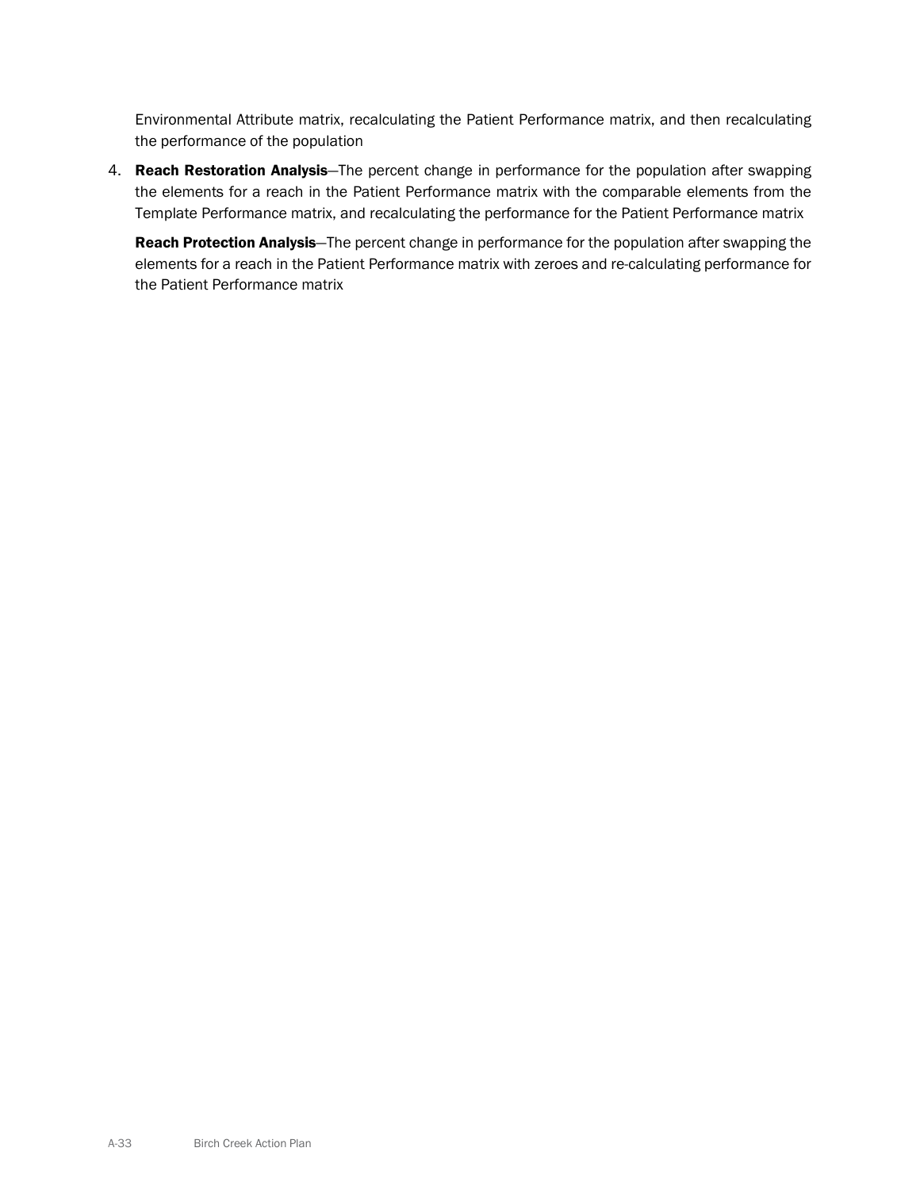Environmental Attribute matrix, recalculating the Patient Performance matrix, and then recalculating the performance of the population

4. **Reach Restoration Analysis**—The percent change in performance for the population after swapping the elements for a reach in the Patient Performance matrix with the comparable elements from the Template Performance matrix, and recalculating the performance for the Patient Performance matrix

   **Reach Protection Analysis**—The percent change in performance for the population after swapping the elements for a reach in the Patient Performance matrix with zeroes and re-calculating performance for the Patient Performance matrix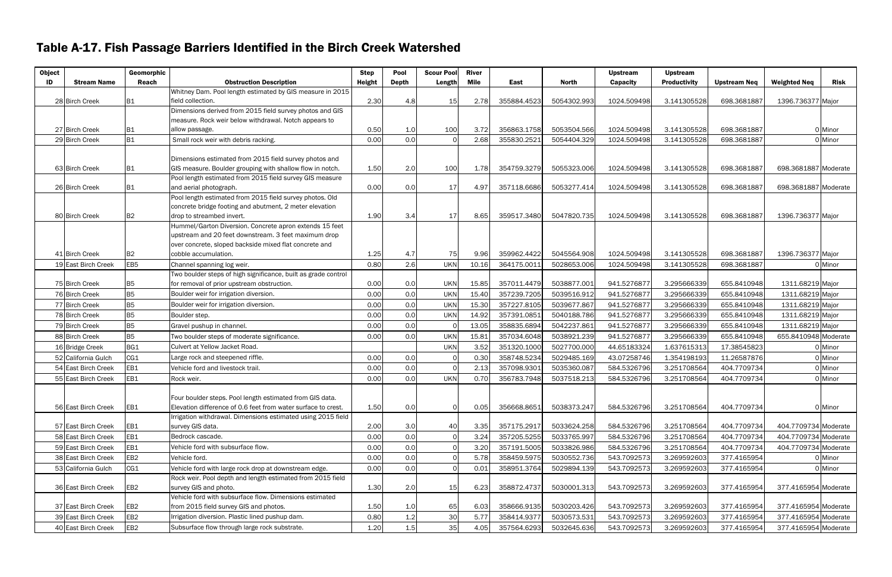## Table A-17. Fish Passage Barriers Identified in the Birch Creek Watershed

| Object ID | Stream Name | Geomorphic Reach | Obstruction Description | Step Height | Pool Depth | Scour Pool Length | River Mile | East | North | Upstream Capacity | Upstream Productivity | Upstream Neq | Weighted Neq | Risk |
|---|---|---|---|---|---|---|---|---|---|---|---|---|---|---|
| 28 | Birch Creek | B1 | Whitney Dam. Pool length estimated by GIS measure in 2015 field collection. | 2.30 | 4.8 | 15 | 2.78 | 355884.4523 | 5054302.993 | 1024.509498 | 3.141305528 | 698.3681887 | 1396.736377 | Major |
| 27 | Birch Creek | B1 | Dimensions derived from 2015 field survey photos and GIS measure. Rock weir below withdrawal. Notch appears to allow passage. | 0.50 | 1.0 | 100 | 3.72 | 356863.1758 | 5053504.566 | 1024.509498 | 3.141305528 | 698.3681887 | 0 | Minor |
| 29 | Birch Creek | B1 | Small rock weir with debris racking. | 0.00 | 0.0 | 0 | 2.68 | 355830.2521 | 5054404.329 | 1024.509498 | 3.141305528 | 698.3681887 | 0 | Minor |
| 63 | Birch Creek | B1 | Dimensions estimated from 2015 field survey photos and GIS measure. Boulder grouping with shallow flow in notch. | 1.50 | 2.0 | 100 | 1.78 | 354759.3279 | 5055323.006 | 1024.509498 | 3.141305528 | 698.3681887 | 698.3681887 | Moderate |
| 26 | Birch Creek | B1 | Pool length estimated from 2015 field survey GIS measure and aerial photograph. | 0.00 | 0.0 | 17 | 4.97 | 357118.6686 | 5053277.414 | 1024.509498 | 3.141305528 | 698.3681887 | 698.3681887 | Moderate |
| 80 | Birch Creek | B2 | Pool length estimated from 2015 field survey photos. Old concrete bridge footing and abutment, 2 meter elevation drop to streambed invert. | 1.90 | 3.4 | 17 | 8.65 | 359517.3480 | 5047820.735 | 1024.509498 | 3.141305528 | 698.3681887 | 1396.736377 | Major |
| 41 | Birch Creek | B2 | Hummel/Garton Diversion. Concrete apron extends 15 feet upstream and 20 feet downstream. 3 feet maximum drop over concrete, sloped backside mixed flat concrete and cobble accumulation. | 1.25 | 4.7 | 75 | 9.96 | 359962.4422 | 5045564.908 | 1024.509498 | 3.141305528 | 698.3681887 | 1396.736377 | Major |
| 19 | East Birch Creek | EB5 | Channel spanning log weir. | 0.80 | 2.6 | UKN | 10.16 | 364175.0011 | 5028653.006 | 1024.509498 | 3.141305528 | 698.3681887 | 0 | Minor |
| 75 | Birch Creek | B5 | Two boulder steps of high significance, built as grade control for removal of prior upstream obstruction. | 0.00 | 0.0 | UKN | 15.85 | 357011.4479 | 5038877.001 | 941.5276877 | 3.295666339 | 655.8410948 | 1311.68219 | Major |
| 76 | Birch Creek | B5 | Boulder weir for irrigation diversion. | 0.00 | 0.0 | UKN | 15.40 | 357239.7205 | 5039516.912 | 941.5276877 | 3.295666339 | 655.8410948 | 1311.68219 | Major |
| 77 | Birch Creek | B5 | Boulder weir for irrigation diversion. | 0.00 | 0.0 | UKN | 15.30 | 357227.8105 | 5039677.867 | 941.5276877 | 3.295666339 | 655.8410948 | 1311.68219 | Major |
| 78 | Birch Creek | B5 | Boulder step. | 0.00 | 0.0 | UKN | 14.92 | 357391.0851 | 5040188.786 | 941.5276877 | 3.295666339 | 655.8410948 | 1311.68219 | Major |
| 79 | Birch Creek | B5 | Gravel pushup in channel. | 0.00 | 0.0 | 0 | 13.05 | 358835.6894 | 5042237.861 | 941.5276877 | 3.295666339 | 655.8410948 | 1311.68219 | Major |
| 88 | Birch Creek | B5 | Two boulder steps of moderate significance. | 0.00 | 0.0 | UKN | 15.81 | 357034.6048 | 5038921.239 | 941.5276877 | 3.295666339 | 655.8410948 | 655.8410948 | Moderate |
| 16 | Bridge Creek | BG1 | Culvert at Yellow Jacket Road. | | | UKN | 3.52 | 351320.1000 | 5027700.000 | 44.65183324 | 1.637615313 | 17.38545823 | 0 | Minor |
| 52 | California Gulch | CG1 | Large rock and steepened riffle. | 0.00 | 0.0 | 0 | 0.30 | 358748.5234 | 5029485.169 | 43.07258746 | 1.354198193 | 11.26587876 | 0 | Minor |
| 54 | East Birch Creek | EB1 | Vehicle ford and livestock trail. | 0.00 | 0.0 | 0 | 2.13 | 357098.9301 | 5035360.087 | 584.5326796 | 3.251708564 | 404.7709734 | 0 | Minor |
| 55 | East Birch Creek | EB1 | Rock weir. | 0.00 | 0.0 | UKN | 0.70 | 356783.7948 | 5037518.213 | 584.5326796 | 3.251708564 | 404.7709734 | 0 | Minor |
| 56 | East Birch Creek | EB1 | Four boulder steps. Pool length estimated from GIS data. Elevation difference of 0.6 feet from water surface to crest. | 1.50 | 0.0 | 0 | 0.05 | 356668.8651 | 5038373.247 | 584.5326796 | 3.251708564 | 404.7709734 | 0 | Minor |
| 57 | East Birch Creek | EB1 | Irrigation withdrawal. Dimensions estimated using 2015 field survey GIS data. | 2.00 | 3.0 | 40 | 3.35 | 357175.2917 | 5033624.258 | 584.5326796 | 3.251708564 | 404.7709734 | 404.7709734 | Moderate |
| 58 | East Birch Creek | EB1 | Bedrock cascade. | 0.00 | 0.0 | 0 | 3.24 | 357205.5255 | 5033765.997 | 584.5326796 | 3.251708564 | 404.7709734 | 404.7709734 | Moderate |
| 59 | East Birch Creek | EB1 | Vehicle ford with subsurface flow. | 0.00 | 0.0 | 0 | 3.20 | 357191.5005 | 5033826.986 | 584.5326796 | 3.251708564 | 404.7709734 | 404.7709734 | Moderate |
| 38 | East Birch Creek | EB2 | Vehicle ford. | 0.00 | 0.0 | 0 | 5.78 | 358459.5975 | 5030552.736 | 543.7092573 | 3.269592603 | 377.4165954 | 0 | Minor |
| 53 | California Gulch | CG1 | Vehicle ford with large rock drop at downstream edge. | 0.00 | 0.0 | 0 | 0.01 | 358951.3764 | 5029894.139 | 543.7092573 | 3.269592603 | 377.4165954 | 0 | Minor |
| 36 | East Birch Creek | EB2 | Rock weir. Pool depth and length estimated from 2015 field survey GIS and photo. | 1.30 | 2.0 | 15 | 6.23 | 358872.4737 | 5030001.313 | 543.7092573 | 3.269592603 | 377.4165954 | 377.4165954 | Moderate |
| 37 | East Birch Creek | EB2 | Vehicle ford with subsurface flow. Dimensions estimated from 2015 field survey GIS and photos. | 1.50 | 1.0 | 65 | 6.03 | 358666.9135 | 5030203.426 | 543.7092573 | 3.269592603 | 377.4165954 | 377.4165954 | Moderate |
| 39 | East Birch Creek | EB2 | Irrigation diversion. Plastic lined pushup dam. | 0.80 | 1.2 | 30 | 5.77 | 358414.9377 | 5030573.531 | 543.7092573 | 3.269592603 | 377.4165954 | 377.4165954 | Moderate |
| 40 | East Birch Creek | EB2 | Subsurface flow through large rock substrate. | 1.20 | 1.5 | 35 | 4.05 | 357564.6293 | 5032645.636 | 543.7092573 | 3.269592603 | 377.4165954 | 377.4165954 | Moderate |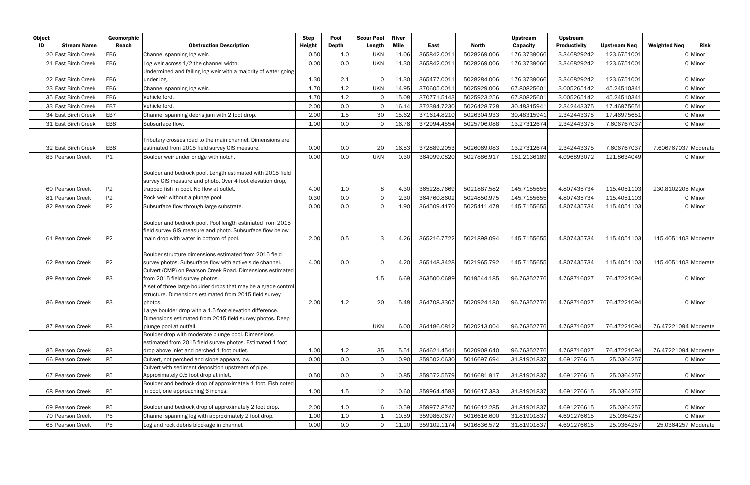| Object ID | Stream Name | Geomorphic Reach | Obstruction Description | Step Height | Pool Depth | Scour Pool Length | River Mile | East | North | Upstream Capacity | Upstream Productivity | Upstream Neq | Weighted Neq | Risk |
|---|---|---|---|---|---|---|---|---|---|---|---|---|---|---|
| 20 | East Birch Creek | EB6 | Channel spanning log weir. | 0.50 | 1.0 | UKN | 11.06 | 365842.0011 | 5028269.006 | 176.3739066 | 3.346829242 | 123.6751001 | 0 | Minor |
| 21 | East Birch Creek | EB6 | Log weir across 1/2 the channel width. | 0.00 | 0.0 | UKN | 11.30 | 365842.0011 | 5028269.006 | 176.3739066 | 3.346829242 | 123.6751001 | 0 | Minor |
| 22 | East Birch Creek | EB6 | Undermined and failing log weir with a majority of water going under log. | 1.30 | 2.1 | 0 | 11.30 | 365477.0011 | 5028284.006 | 176.3739066 | 3.346829242 | 123.6751001 | 0 | Minor |
| 23 | East Birch Creek | EB6 | Channel spanning log weir. | 1.70 | 1.2 | UKN | 14.95 | 370605.0011 | 5025929.006 | 67.80825601 | 3.005265142 | 45.24510341 | 0 | Minor |
| 35 | East Birch Creek | EB6 | Vehicle ford. | 1.70 | 1.2 | 0 | 15.08 | 370771.5143 | 5025923.256 | 67.80825601 | 3.005265142 | 45.24510341 | 0 | Minor |
| 33 | East Birch Creek | EB7 | Vehicle ford. | 2.00 | 0.0 | 0 | 16.14 | 372394.7230 | 5026428.728 | 30.48315941 | 2.342443375 | 17.46975651 | 0 | Minor |
| 34 | East Birch Creek | EB7 | Channel spanning debris jam with 2 foot drop. | 2.00 | 1.5 | 30 | 15.62 | 371614.8210 | 5026304.933 | 30.48315941 | 2.342443375 | 17.46975651 | 0 | Minor |
| 31 | East Birch Creek | EB8 | Subsurface flow. | 1.00 | 0.0 | 0 | 16.78 | 372994.4554 | 5025706.088 | 13.27312674 | 2.342443375 | 7.606767037 | 0 | Minor |
| 32 | East Birch Creek | EB8 | Tributary crosses road to the main channel. Dimensions are estimated from 2015 field survey GIS measure. | 0.00 | 0.0 | 20 | 16.53 | 372889.2053 | 5026089.083 | 13.27312674 | 2.342443375 | 7.606767037 | 7.606767037 | Moderate |
| 83 | Pearson Creek | P1 | Boulder weir under bridge with notch. | 0.00 | 0.0 | UKN | 0.30 | 364999.0820 | 5027886.917 | 161.2136189 | 4.096893072 | 121.8634049 | 0 | Minor |
| 60 | Pearson Creek | P2 | Boulder and bedrock pool. Length estimated with 2015 field survey GIS measure and photo. Over 4 foot elevation drop, trapped fish in pool. No flow at outlet. | 4.00 | 1.0 | 8 | 4.30 | 365228.7669 | 5021887.582 | 145.7155655 | 4.807435734 | 115.4051103 | 230.8102205 | Major |
| 81 | Pearson Creek | P2 | Rock weir without a plunge pool. | 0.30 | 0.0 | 0 | 2.30 | 364760.8602 | 5024850.975 | 145.7155655 | 4.807435734 | 115.4051103 | 0 | Minor |
| 82 | Pearson Creek | P2 | Subsurface flow through large substrate. | 0.00 | 0.0 | 0 | 1.90 | 364509.4170 | 5025411.478 | 145.7155655 | 4.807435734 | 115.4051103 | 0 | Minor |
| 61 | Pearson Creek | P2 | Boulder and bedrock pool. Pool length estimated from 2015 field survey GIS measure and photo. Subsurface flow below main drop with water in bottom of pool. | 2.00 | 0.5 | 3 | 4.26 | 365216.7722 | 5021898.094 | 145.7155655 | 4.807435734 | 115.4051103 | 115.4051103 | Moderate |
| 62 | Pearson Creek | P2 | Boulder structure dimensions estimated from 2015 field survey photos. Subsurface flow with active side channel. | 4.00 | 0.0 | 0 | 4.20 | 365148.3428 | 5021965.792 | 145.7155655 | 4.807435734 | 115.4051103 | 115.4051103 | Moderate |
| 89 | Pearson Creek | P3 | Culvert (CMP) on Pearson Creek Road. Dimensions estimated from 2015 field survey photos. | | | 1.5 | 6.69 | 363500.0689 | 5019544.185 | 96.76352776 | 4.768716027 | 76.47221094 | 0 | Minor |
| 86 | Pearson Creek | P3 | A set of three large boulder drops that may be a grade control structure. Dimensions estimated from 2015 field survey photos. | 2.00 | 1.2 | 20 | 5.48 | 364708.3367 | 5020924.180 | 96.76352776 | 4.768716027 | 76.47221094 | 0 | Minor |
| 87 | Pearson Creek | P3 | Large boulder drop with a 1.5 foot elevation difference. Dimensions estimated from 2015 field survey photos. Deep plunge pool at outfall. | | | UKN | 6.00 | 364186.0812 | 5020213.004 | 96.76352776 | 4.768716027 | 76.47221094 | 76.47221094 | Moderate |
| 85 | Pearson Creek | P3 | Boulder drop with moderate plunge pool. Dimensions estimated from 2015 field survey photos. Estimated 1 foot drop above inlet and perched 1 foot outlet. | 1.00 | 1.2 | 35 | 5.51 | 364621.4541 | 5020908.640 | 96.76352776 | 4.768716027 | 76.47221094 | 76.47221094 | Moderate |
| 66 | Pearson Creek | P5 | Culvert, not perched and slope appears low. | 0.00 | 0.0 | 0 | 10.90 | 359502.0630 | 5016697.694 | 31.81901837 | 4.691276615 | 25.0364257 | 0 | Minor |
| 67 | Pearson Creek | P5 | Culvert with sediment deposition upstream of pipe. Approximately 0.5 foot drop at inlet. | 0.50 | 0.0 | 0 | 10.85 | 359572.5579 | 5016681.917 | 31.81901837 | 4.691276615 | 25.0364257 | 0 | Minor |
| 68 | Pearson Creek | P5 | Boulder and bedrock drop of approximately 1 foot. Fish noted in pool, one approaching 6 inches. | 1.00 | 1.5 | 12 | 10.60 | 359964.4583 | 5016617.383 | 31.81901837 | 4.691276615 | 25.0364257 | 0 | Minor |
| 69 | Pearson Creek | P5 | Boulder and bedrock drop of approximately 2 foot drop. | 2.00 | 1.0 | 6 | 10.59 | 359977.8747 | 5016612.285 | 31.81901837 | 4.691276615 | 25.0364257 | 0 | Minor |
| 70 | Pearson Creek | P5 | Channel spanning log with approximately 2 foot drop. | 1.00 | 1.0 | 1 | 10.59 | 359986.0677 | 5016616.600 | 31.81901837 | 4.691276615 | 25.0364257 | 0 | Minor |
| 65 | Pearson Creek | P5 | Log and rock debris blockage in channel. | 0.00 | 0.0 | 0 | 11.20 | 359102.1174 | 5016836.572 | 31.81901837 | 4.691276615 | 25.0364257 | 25.0364257 | Moderate |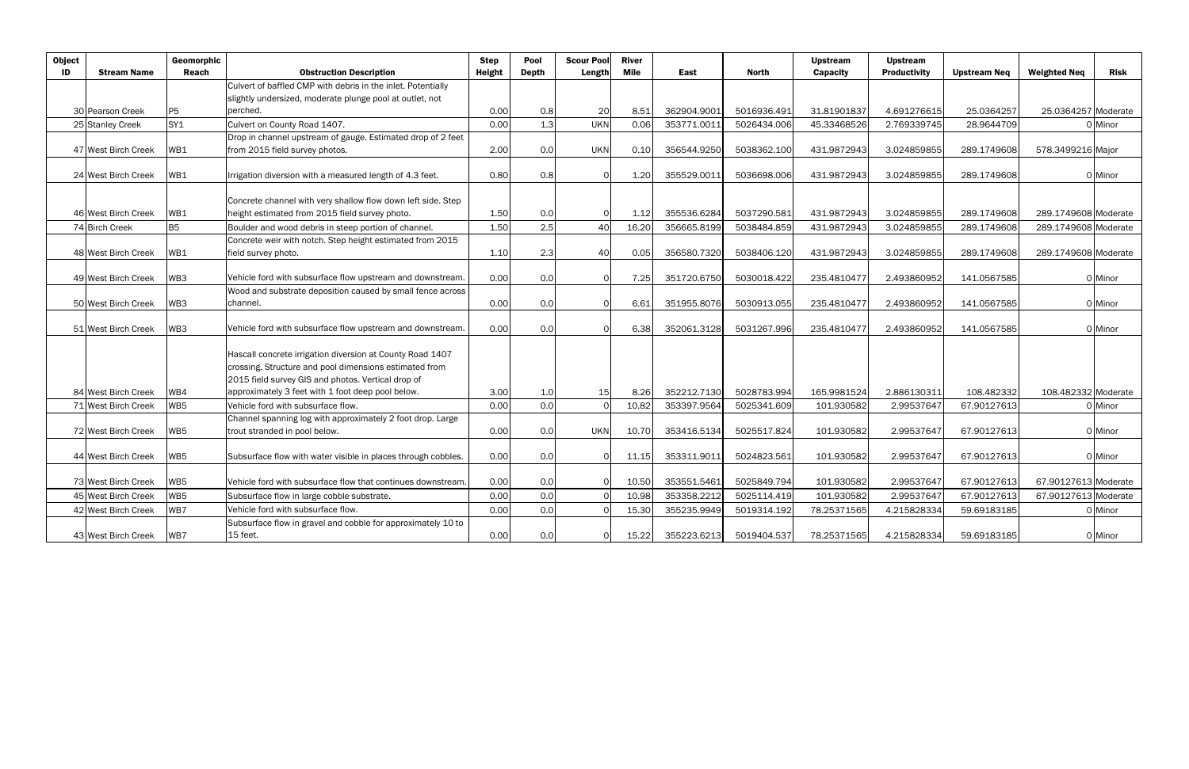| Object ID | Stream Name | Geomorphic Reach | Obstruction Description | Step Height | Pool Depth | Scour Pool Length | River Mile | East | North | Upstream Capacity | Upstream Productivity | Upstream Neq | Weighted Neq | Risk |
|---|---|---|---|---|---|---|---|---|---|---|---|---|---|---|
| 30 | Pearson Creek | P5 | Culvert of baffled CMP with debris in the inlet. Potentially slightly undersized, moderate plunge pool at outlet, not perched. | 0.00 | 0.8 | 20 | 8.51 | 362904.9001 | 5016936.491 | 31.81901837 | 4.691276615 | 25.0364257 | 25.0364257 | Moderate |
| 25 | Stanley Creek | SY1 | Culvert on County Road 1407. | 0.00 | 1.3 | UKN | 0.06 | 353771.0011 | 5026434.006 | 45.33468526 | 2.769339745 | 28.9644709 | 0 | Minor |
| 47 | West Birch Creek | WB1 | Drop in channel upstream of gauge. Estimated drop of 2 feet from 2015 field survey photos. | 2.00 | 0.0 | UKN | 0.10 | 356544.9250 | 5038362.100 | 431.9872943 | 3.024859855 | 289.1749608 | 578.3499216 | Major |
| 24 | West Birch Creek | WB1 | Irrigation diversion with a measured length of 4.3 feet. | 0.80 | 0.8 | 0 | 1.20 | 355529.0011 | 5036698.006 | 431.9872943 | 3.024859855 | 289.1749608 | 0 | Minor |
| 46 | West Birch Creek | WB1 | Concrete channel with very shallow flow down left side. Step height estimated from 2015 field survey photo. | 1.50 | 0.0 | 0 | 1.12 | 355536.6284 | 5037290.581 | 431.9872943 | 3.024859855 | 289.1749608 | 289.1749608 | Moderate |
| 74 | Birch Creek | B5 | Boulder and wood debris in steep portion of channel. | 1.50 | 2.5 | 40 | 16.20 | 356665.8199 | 5038484.859 | 431.9872943 | 3.024859855 | 289.1749608 | 289.1749608 | Moderate |
| 48 | West Birch Creek | WB1 | Concrete weir with notch. Step height estimated from 2015 field survey photo. | 1.10 | 2.3 | 40 | 0.05 | 356580.7320 | 5038406.120 | 431.9872943 | 3.024859855 | 289.1749608 | 289.1749608 | Moderate |
| 49 | West Birch Creek | WB3 | Vehicle ford with subsurface flow upstream and downstream. | 0.00 | 0.0 | 0 | 7.25 | 351720.6750 | 5030018.422 | 235.4810477 | 2.493860952 | 141.0567585 | 0 | Minor |
| 50 | West Birch Creek | WB3 | Wood and substrate deposition caused by small fence across channel. | 0.00 | 0.0 | 0 | 6.61 | 351955.8076 | 5030913.055 | 235.4810477 | 2.493860952 | 141.0567585 | 0 | Minor |
| 51 | West Birch Creek | WB3 | Vehicle ford with subsurface flow upstream and downstream. | 0.00 | 0.0 | 0 | 6.38 | 352061.3128 | 5031267.996 | 235.4810477 | 2.493860952 | 141.0567585 | 0 | Minor |
| 84 | West Birch Creek | WB4 | Hascall concrete irrigation diversion at County Road 1407 crossing. Structure and pool dimensions estimated from 2015 field survey GIS and photos. Vertical drop of approximately 3 feet with 1 foot deep pool below. | 3.00 | 1.0 | 15 | 8.26 | 352212.7130 | 5028783.994 | 165.9981524 | 2.886130311 | 108.482332 | 108.482332 | Moderate |
| 71 | West Birch Creek | WB5 | Vehicle ford with subsurface flow. | 0.00 | 0.0 | 0 | 10.82 | 353397.9564 | 5025341.609 | 101.930582 | 2.99537647 | 67.90127613 | 0 | Minor |
| 72 | West Birch Creek | WB5 | Channel spanning log with approximately 2 foot drop. Large trout stranded in pool below. | 0.00 | 0.0 | UKN | 10.70 | 353416.5134 | 5025517.824 | 101.930582 | 2.99537647 | 67.90127613 | 0 | Minor |
| 44 | West Birch Creek | WB5 | Subsurface flow with water visible in places through cobbles. | 0.00 | 0.0 | 0 | 11.15 | 353311.9011 | 5024823.561 | 101.930582 | 2.99537647 | 67.90127613 | 0 | Minor |
| 73 | West Birch Creek | WB5 | Vehicle ford with subsurface flow that continues downstream. | 0.00 | 0.0 | 0 | 10.50 | 353551.5461 | 5025849.794 | 101.930582 | 2.99537647 | 67.90127613 | 67.90127613 | Moderate |
| 45 | West Birch Creek | WB5 | Subsurface flow in large cobble substrate. | 0.00 | 0.0 | 0 | 10.98 | 353358.2212 | 5025114.419 | 101.930582 | 2.99537647 | 67.90127613 | 67.90127613 | Moderate |
| 42 | West Birch Creek | WB7 | Vehicle ford with subsurface flow. | 0.00 | 0.0 | 0 | 15.30 | 355235.9949 | 5019314.192 | 78.25371565 | 4.215828334 | 59.69183185 | 0 | Minor |
| 43 | West Birch Creek | WB7 | Subsurface flow in gravel and cobble for approximately 10 to 15 feet. | 0.00 | 0.0 | 0 | 15.22 | 355223.6213 | 5019404.537 | 78.25371565 | 4.215828334 | 59.69183185 | 0 | Minor |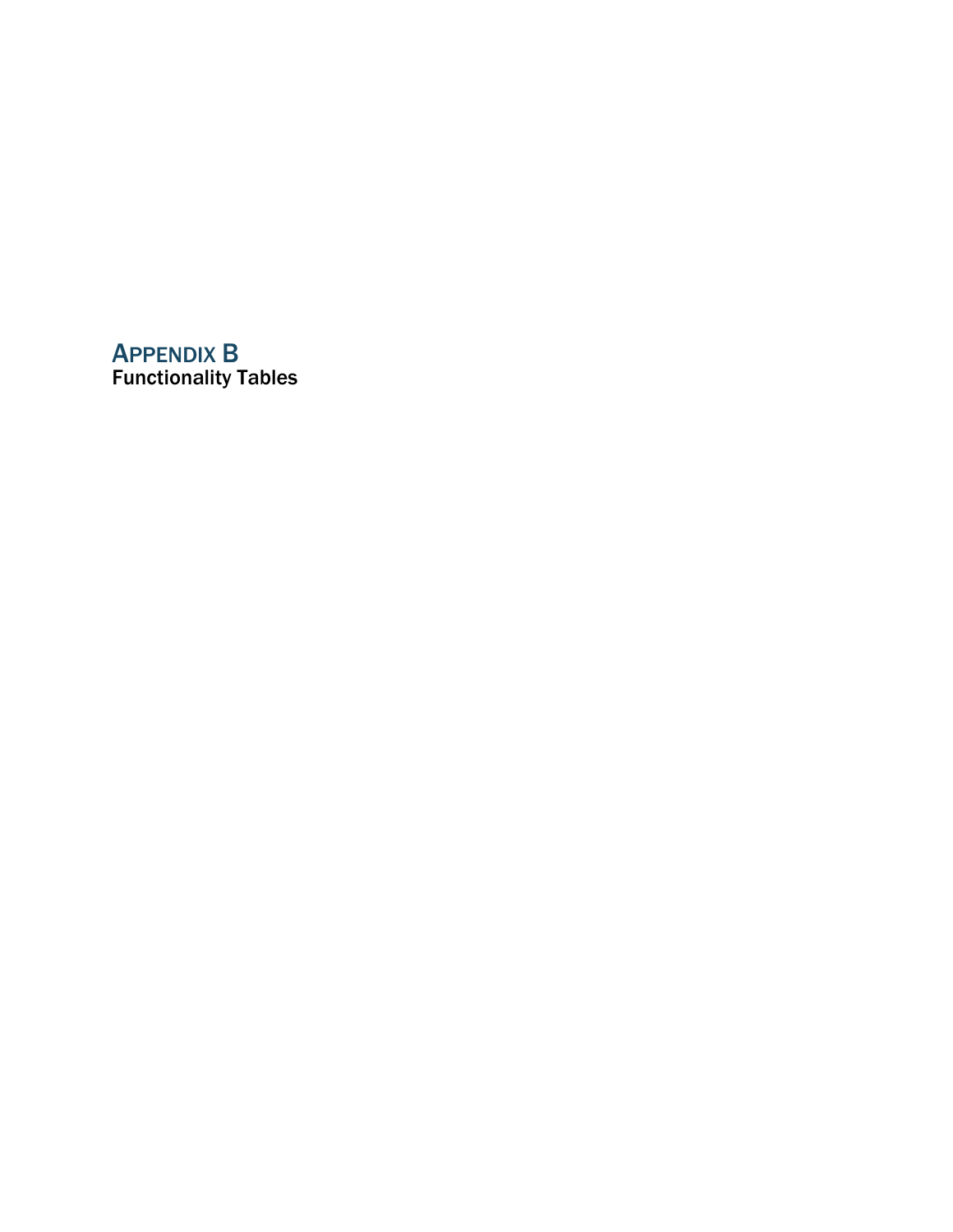# APPENDIX B

**Functionality Tables**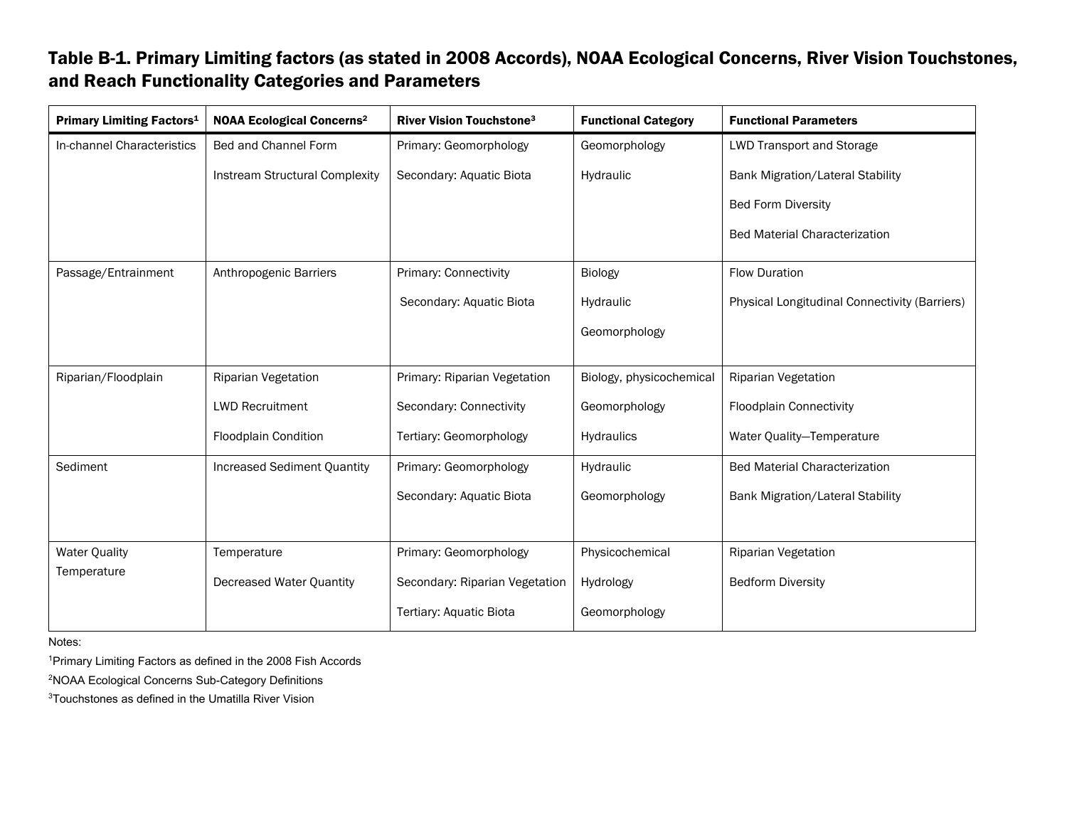## Table B-1. Primary Limiting factors (as stated in 2008 Accords), NOAA Ecological Concerns, River Vision Touchstones, and Reach Functionality Categories and Parameters

| Primary Limiting Factors[1] | NOAA Ecological Concerns[2] | River Vision Touchstone[3] | Functional Category | Functional Parameters |
|---|---|---|---|---|
| In-channel Characteristics | Bed and Channel Form<br>Instream Structural Complexity | Primary: Geomorphology<br>Secondary: Aquatic Biota | Geomorphology<br>Hydraulic | LWD Transport and Storage<br>Bank Migration/Lateral Stability<br>Bed Form Diversity<br>Bed Material Characterization |
| Passage/Entrainment | Anthropogenic Barriers | Primary: Connectivity<br>Secondary: Aquatic Biota | Biology<br>Hydraulic<br>Geomorphology | Flow Duration<br>Physical Longitudinal Connectivity (Barriers) |
| Riparian/Floodplain | Riparian Vegetation<br>LWD Recruitment<br>Floodplain Condition | Primary: Riparian Vegetation<br>Secondary: Connectivity<br>Tertiary: Geomorphology | Biology, physicochemical<br>Geomorphology<br>Hydraulics | Riparian Vegetation<br>Floodplain Connectivity<br>Water Quality—Temperature |
| Sediment | Increased Sediment Quantity | Primary: Geomorphology<br>Secondary: Aquatic Biota | Hydraulic<br>Geomorphology | Bed Material Characterization<br>Bank Migration/Lateral Stability |
| Water Quality<br>Temperature | Temperature<br>Decreased Water Quantity | Primary: Geomorphology<br>Secondary: Riparian Vegetation<br>Tertiary: Aquatic Biota | Physicochemical<br>Hydrology<br>Geomorphology | Riparian Vegetation<br>Bedform Diversity |

Notes:

[1]Primary Limiting Factors as defined in the 2008 Fish Accords

[2]NOAA Ecological Concerns Sub-Category Definitions

[3]Touchstones as defined in the Umatilla River Vision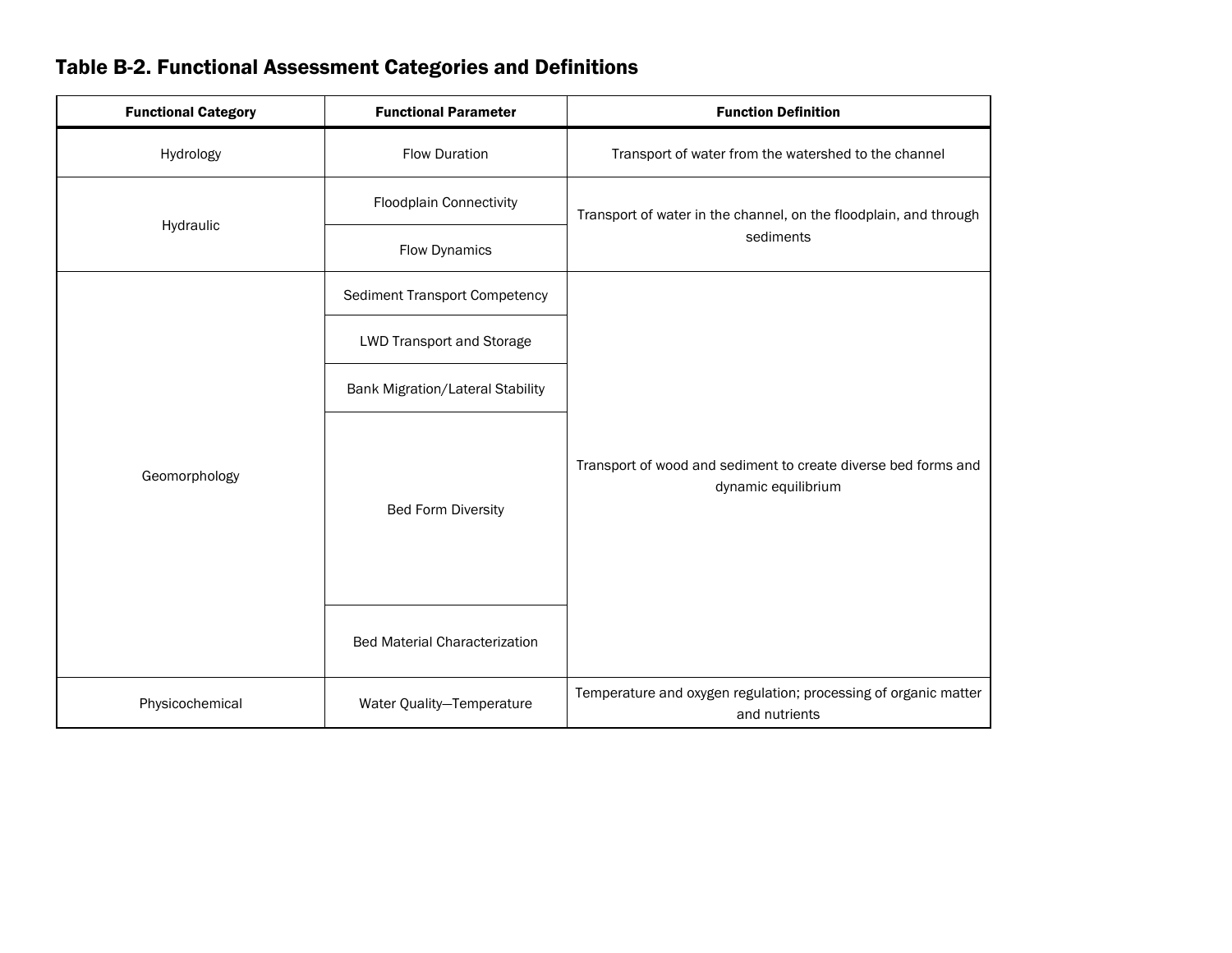### Table B-2. Functional Assessment Categories and Definitions

| Functional Category | Functional Parameter | Function Definition |
|---|---|---|
| Hydrology | Flow Duration | Transport of water from the watershed to the channel |
| Hydraulic | Floodplain Connectivity | Transport of water in the channel, on the floodplain, and through sediments |
| | Flow Dynamics | |
| Geomorphology | Sediment Transport Competency | Transport of wood and sediment to create diverse bed forms and dynamic equilibrium |
| | LWD Transport and Storage | |
| | Bank Migration/Lateral Stability | |
| | Bed Form Diversity | |
| | Bed Material Characterization | |
| Physicochemical | Water Quality—Temperature | Temperature and oxygen regulation; processing of organic matter and nutrients |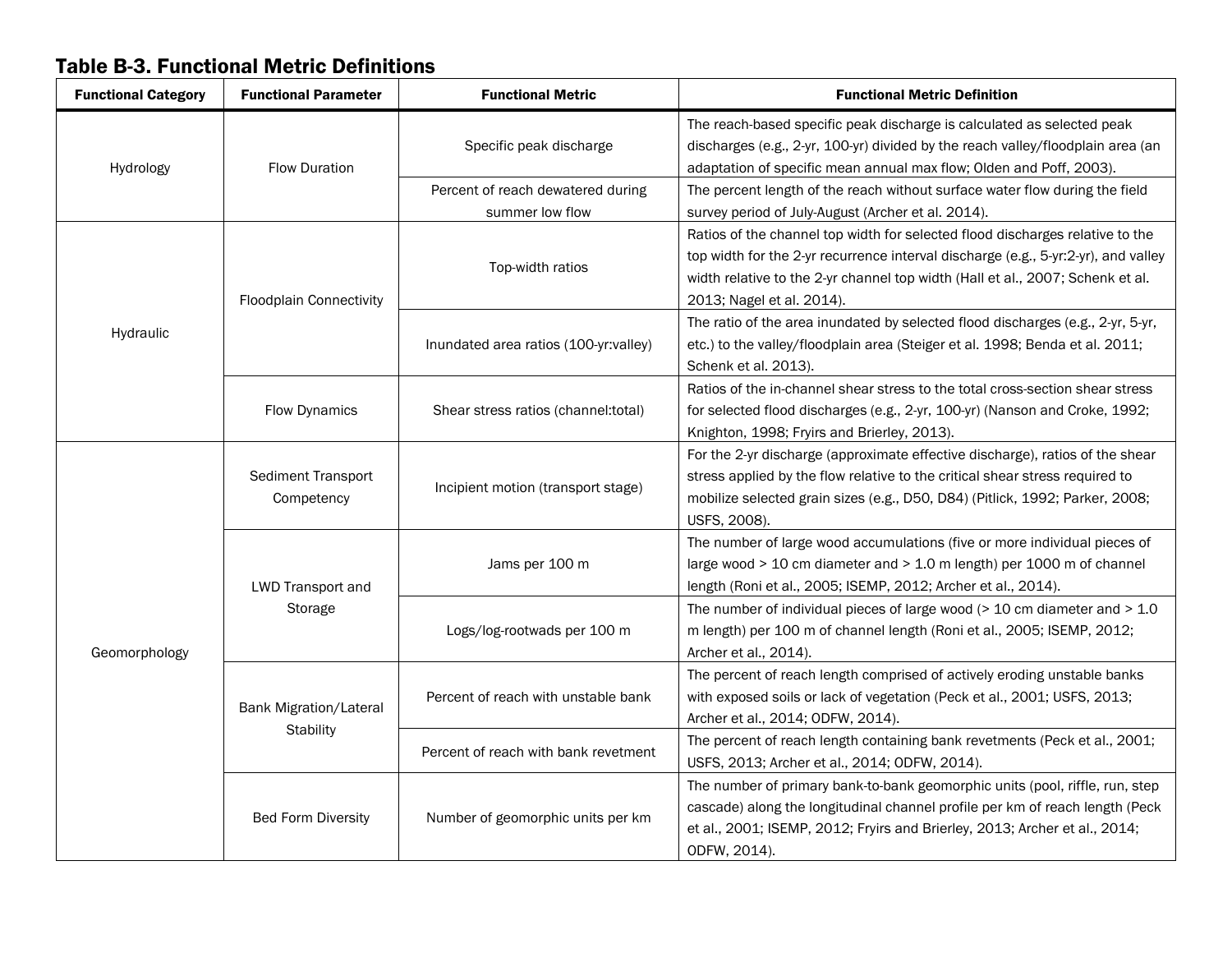## Table B-3. Functional Metric Definitions

| Functional Category | Functional Parameter | Functional Metric | Functional Metric Definition |
|---|---|---|---|
| Hydrology | Flow Duration | Specific peak discharge | The reach-based specific peak discharge is calculated as selected peak discharges (e.g., 2-yr, 100-yr) divided by the reach valley/floodplain area (an adaptation of specific mean annual max flow; Olden and Poff, 2003). |
| | | Percent of reach dewatered during summer low flow | The percent length of the reach without surface water flow during the field survey period of July-August (Archer et al. 2014). |
| Hydraulic | Floodplain Connectivity | Top-width ratios | Ratios of the channel top width for selected flood discharges relative to the top width for the 2-yr recurrence interval discharge (e.g., 5-yr:2-yr), and valley width relative to the 2-yr channel top width (Hall et al., 2007; Schenk et al. 2013; Nagel et al. 2014). |
| | | Inundated area ratios (100-yr:valley) | The ratio of the area inundated by selected flood discharges (e.g., 2-yr, 5-yr, etc.) to the valley/floodplain area (Steiger et al. 1998; Benda et al. 2011; Schenk et al. 2013). |
| | Flow Dynamics | Shear stress ratios (channel:total) | Ratios of the in-channel shear stress to the total cross-section shear stress for selected flood discharges (e.g., 2-yr, 100-yr) (Nanson and Croke, 1992; Knighton, 1998; Fryirs and Brierley, 2013). |
| Geomorphology | Sediment Transport Competency | Incipient motion (transport stage) | For the 2-yr discharge (approximate effective discharge), ratios of the shear stress applied by the flow relative to the critical shear stress required to mobilize selected grain sizes (e.g., D50, D84) (Pitlick, 1992; Parker, 2008; USFS, 2008). |
| | LWD Transport and Storage | Jams per 100 m | The number of large wood accumulations (five or more individual pieces of large wood > 10 cm diameter and > 1.0 m length) per 1000 m of channel length (Roni et al., 2005; ISEMP, 2012; Archer et al., 2014). |
| | | Logs/log-rootwads per 100 m | The number of individual pieces of large wood (> 10 cm diameter and > 1.0 m length) per 100 m of channel length (Roni et al., 2005; ISEMP, 2012; Archer et al., 2014). |
| | Bank Migration/Lateral Stability | Percent of reach with unstable bank | The percent of reach length comprised of actively eroding unstable banks with exposed soils or lack of vegetation (Peck et al., 2001; USFS, 2013; Archer et al., 2014; ODFW, 2014). |
| | | Percent of reach with bank revetment | The percent of reach length containing bank revetments (Peck et al., 2001; USFS, 2013; Archer et al., 2014; ODFW, 2014). |
| | Bed Form Diversity | Number of geomorphic units per km | The number of primary bank-to-bank geomorphic units (pool, riffle, run, step cascade) along the longitudinal channel profile per km of reach length (Peck et al., 2001; ISEMP, 2012; Fryirs and Brierley, 2013; Archer et al., 2014; ODFW, 2014). |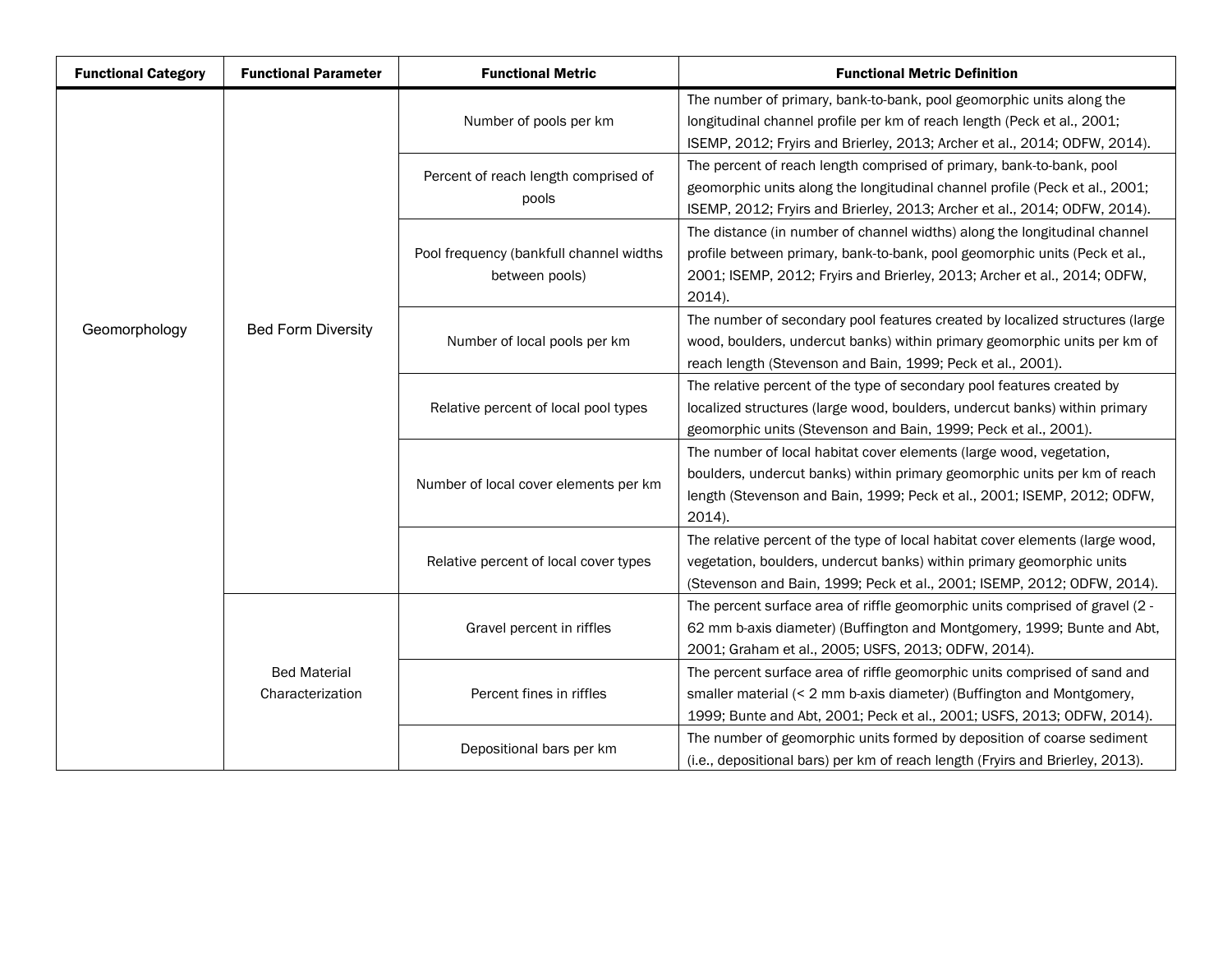| Functional Category | Functional Parameter | Functional Metric | Functional Metric Definition |
|---|---|---|---|
| Geomorphology | Bed Form Diversity | Number of pools per km | The number of primary, bank-to-bank, pool geomorphic units along the longitudinal channel profile per km of reach length (Peck et al., 2001; ISEMP, 2012; Fryirs and Brierley, 2013; Archer et al., 2014; ODFW, 2014). |
| | | Percent of reach length comprised of pools | The percent of reach length comprised of primary, bank-to-bank, pool geomorphic units along the longitudinal channel profile (Peck et al., 2001; ISEMP, 2012; Fryirs and Brierley, 2013; Archer et al., 2014; ODFW, 2014). |
| | | Pool frequency (bankfull channel widths between pools) | The distance (in number of channel widths) along the longitudinal channel profile between primary, bank-to-bank, pool geomorphic units (Peck et al., 2001; ISEMP, 2012; Fryirs and Brierley, 2013; Archer et al., 2014; ODFW, 2014). |
| | | Number of local pools per km | The number of secondary pool features created by localized structures (large wood, boulders, undercut banks) within primary geomorphic units per km of reach length (Stevenson and Bain, 1999; Peck et al., 2001). |
| | | Relative percent of local pool types | The relative percent of the type of secondary pool features created by localized structures (large wood, boulders, undercut banks) within primary geomorphic units (Stevenson and Bain, 1999; Peck et al., 2001). |
| | | Number of local cover elements per km | The number of local habitat cover elements (large wood, vegetation, boulders, undercut banks) within primary geomorphic units per km of reach length (Stevenson and Bain, 1999; Peck et al., 2001; ISEMP, 2012; ODFW, 2014). |
| | | Relative percent of local cover types | The relative percent of the type of local habitat cover elements (large wood, vegetation, boulders, undercut banks) within primary geomorphic units (Stevenson and Bain, 1999; Peck et al., 2001; ISEMP, 2012; ODFW, 2014). |
| | Bed Material Characterization | Gravel percent in riffles | The percent surface area of riffle geomorphic units comprised of gravel (2 - 62 mm b-axis diameter) (Buffington and Montgomery, 1999; Bunte and Abt, 2001; Graham et al., 2005; USFS, 2013; ODFW, 2014). |
| | | Percent fines in riffles | The percent surface area of riffle geomorphic units comprised of sand and smaller material (< 2 mm b-axis diameter) (Buffington and Montgomery, 1999; Bunte and Abt, 2001; Peck et al., 2001; USFS, 2013; ODFW, 2014). |
| | | Depositional bars per km | The number of geomorphic units formed by deposition of coarse sediment (i.e., depositional bars) per km of reach length (Fryirs and Brierley, 2013). |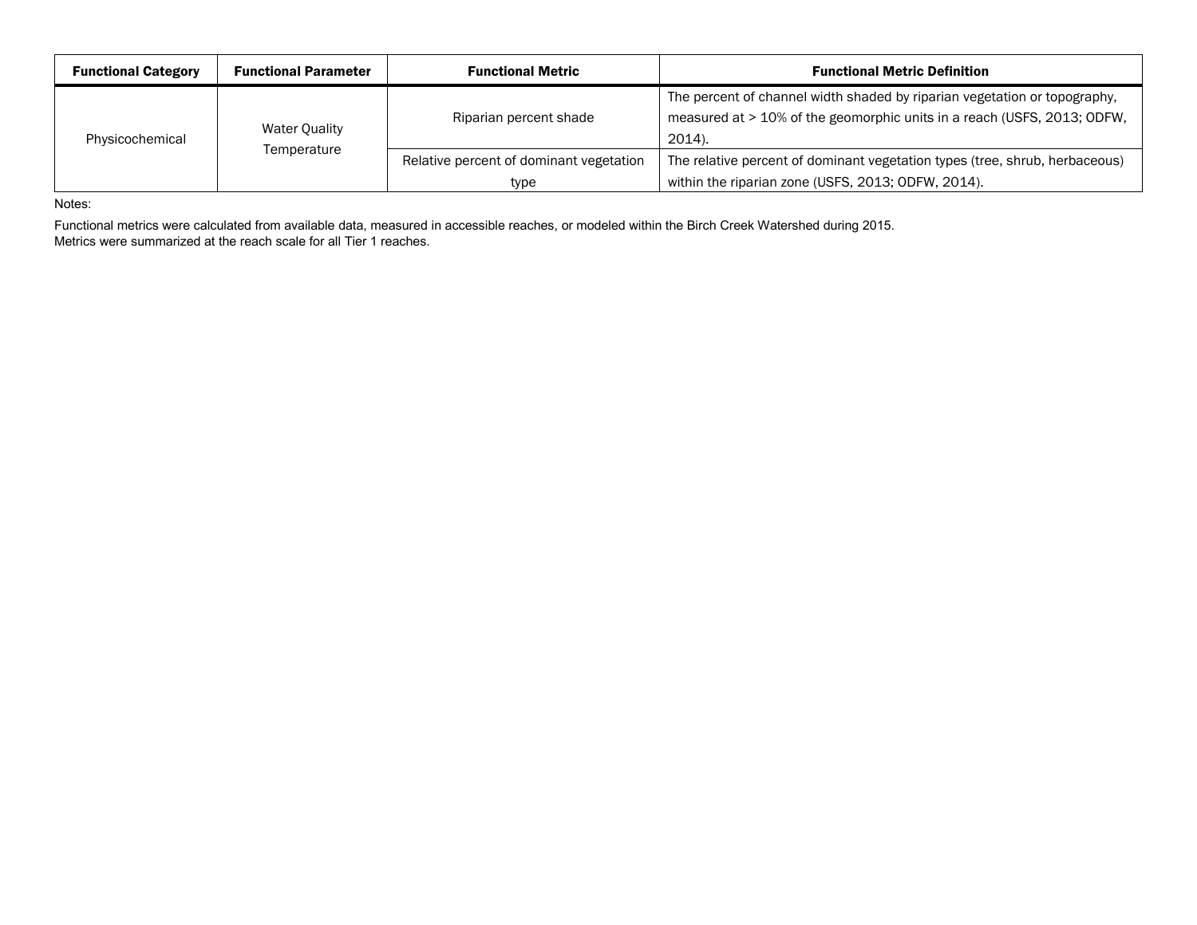| Functional Category | Functional Parameter | Functional Metric | Functional Metric Definition |
|---|---|---|---|
| Physicochemical | Water Quality Temperature | Riparian percent shade | The percent of channel width shaded by riparian vegetation or topography, measured at > 10% of the geomorphic units in a reach (USFS, 2013; ODFW, 2014). |
| | | Relative percent of dominant vegetation type | The relative percent of dominant vegetation types (tree, shrub, herbaceous) within the riparian zone (USFS, 2013; ODFW, 2014). |

Notes:

Functional metrics were calculated from available data, measured in accessible reaches, or modeled within the Birch Creek Watershed during 2015.
Metrics were summarized at the reach scale for all Tier 1 reaches.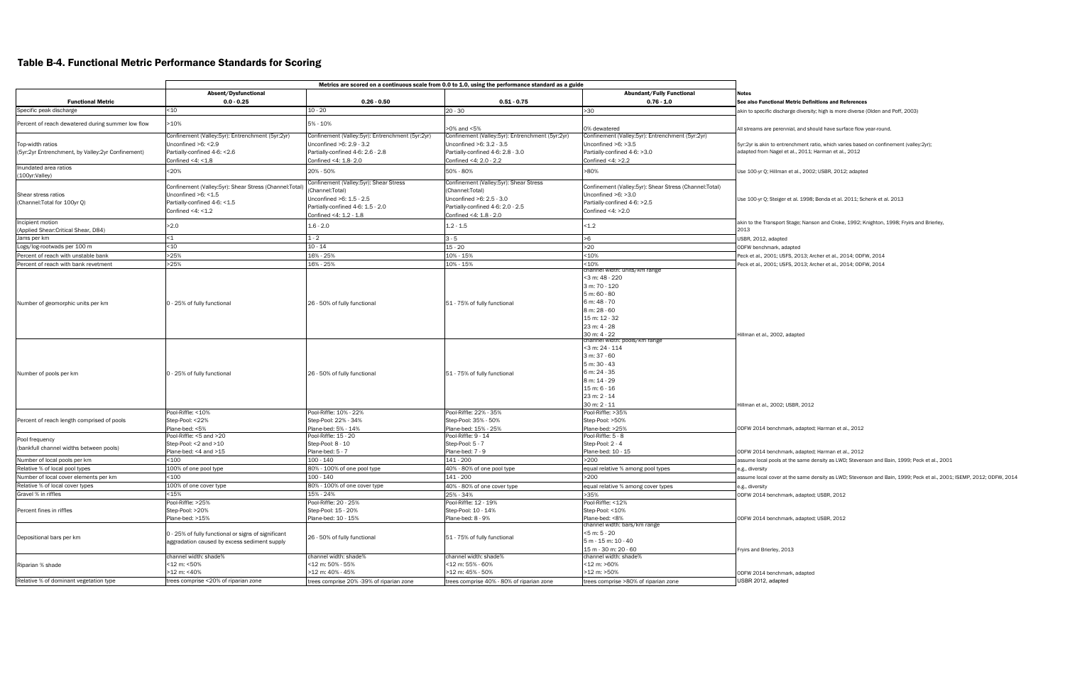## Table B-4. Functional Metric Performance Standards for Scoring

| | Metrics are scored on a continuous scale from 0.0 to 1.0, using the performance standard as a guide | | | | |
|---|---|---|---|---|---|
| **Functional Metric** | **Absent/Dysfunctional 0.0 - 0.25** | **0.26 - 0.50** | **0.51 - 0.75** | **Abundant/Fully Functional 0.76 - 1.0** | **Notes** See also Functional Metric Definitions and References |
| Specific peak discharge | <10 | 10 - 20 | 20 - 30 | >30 | akin to specific discharge diversity; high is more diverse (Olden and Poff, 2003) |
| Percent of reach dewatered during summer low flow | >10% | 5% - 10% | >0% and <5% | 0% dewatered | All streams are perennial, and should have surface flow year-round. |
| Top-width ratios (5yr:2yr Entrenchment, by Valley:2yr Confinement) | Confinement (Valley:5yr): Entrenchment (5yr:2yr) Unconfined >6: <2.9 Partially-confined 4-6: <2.6 Confined <4: <1.8 | Confinement (Valley:5yr): Entrenchment (5yr:2yr) Unconfined >6: 2.9 - 3.2 Partially-confined 4-6: 2.6 - 2.8 Confined <4: 1.8- 2.0 | Confinement (Valley:5yr): Entrenchment (5yr:2yr) Unconfined >6: 3.2 - 3.5 Partially-confined 4-6: 2.8 - 3.0 Confined <4: 2.0 - 2.2 | Confinement (Valley:5yr): Entrenchment (5yr:2yr) Unconfined >6: >3.5 Partially-confined 4-6: >3.0 Confined <4: >2.2 | 5yr:2yr is akin to entrenchment ratio, which varies based on confinement (valley:2yr); adapted from Nagel et al., 2011; Harman et al., 2012 |
| Inundated area ratios (100yr:Valley) | <20% | 20% - 50% | 50% - 80% | >80% | Use 100-yr Q; Hillman et al., 2002; USBR, 2012; adapted |
| Shear stress ratios (Channel:Total for 100yr Q) | Confinement (Valley:5yr): Shear Stress (Channel:Total) Unconfined >6: <1.5 Partially-confined 4-6: <1.5 Confined <4: <1.2 | Confinement (Valley:5yr): Shear Stress (Channel:Total) Unconfined >6: 1.5 - 2.5 Partially-confined 4-6: 1.5 - 2.0 Confined <4: 1.2 - 1.8 | Confinement (Valley:5yr): Shear Stress (Channel:Total) Unconfined >6: 2.5 - 3.0 Partially-confined 4-6: 2.0 - 2.5 Confined <4: 1.8 - 2.0 | Confinement (Valley:5yr): Shear Stress (Channel:Total) Unconfined >6: >3.0 Partially-confined 4-6: >2.5 Confined <4: >2.0 | Use 100-yr Q; Steiger et al. 1998; Benda et al. 2011; Schenk et al. 2013 |
| Incipient motion (Applied Shear:Critical Shear, D84) | >2.0 | 1.6 - 2.0 | 1.2 - 1.5 | <1.2 | akin to the Transport Stage; Nanson and Croke, 1992; Knighton, 1998; Fryirs and Brierley, 2013 |
| Jams per km | <1 | 1 - 2 | 3 - 5 | >6 | USBR, 2012, adapted |
| Logs/log-rootwads per 100 m | <10 | 10 - 14 | 15 - 20 | >20 | ODFW benchmark, adapted |
| Percent of reach with unstable bank | >25% | 16% - 25% | 10% - 15% | <10% | Peck et al., 2001; USFS, 2013; Archer et al., 2014; ODFW, 2014 |
| Percent of reach with bank revetment | >25% | 16% - 25% | 10% - 15% | <10% | Peck et al., 2001; USFS, 2013; Archer et al., 2014; ODFW, 2014 |
| Number of geomorphic units per km | 0 - 25% of fully functional | 26 - 50% of fully functional | 51 - 75% of fully functional | channel width: units/km range <3 m: 48 - 220 3 m: 70 - 120 5 m: 60 - 80 6 m: 48 - 70 8 m: 28 - 60 15 m: 12 - 32 23 m: 4 - 28 30 m: 4 - 22 | Hillman et al., 2002, adapted |
| Number of pools per km | 0 - 25% of fully functional | 26 - 50% of fully functional | 51 - 75% of fully functional | channel width: pools/km range <3 m: 24 - 114 3 m: 37 - 60 5 m: 30 - 43 6 m: 24 - 35 8 m: 14 - 29 15 m: 6 - 16 23 m: 2 - 14 30 m: 2 - 11 | Hillman et al., 2002; USBR, 2012 |
| Percent of reach length comprised of pools | Pool-Riffle: <10% Step-Pool: <22% Plane-bed: <5% | Pool-Riffle: 10% - 22% Step-Pool: 22% - 34% Plane-bed: 5% - 14% | Pool-Riffle: 22% - 35% Step-Pool: 35% - 50% Plane-bed: 15% - 25% | Pool-Riffle: >35% Step-Pool: >50% Plane-bed: >25% | ODFW 2014 benchmark, adapted; Harman et al., 2012 |
| Pool frequency (bankfull channel widths between pools) | Pool-Riffle: <5 and >20 Step-Pool: <2 and >10 Plane-bed: <4 and >15 | Pool-Riffle: 15 - 20 Step-Pool: 8 - 10 Plane-bed: 5 - 7 | Pool-Riffle: 9 - 14 Step-Pool: 5 - 7 Plane-bed: 7 - 9 | Pool-Riffle: 5 - 8 Step-Pool: 2 - 4 Plane-bed: 10 - 15 | ODFW 2014 benchmark, adapted; Harman et al., 2012 |
| Number of local pools per km | <100 | 100 - 140 | 141 - 200 | >200 | assume local pools at the same density as LWD; Stevenson and Bain, 1999; Peck et al., 2001 |
| Relative % of local pool types | 100% of one pool type | 80% - 100% of one pool type | 40% - 80% of one pool type | equal relative % among pool types | e.g., diversity |
| Number of local cover elements per km | <100 | 100 - 140 | 141 - 200 | >200 | assume local cover at the same density as LWD; Stevenson and Bain, 1999; Peck et al., 2001; ISEMP, 2012; ODFW, 2014 |
| Relative % of local cover types | 100% of one cover type | 80% - 100% of one cover type | 40% - 80% of one cover type | equal relative % among cover types | e.g., diversity |
| Gravel % in riffles | <15% | 15% - 24% | 25% - 34% | >35% | ODFW 2014 benchmark, adapted; USBR, 2012 |
| Percent fines in riffles | Pool-Riffle: >25% Step-Pool: >20% Plane-bed: >15% | Pool-Riffle: 20 - 25% Step-Pool: 15 - 20% Plane-bed: 10 - 15% | Pool-Riffle: 12 - 19% Step-Pool: 10 - 14% Plane-bed: 8 - 9% | Pool-Riffle: <12% Step-Pool: <10% Plane-bed: <8% | ODFW 2014 benchmark, adapted; USBR, 2012 |
| Depositional bars per km | 0 - 25% of fully functional or signs of significant aggradation caused by excess sediment supply | 26 - 50% of fully functional | 51 - 75% of fully functional | channel width: bars/km range <5 m: 5 - 20 5 m - 15 m: 10 - 40 15 m - 30 m: 20 - 60 | Fryirs and Brierley, 2013 |
| Riparian % shade | channel width: shade% <12 m: <50% >12 m: <40% | channel width: shade% <12 m: 50% - 55% >12 m: 40% - 45% | channel width: shade% <12 m: 55% - 60% >12 m: 45% - 50% | channel width: shade% <12 m: >60% >12 m: >50% | ODFW 2014 benchmark, adapted |
| Relative % of dominant vegetation type | trees comprise <20% of riparian zone | trees comprise 20% -39% of riparian zone | trees comprise 40% - 80% of riparian zone | trees comprise >80% of riparian zone | USBR 2012, adapted |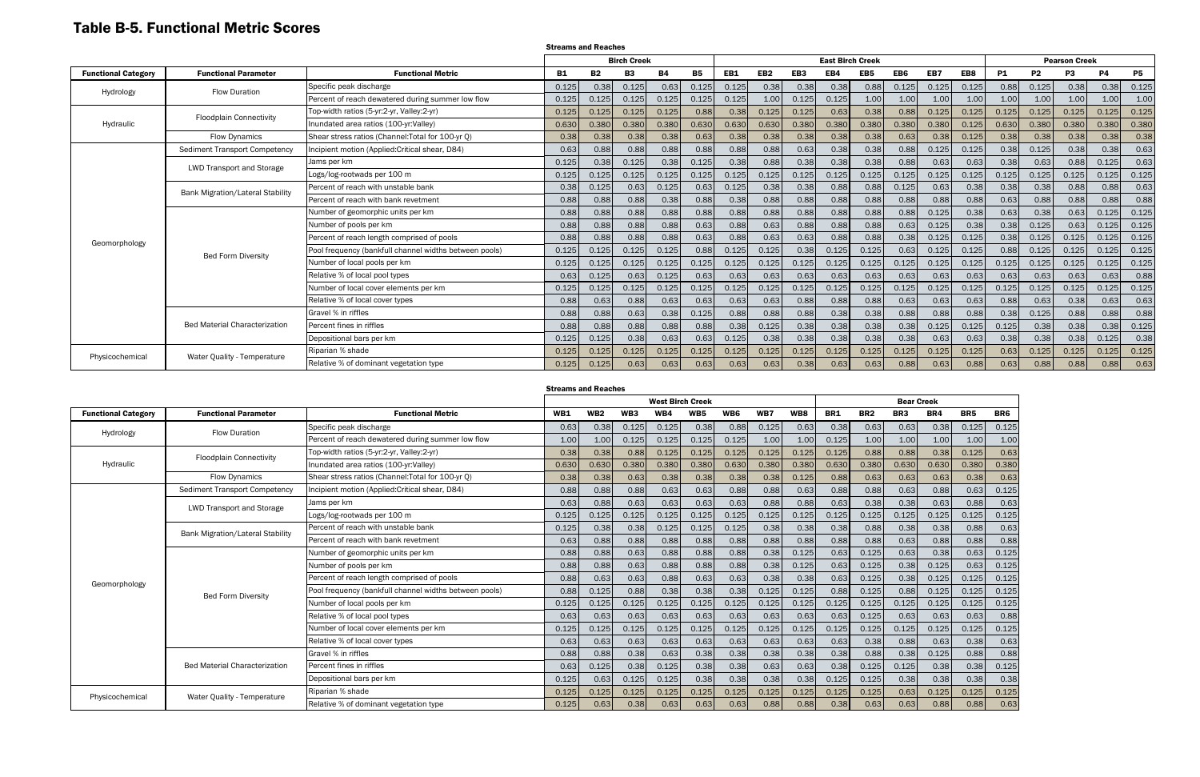# Table B-5. Functional Metric Scores

| | | | Streams and Reaches | | | | | | | | | | | | | | | | | |
|---|---|---|---|---|---|---|---|---|---|---|---|---|---|---|---|---|---|---|---|---|
| | | | Birch Creek | | | | | East Birch Creek | | | | | | | | Pearson Creek | | | | |
| **Functional Category** | **Functional Parameter** | **Functional Metric** | **B1** | **B2** | **B3** | **B4** | **B5** | **EB1** | **EB2** | **EB3** | **EB4** | **EB5** | **EB6** | **EB7** | **EB8** | **P1** | **P2** | **P3** | **P4** | **P5** |
| Hydrology | Flow Duration | Specific peak discharge | 0.125 | 0.38 | 0.125 | 0.63 | 0.125 | 0.125 | 0.38 | 0.38 | 0.38 | 0.88 | 0.125 | 0.125 | 0.125 | 0.88 | 0.125 | 0.38 | 0.38 | 0.125 |
| | | Percent of reach dewatered during summer low flow | 0.125 | 0.125 | 0.125 | 0.125 | 0.125 | 0.125 | 1.00 | 0.125 | 0.125 | 1.00 | 1.00 | 1.00 | 1.00 | 1.00 | 1.00 | 1.00 | 1.00 | 1.00 |
| Hydraulic | Floodplain Connectivity | Top-width ratios (5-yr:2-yr, Valley:2-yr) | 0.125 | 0.125 | 0.125 | 0.125 | 0.88 | 0.38 | 0.125 | 0.125 | 0.63 | 0.38 | 0.88 | 0.125 | 0.125 | 0.125 | 0.125 | 0.125 | 0.125 | 0.125 |
| | | Inundated area ratios (100-yr:Valley) | 0.630 | 0.380 | 0.380 | 0.380 | 0.630 | 0.630 | 0.630 | 0.380 | 0.380 | 0.380 | 0.380 | 0.380 | 0.125 | 0.630 | 0.380 | 0.380 | 0.380 | 0.380 |
| | Flow Dynamics | Shear stress ratios (Channel:Total for 100-yr Q) | 0.38 | 0.38 | 0.38 | 0.38 | 0.63 | 0.38 | 0.38 | 0.38 | 0.38 | 0.38 | 0.63 | 0.38 | 0.125 | 0.38 | 0.38 | 0.38 | 0.38 | 0.38 |
| Geomorphology | Sediment Transport Competency | Incipient motion (Applied:Critical shear, D84) | 0.63 | 0.88 | 0.88 | 0.88 | 0.88 | 0.88 | 0.88 | 0.63 | 0.38 | 0.38 | 0.88 | 0.125 | 0.125 | 0.38 | 0.125 | 0.38 | 0.38 | 0.63 |
| | LWD Transport and Storage | Jams per km | 0.125 | 0.38 | 0.125 | 0.38 | 0.125 | 0.38 | 0.88 | 0.38 | 0.38 | 0.38 | 0.88 | 0.63 | 0.63 | 0.38 | 0.63 | 0.88 | 0.125 | 0.63 |
| | | Logs/log-rootwads per 100 m | 0.125 | 0.125 | 0.125 | 0.125 | 0.125 | 0.125 | 0.125 | 0.125 | 0.125 | 0.125 | 0.125 | 0.125 | 0.125 | 0.125 | 0.125 | 0.125 | 0.125 | 0.125 |
| | Bank Migration/Lateral Stability | Percent of reach with unstable bank | 0.38 | 0.125 | 0.63 | 0.125 | 0.63 | 0.125 | 0.38 | 0.38 | 0.88 | 0.88 | 0.125 | 0.63 | 0.38 | 0.38 | 0.38 | 0.88 | 0.88 | 0.63 |
| | | Percent of reach with bank revetment | 0.88 | 0.88 | 0.88 | 0.38 | 0.88 | 0.38 | 0.88 | 0.88 | 0.88 | 0.88 | 0.88 | 0.88 | 0.88 | 0.63 | 0.88 | 0.88 | 0.88 | 0.88 |
| | Bed Form Diversity | Number of geomorphic units per km | 0.88 | 0.88 | 0.88 | 0.88 | 0.88 | 0.88 | 0.88 | 0.88 | 0.88 | 0.88 | 0.88 | 0.125 | 0.38 | 0.63 | 0.38 | 0.63 | 0.125 | 0.125 |
| | | Number of pools per km | 0.88 | 0.88 | 0.88 | 0.88 | 0.63 | 0.88 | 0.63 | 0.88 | 0.88 | 0.88 | 0.63 | 0.125 | 0.38 | 0.38 | 0.125 | 0.63 | 0.125 | 0.125 |
| | | Percent of reach length comprised of pools | 0.88 | 0.88 | 0.88 | 0.88 | 0.63 | 0.88 | 0.63 | 0.63 | 0.88 | 0.88 | 0.38 | 0.125 | 0.125 | 0.38 | 0.125 | 0.125 | 0.125 | 0.125 |
| | | Pool frequency (bankfull channel widths between pools) | 0.125 | 0.125 | 0.125 | 0.125 | 0.88 | 0.125 | 0.125 | 0.38 | 0.125 | 0.125 | 0.63 | 0.125 | 0.125 | 0.88 | 0.125 | 0.125 | 0.125 | 0.125 |
| | | Number of local pools per km | 0.125 | 0.125 | 0.125 | 0.125 | 0.125 | 0.125 | 0.125 | 0.125 | 0.125 | 0.125 | 0.125 | 0.125 | 0.125 | 0.125 | 0.125 | 0.125 | 0.125 | 0.125 |
| | | Relative % of local pool types | 0.63 | 0.125 | 0.63 | 0.125 | 0.63 | 0.63 | 0.63 | 0.63 | 0.63 | 0.63 | 0.63 | 0.63 | 0.63 | 0.63 | 0.63 | 0.63 | 0.63 | 0.88 |
| | | Number of local cover elements per km | 0.125 | 0.125 | 0.125 | 0.125 | 0.125 | 0.125 | 0.125 | 0.125 | 0.125 | 0.125 | 0.125 | 0.125 | 0.125 | 0.125 | 0.125 | 0.125 | 0.125 | 0.125 |
| | | Relative % of local cover types | 0.88 | 0.63 | 0.88 | 0.63 | 0.63 | 0.63 | 0.63 | 0.88 | 0.88 | 0.88 | 0.63 | 0.63 | 0.63 | 0.88 | 0.63 | 0.38 | 0.63 | 0.63 |
| | Bed Material Characterization | Gravel % in riffles | 0.88 | 0.88 | 0.63 | 0.38 | 0.125 | 0.88 | 0.88 | 0.88 | 0.38 | 0.38 | 0.88 | 0.88 | 0.88 | 0.38 | 0.125 | 0.88 | 0.88 | 0.88 |
| | | Percent fines in riffles | 0.88 | 0.88 | 0.88 | 0.88 | 0.88 | 0.38 | 0.125 | 0.38 | 0.38 | 0.38 | 0.38 | 0.125 | 0.125 | 0.125 | 0.38 | 0.38 | 0.38 | 0.125 |
| | | Depositional bars per km | 0.125 | 0.125 | 0.38 | 0.63 | 0.63 | 0.125 | 0.38 | 0.38 | 0.38 | 0.38 | 0.38 | 0.63 | 0.63 | 0.38 | 0.38 | 0.38 | 0.125 | 0.38 |
| Physicochemical | Water Quality - Temperature | Riparian % shade | 0.125 | 0.125 | 0.125 | 0.125 | 0.125 | 0.125 | 0.125 | 0.125 | 0.125 | 0.125 | 0.125 | 0.125 | 0.125 | 0.63 | 0.125 | 0.125 | 0.125 | 0.125 |
| | | Relative % of dominant vegetation type | 0.125 | 0.125 | 0.63 | 0.63 | 0.63 | 0.63 | 0.63 | 0.38 | 0.63 | 0.63 | 0.88 | 0.63 | 0.88 | 0.63 | 0.88 | 0.88 | 0.88 | 0.63 |

| | | | Streams and Reaches | | | | | | | | | | | | | |
|---|---|---|---|---|---|---|---|---|---|---|---|---|---|---|---|---|
| | | | West Birch Creek | | | | | | | | Bear Creek | | | | | |
| **Functional Category** | **Functional Parameter** | **Functional Metric** | **WB1** | **WB2** | **WB3** | **WB4** | **WB5** | **WB6** | **WB7** | **WB8** | **BR1** | **BR2** | **BR3** | **BR4** | **BR5** | **BR6** |
| Hydrology | Flow Duration | Specific peak discharge | 0.63 | 0.38 | 0.125 | 0.125 | 0.38 | 0.88 | 0.125 | 0.63 | 0.38 | 0.63 | 0.63 | 0.38 | 0.125 | 0.125 |
| | | Percent of reach dewatered during summer low flow | 1.00 | 1.00 | 0.125 | 0.125 | 0.125 | 0.125 | 1.00 | 1.00 | 0.125 | 1.00 | 1.00 | 1.00 | 1.00 | 1.00 |
| Hydraulic | Floodplain Connectivity | Top-width ratios (5-yr:2-yr, Valley:2-yr) | 0.38 | 0.38 | 0.88 | 0.125 | 0.125 | 0.125 | 0.125 | 0.125 | 0.125 | 0.88 | 0.88 | 0.38 | 0.125 | 0.63 |
| | | Inundated area ratios (100-yr:Valley) | 0.630 | 0.630 | 0.380 | 0.380 | 0.380 | 0.630 | 0.380 | 0.380 | 0.630 | 0.380 | 0.630 | 0.630 | 0.380 | 0.380 |
| | Flow Dynamics | Shear stress ratios (Channel:Total for 100-yr Q) | 0.38 | 0.38 | 0.63 | 0.38 | 0.38 | 0.38 | 0.38 | 0.125 | 0.88 | 0.63 | 0.63 | 0.63 | 0.38 | 0.63 |
| Geomorphology | Sediment Transport Competency | Incipient motion (Applied:Critical shear, D84) | 0.88 | 0.88 | 0.88 | 0.63 | 0.63 | 0.88 | 0.88 | 0.63 | 0.88 | 0.88 | 0.63 | 0.88 | 0.63 | 0.125 |
| | LWD Transport and Storage | Jams per km | 0.63 | 0.88 | 0.63 | 0.63 | 0.63 | 0.63 | 0.88 | 0.88 | 0.63 | 0.38 | 0.38 | 0.63 | 0.88 | 0.63 |
| | | Logs/log-rootwads per 100 m | 0.125 | 0.125 | 0.125 | 0.125 | 0.125 | 0.125 | 0.125 | 0.125 | 0.125 | 0.125 | 0.125 | 0.125 | 0.125 | 0.125 |
| | Bank Migration/Lateral Stability | Percent of reach with unstable bank | 0.125 | 0.38 | 0.38 | 0.125 | 0.125 | 0.125 | 0.38 | 0.38 | 0.38 | 0.88 | 0.38 | 0.38 | 0.88 | 0.63 |
| | | Percent of reach with bank revetment | 0.63 | 0.88 | 0.88 | 0.88 | 0.88 | 0.88 | 0.88 | 0.88 | 0.88 | 0.88 | 0.63 | 0.88 | 0.88 | 0.88 |
| | Bed Form Diversity | Number of geomorphic units per km | 0.88 | 0.88 | 0.63 | 0.88 | 0.88 | 0.88 | 0.38 | 0.125 | 0.63 | 0.125 | 0.63 | 0.38 | 0.63 | 0.125 |
| | | Number of pools per km | 0.88 | 0.88 | 0.63 | 0.88 | 0.88 | 0.88 | 0.38 | 0.125 | 0.63 | 0.125 | 0.38 | 0.125 | 0.63 | 0.125 |
| | | Percent of reach length comprised of pools | 0.88 | 0.63 | 0.63 | 0.88 | 0.63 | 0.63 | 0.38 | 0.38 | 0.63 | 0.125 | 0.38 | 0.125 | 0.125 | 0.125 |
| | | Pool frequency (bankfull channel widths between pools) | 0.88 | 0.125 | 0.88 | 0.38 | 0.38 | 0.38 | 0.125 | 0.125 | 0.88 | 0.125 | 0.88 | 0.125 | 0.125 | 0.125 |
| | | Number of local pools per km | 0.125 | 0.125 | 0.125 | 0.125 | 0.125 | 0.125 | 0.125 | 0.125 | 0.125 | 0.125 | 0.125 | 0.125 | 0.125 | 0.125 |
| | | Relative % of local pool types | 0.63 | 0.63 | 0.63 | 0.63 | 0.63 | 0.63 | 0.63 | 0.63 | 0.63 | 0.125 | 0.63 | 0.63 | 0.63 | 0.88 |
| | | Number of local cover elements per km | 0.125 | 0.125 | 0.125 | 0.125 | 0.125 | 0.125 | 0.125 | 0.125 | 0.125 | 0.125 | 0.125 | 0.125 | 0.125 | 0.125 |
| | | Relative % of local cover types | 0.63 | 0.63 | 0.63 | 0.63 | 0.63 | 0.63 | 0.63 | 0.63 | 0.63 | 0.38 | 0.88 | 0.63 | 0.38 | 0.63 |
| | Bed Material Characterization | Gravel % in riffles | 0.88 | 0.88 | 0.38 | 0.63 | 0.38 | 0.38 | 0.38 | 0.38 | 0.38 | 0.88 | 0.38 | 0.125 | 0.88 | 0.88 |
| | | Percent fines in riffles | 0.63 | 0.125 | 0.38 | 0.125 | 0.38 | 0.38 | 0.63 | 0.63 | 0.38 | 0.125 | 0.125 | 0.38 | 0.38 | 0.125 |
| | | Depositional bars per km | 0.125 | 0.63 | 0.125 | 0.125 | 0.38 | 0.38 | 0.38 | 0.38 | 0.125 | 0.125 | 0.38 | 0.38 | 0.38 | 0.38 |
| Physicochemical | Water Quality - Temperature | Riparian % shade | 0.125 | 0.125 | 0.125 | 0.125 | 0.125 | 0.125 | 0.125 | 0.125 | 0.125 | 0.125 | 0.63 | 0.125 | 0.125 | 0.125 |
| | | Relative % of dominant vegetation type | 0.125 | 0.63 | 0.38 | 0.63 | 0.63 | 0.63 | 0.88 | 0.88 | 0.38 | 0.63 | 0.63 | 0.88 | 0.88 | 0.63 |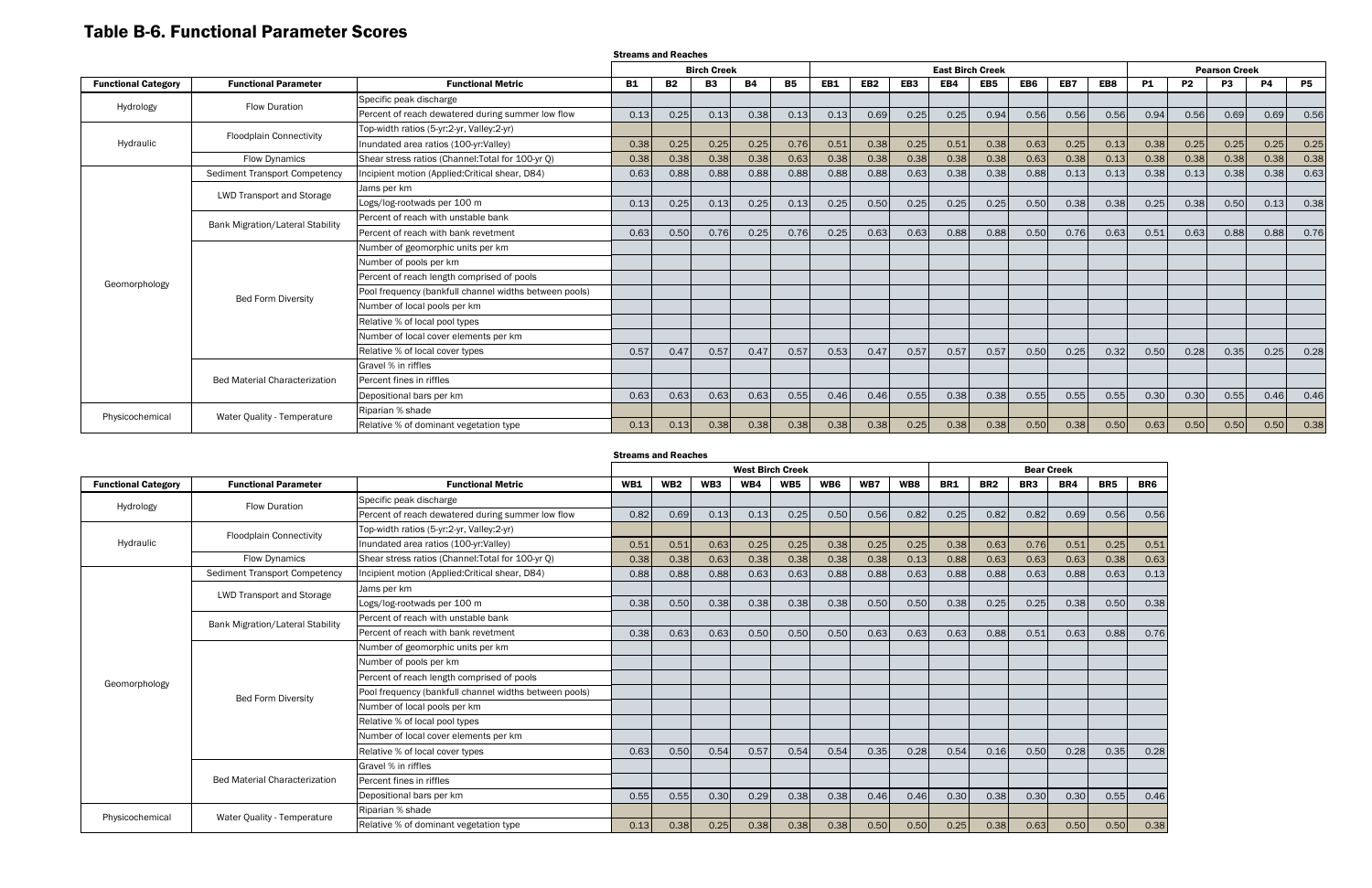# Table B-6. Functional Parameter Scores

| | | | Streams and Reaches | | | | | | | | | | | | | | | | | |
|---|---|---|---|---|---|---|---|---|---|---|---|---|---|---|---|---|---|---|---|---|
| | | | Birch Creek | | | | | East Birch Creek | | | | | | | | Pearson Creek | | | | |
| Functional Category | Functional Parameter | Functional Metric | B1 | B2 | B3 | B4 | B5 | EB1 | EB2 | EB3 | EB4 | EB5 | EB6 | EB7 | EB8 | P1 | P2 | P3 | P4 | P5 |
| Hydrology | Flow Duration | Specific peak discharge | | | | | | | | | | | | | | | | | | |
| | | Percent of reach dewatered during summer low flow | 0.13 | 0.25 | 0.13 | 0.38 | 0.13 | 0.13 | 0.69 | 0.25 | 0.25 | 0.94 | 0.56 | 0.56 | 0.56 | 0.94 | 0.56 | 0.69 | 0.69 | 0.56 |
| Hydraulic | Floodplain Connectivity | Top-width ratios (5-yr:2-yr, Valley:2-yr) | | | | | | | | | | | | | | | | | | |
| | | Inundated area ratios (100-yr:Valley) | 0.38 | 0.25 | 0.25 | 0.25 | 0.76 | 0.51 | 0.38 | 0.25 | 0.51 | 0.38 | 0.63 | 0.25 | 0.13 | 0.38 | 0.25 | 0.25 | 0.25 | 0.25 |
| | Flow Dynamics | Shear stress ratios (Channel:Total for 100-yr Q) | 0.38 | 0.38 | 0.38 | 0.38 | 0.63 | 0.38 | 0.38 | 0.38 | 0.38 | 0.38 | 0.63 | 0.38 | 0.13 | 0.38 | 0.38 | 0.38 | 0.38 | 0.38 |
| Geomorphology | Sediment Transport Competency | Incipient motion (Applied:Critical shear, D84) | 0.63 | 0.88 | 0.88 | 0.88 | 0.88 | 0.88 | 0.88 | 0.63 | 0.38 | 0.38 | 0.88 | 0.13 | 0.13 | 0.38 | 0.13 | 0.38 | 0.38 | 0.63 |
| | LWD Transport and Storage | Jams per km | | | | | | | | | | | | | | | | | | |
| | | Logs/log-rootwads per 100 m | 0.13 | 0.25 | 0.13 | 0.25 | 0.13 | 0.25 | 0.50 | 0.25 | 0.25 | 0.25 | 0.50 | 0.38 | 0.38 | 0.25 | 0.38 | 0.50 | 0.13 | 0.38 |
| | Bank Migration/Lateral Stability | Percent of reach with unstable bank | | | | | | | | | | | | | | | | | | |
| | | Percent of reach with bank revetment | 0.63 | 0.50 | 0.76 | 0.25 | 0.76 | 0.25 | 0.63 | 0.63 | 0.88 | 0.88 | 0.50 | 0.76 | 0.63 | 0.51 | 0.63 | 0.88 | 0.88 | 0.76 |
| | Bed Form Diversity | Number of geomorphic units per km | | | | | | | | | | | | | | | | | | |
| | | Number of pools per km | | | | | | | | | | | | | | | | | | |
| | | Percent of reach length comprised of pools | | | | | | | | | | | | | | | | | | |
| | | Pool frequency (bankfull channel widths between pools) | | | | | | | | | | | | | | | | | | |
| | | Number of local pools per km | | | | | | | | | | | | | | | | | | |
| | | Relative % of local pool types | | | | | | | | | | | | | | | | | | |
| | | Number of local cover elements per km | | | | | | | | | | | | | | | | | | |
| | | Relative % of local cover types | 0.57 | 0.47 | 0.57 | 0.47 | 0.57 | 0.53 | 0.47 | 0.57 | 0.57 | 0.57 | 0.50 | 0.25 | 0.32 | 0.50 | 0.28 | 0.35 | 0.25 | 0.28 |
| | Bed Material Characterization | Gravel % in riffles | | | | | | | | | | | | | | | | | | |
| | | Percent fines in riffles | | | | | | | | | | | | | | | | | | |
| | | Depositional bars per km | 0.63 | 0.63 | 0.63 | 0.63 | 0.55 | 0.46 | 0.46 | 0.55 | 0.38 | 0.38 | 0.55 | 0.55 | 0.55 | 0.30 | 0.30 | 0.55 | 0.46 | 0.46 |
| Physicochemical | Water Quality - Temperature | Riparian % shade | | | | | | | | | | | | | | | | | | |
| | | Relative % of dominant vegetation type | 0.13 | 0.13 | 0.38 | 0.38 | 0.38 | 0.38 | 0.38 | 0.25 | 0.38 | 0.38 | 0.50 | 0.38 | 0.50 | 0.63 | 0.50 | 0.50 | 0.50 | 0.38 |

| | | | Streams and Reaches | | | | | | | | | | | | | |
|---|---|---|---|---|---|---|---|---|---|---|---|---|---|---|---|---|
| | | | West Birch Creek | | | | | | | | Bear Creek | | | | | |
| Functional Category | Functional Parameter | Functional Metric | WB1 | WB2 | WB3 | WB4 | WB5 | WB6 | WB7 | WB8 | BR1 | BR2 | BR3 | BR4 | BR5 | BR6 |
| Hydrology | Flow Duration | Specific peak discharge | | | | | | | | | | | | | | |
| | | Percent of reach dewatered during summer low flow | 0.82 | 0.69 | 0.13 | 0.13 | 0.25 | 0.50 | 0.56 | 0.82 | 0.25 | 0.82 | 0.82 | 0.69 | 0.56 | 0.56 |
| Hydraulic | Floodplain Connectivity | Top-width ratios (5-yr:2-yr, Valley:2-yr) | | | | | | | | | | | | | | |
| | | Inundated area ratios (100-yr:Valley) | 0.51 | 0.51 | 0.63 | 0.25 | 0.25 | 0.38 | 0.25 | 0.25 | 0.38 | 0.63 | 0.76 | 0.51 | 0.25 | 0.51 |
| | Flow Dynamics | Shear stress ratios (Channel:Total for 100-yr Q) | 0.38 | 0.38 | 0.63 | 0.38 | 0.38 | 0.38 | 0.38 | 0.13 | 0.88 | 0.63 | 0.63 | 0.63 | 0.38 | 0.63 |
| Geomorphology | Sediment Transport Competency | Incipient motion (Applied:Critical shear, D84) | 0.88 | 0.88 | 0.88 | 0.63 | 0.63 | 0.88 | 0.88 | 0.63 | 0.88 | 0.88 | 0.63 | 0.88 | 0.63 | 0.13 |
| | LWD Transport and Storage | Jams per km | | | | | | | | | | | | | | |
| | | Logs/log-rootwads per 100 m | 0.38 | 0.50 | 0.38 | 0.38 | 0.38 | 0.38 | 0.50 | 0.50 | 0.38 | 0.25 | 0.25 | 0.38 | 0.50 | 0.38 |
| | Bank Migration/Lateral Stability | Percent of reach with unstable bank | | | | | | | | | | | | | | |
| | | Percent of reach with bank revetment | 0.38 | 0.63 | 0.63 | 0.50 | 0.50 | 0.50 | 0.63 | 0.63 | 0.63 | 0.88 | 0.51 | 0.63 | 0.88 | 0.76 |
| | Bed Form Diversity | Number of geomorphic units per km | | | | | | | | | | | | | | |
| | | Number of pools per km | | | | | | | | | | | | | | |
| | | Percent of reach length comprised of pools | | | | | | | | | | | | | | |
| | | Pool frequency (bankfull channel widths between pools) | | | | | | | | | | | | | | |
| | | Number of local pools per km | | | | | | | | | | | | | | |
| | | Relative % of local pool types | | | | | | | | | | | | | | |
| | | Number of local cover elements per km | | | | | | | | | | | | | | |
| | | Relative % of local cover types | 0.63 | 0.50 | 0.54 | 0.57 | 0.54 | 0.54 | 0.35 | 0.28 | 0.54 | 0.16 | 0.50 | 0.28 | 0.35 | 0.28 |
| | Bed Material Characterization | Gravel % in riffles | | | | | | | | | | | | | | |
| | | Percent fines in riffles | | | | | | | | | | | | | | |
| | | Depositional bars per km | 0.55 | 0.55 | 0.30 | 0.29 | 0.38 | 0.38 | 0.46 | 0.46 | 0.30 | 0.38 | 0.30 | 0.30 | 0.55 | 0.46 |
| Physicochemical | Water Quality - Temperature | Riparian % shade | | | | | | | | | | | | | | |
| | | Relative % of dominant vegetation type | 0.13 | 0.38 | 0.25 | 0.38 | 0.38 | 0.38 | 0.50 | 0.50 | 0.25 | 0.38 | 0.63 | 0.50 | 0.50 | 0.38 |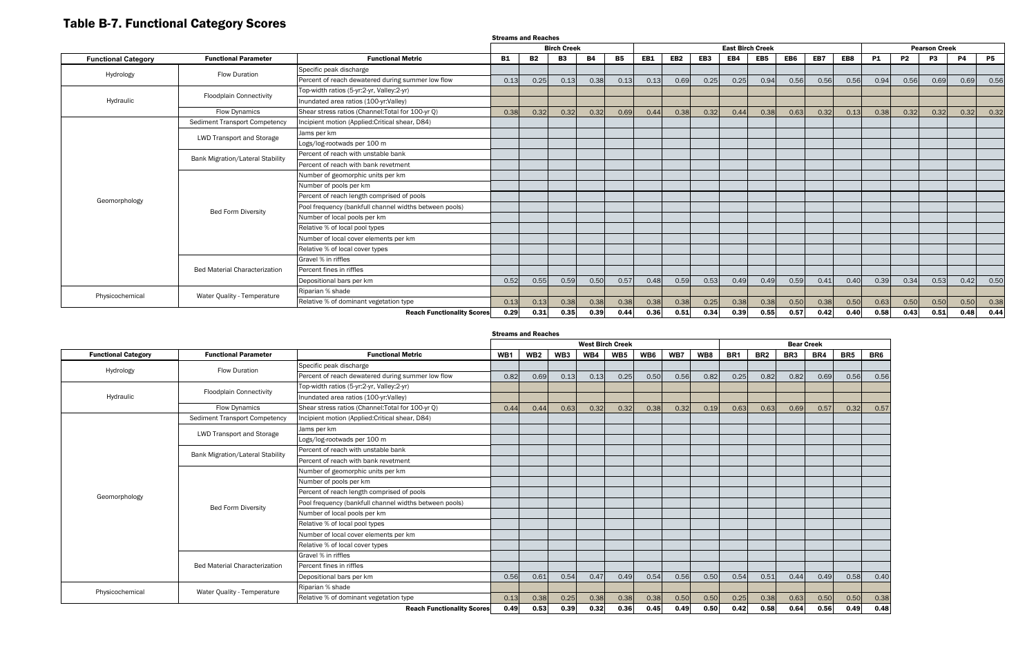# Table B-7. Functional Category Scores

| Functional Category | Functional Parameter | Functional Metric | B1 | B2 | B3 | B4 | B5 | EB1 | EB2 | EB3 | EB4 | EB5 | EB6 | EB7 | EB8 | P1 | P2 | P3 | P4 | P5 |
|---|---|---|---|---|---|---|---|---|---|---|---|---|---|---|---|---|---|---|---|---|
| | | **Streams and Reaches** | **Birch Creek** | | | | | **East Birch Creek** | | | | | | | | **Pearson Creek** | | | | |
| Hydrology | Flow Duration | Specific peak discharge | | | | | | | | | | | | | | | | | | |
| | | Percent of reach dewatered during summer low flow | 0.13 | 0.25 | 0.13 | 0.38 | 0.13 | 0.13 | 0.69 | 0.25 | 0.25 | 0.94 | 0.56 | 0.56 | 0.56 | 0.94 | 0.56 | 0.69 | 0.69 | 0.56 |
| Hydraulic | Floodplain Connectivity | Top-width ratios (5-yr:2-yr, Valley:2-yr) | | | | | | | | | | | | | | | | | | |
| | | Inundated area ratios (100-yr:Valley) | | | | | | | | | | | | | | | | | | |
| | Flow Dynamics | Shear stress ratios (Channel:Total for 100-yr Q) | 0.38 | 0.32 | 0.32 | 0.32 | 0.69 | 0.44 | 0.38 | 0.32 | 0.44 | 0.38 | 0.63 | 0.32 | 0.13 | 0.38 | 0.32 | 0.32 | 0.32 | 0.32 |
| Geomorphology | Sediment Transport Competency | Incipient motion (Applied:Critical shear, D84) | | | | | | | | | | | | | | | | | | |
| | LWD Transport and Storage | Jams per km | | | | | | | | | | | | | | | | | | |
| | | Logs/log-rootwads per 100 m | | | | | | | | | | | | | | | | | | |
| | Bank Migration/Lateral Stability | Percent of reach with unstable bank | | | | | | | | | | | | | | | | | | |
| | | Percent of reach with bank revetment | | | | | | | | | | | | | | | | | | |
| | Bed Form Diversity | Number of geomorphic units per km | | | | | | | | | | | | | | | | | | |
| | | Number of pools per km | | | | | | | | | | | | | | | | | | |
| | | Percent of reach length comprised of pools | | | | | | | | | | | | | | | | | | |
| | | Pool frequency (bankfull channel widths between pools) | | | | | | | | | | | | | | | | | | |
| | | Number of local pools per km | | | | | | | | | | | | | | | | | | |
| | | Relative % of local pool types | | | | | | | | | | | | | | | | | | |
| | | Number of local cover elements per km | | | | | | | | | | | | | | | | | | |
| | | Relative % of local cover types | | | | | | | | | | | | | | | | | | |
| | Bed Material Characterization | Gravel % in riffles | | | | | | | | | | | | | | | | | | |
| | | Percent fines in riffles | | | | | | | | | | | | | | | | | | |
| | | Depositional bars per km | 0.52 | 0.55 | 0.59 | 0.50 | 0.57 | 0.48 | 0.59 | 0.53 | 0.49 | 0.49 | 0.59 | 0.41 | 0.40 | 0.39 | 0.34 | 0.53 | 0.42 | 0.50 |
| Physicochemical | Water Quality - Temperature | Riparian % shade | | | | | | | | | | | | | | | | | | |
| | | Relative % of dominant vegetation type | 0.13 | 0.13 | 0.38 | 0.38 | 0.38 | 0.38 | 0.38 | 0.25 | 0.38 | 0.38 | 0.50 | 0.38 | 0.50 | 0.63 | 0.50 | 0.50 | 0.50 | 0.38 |
| | | **Reach Functionality Scores** | **0.29** | **0.31** | **0.35** | **0.39** | **0.44** | **0.36** | **0.51** | **0.34** | **0.39** | **0.55** | **0.57** | **0.42** | **0.40** | **0.58** | **0.43** | **0.51** | **0.48** | **0.44** |

| Functional Category | Functional Parameter | Functional Metric | WB1 | WB2 | WB3 | WB4 | WB5 | WB6 | WB7 | WB8 | BR1 | BR2 | BR3 | BR4 | BR5 | BR6 |
|---|---|---|---|---|---|---|---|---|---|---|---|---|---|---|---|---|
| | | **Streams and Reaches** | **West Birch Creek** | | | | | | | | **Bear Creek** | | | | | |
| Hydrology | Flow Duration | Specific peak discharge | | | | | | | | | | | | | | |
| | | Percent of reach dewatered during summer low flow | 0.82 | 0.69 | 0.13 | 0.13 | 0.25 | 0.50 | 0.56 | 0.82 | 0.25 | 0.82 | 0.82 | 0.69 | 0.56 | 0.56 |
| Hydraulic | Floodplain Connectivity | Top-width ratios (5-yr:2-yr, Valley:2-yr) | | | | | | | | | | | | | | |
| | | Inundated area ratios (100-yr:Valley) | | | | | | | | | | | | | | |
| | Flow Dynamics | Shear stress ratios (Channel:Total for 100-yr Q) | 0.44 | 0.44 | 0.63 | 0.32 | 0.32 | 0.38 | 0.32 | 0.19 | 0.63 | 0.63 | 0.69 | 0.57 | 0.32 | 0.57 |
| Geomorphology | Sediment Transport Competency | Incipient motion (Applied:Critical shear, D84) | | | | | | | | | | | | | | |
| | LWD Transport and Storage | Jams per km | | | | | | | | | | | | | | |
| | | Logs/log-rootwads per 100 m | | | | | | | | | | | | | | |
| | Bank Migration/Lateral Stability | Percent of reach with unstable bank | | | | | | | | | | | | | | |
| | | Percent of reach with bank revetment | | | | | | | | | | | | | | |
| | Bed Form Diversity | Number of geomorphic units per km | | | | | | | | | | | | | | |
| | | Number of pools per km | | | | | | | | | | | | | | |
| | | Percent of reach length comprised of pools | | | | | | | | | | | | | | |
| | | Pool frequency (bankfull channel widths between pools) | | | | | | | | | | | | | | |
| | | Number of local pools per km | | | | | | | | | | | | | | |
| | | Relative % of local pool types | | | | | | | | | | | | | | |
| | | Number of local cover elements per km | | | | | | | | | | | | | | |
| | | Relative % of local cover types | | | | | | | | | | | | | | |
| | Bed Material Characterization | Gravel % in riffles | | | | | | | | | | | | | | |
| | | Percent fines in riffles | | | | | | | | | | | | | | |
| | | Depositional bars per km | 0.56 | 0.61 | 0.54 | 0.47 | 0.49 | 0.54 | 0.56 | 0.50 | 0.54 | 0.51 | 0.44 | 0.49 | 0.58 | 0.40 |
| Physicochemical | Water Quality - Temperature | Riparian % shade | | | | | | | | | | | | | | |
| | | Relative % of dominant vegetation type | 0.13 | 0.38 | 0.25 | 0.38 | 0.38 | 0.38 | 0.50 | 0.50 | 0.25 | 0.38 | 0.63 | 0.50 | 0.50 | 0.38 |
| | | **Reach Functionality Scores** | **0.49** | **0.53** | **0.39** | **0.32** | **0.36** | **0.45** | **0.49** | **0.50** | **0.42** | **0.58** | **0.64** | **0.56** | **0.49** | **0.48** |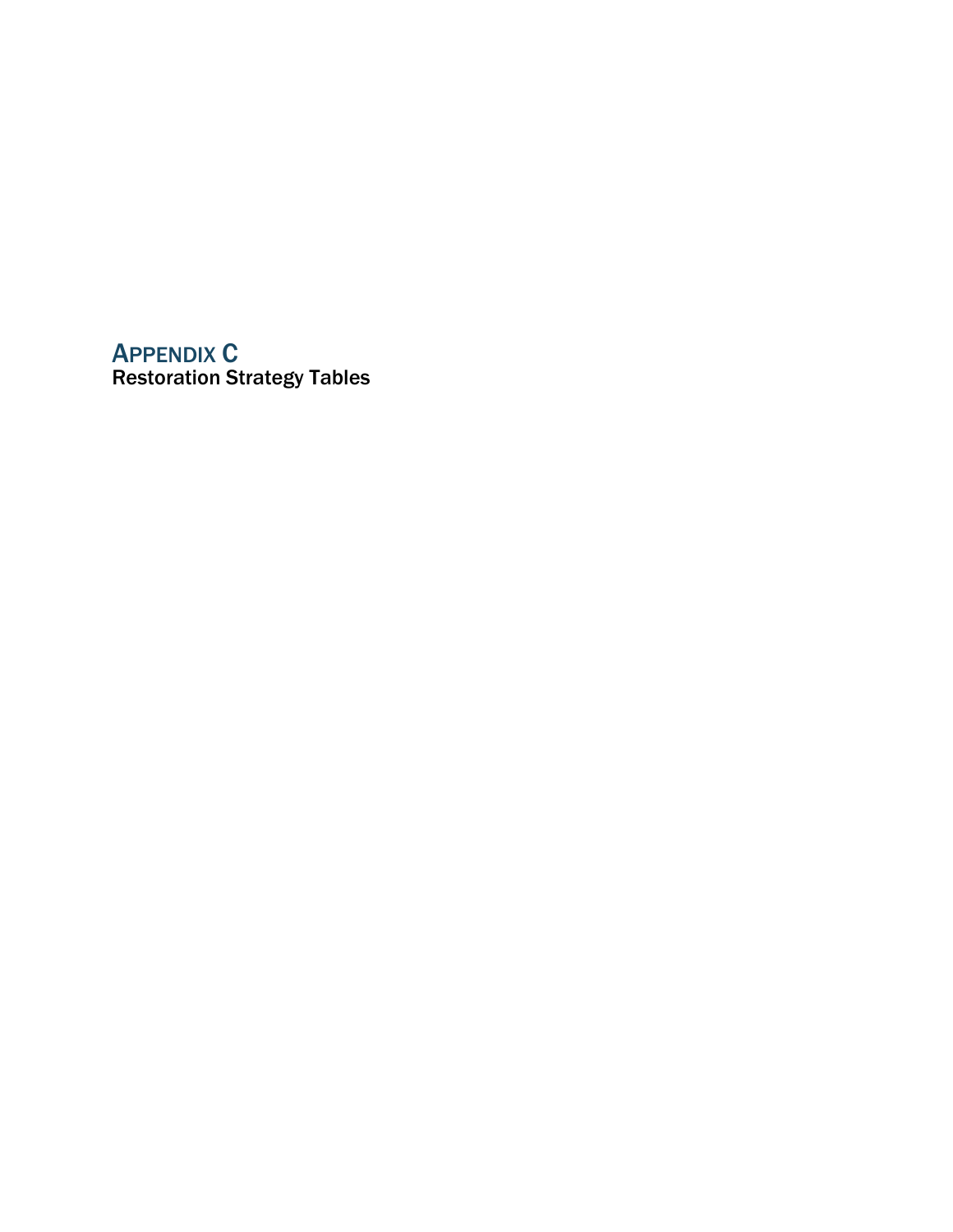# APPENDIX C

Restoration Strategy Tables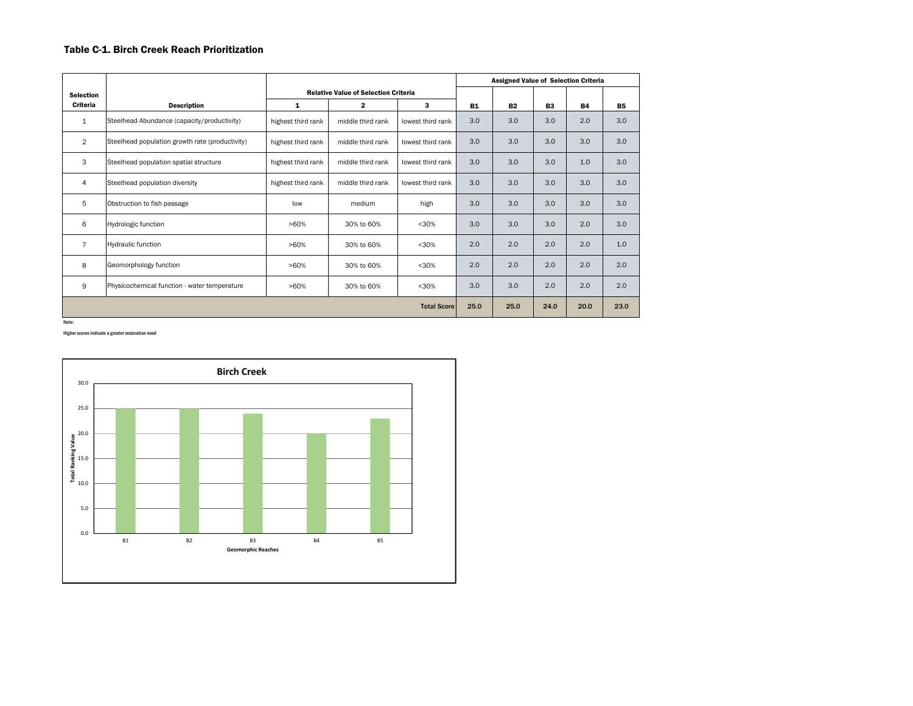### Table C-1. Birch Creek Reach Prioritization

| Selection Criteria | Description | Relative Value of Selection Criteria | | | Assigned Value of Selection Criteria | | | | |
|---|---|---|---|---|---|---|---|---|---|
| | | 1 | 2 | 3 | B1 | B2 | B3 | B4 | B5 |
| 1 | Steelhead Abundance (capacity/productivity) | highest third rank | middle third rank | lowest third rank | 3.0 | 3.0 | 3.0 | 2.0 | 3.0 |
| 2 | Steelhead population growth rate (productivity) | highest third rank | middle third rank | lowest third rank | 3.0 | 3.0 | 3.0 | 3.0 | 3.0 |
| 3 | Steelhead population spatial structure | highest third rank | middle third rank | lowest third rank | 3.0 | 3.0 | 3.0 | 1.0 | 3.0 |
| 4 | Steelhead population diversity | highest third rank | middle third rank | lowest third rank | 3.0 | 3.0 | 3.0 | 3.0 | 3.0 |
| 5 | Obstruction to fish passage | low | medium | high | 3.0 | 3.0 | 3.0 | 3.0 | 3.0 |
| 6 | Hydrologic function | >60% | 30% to 60% | <30% | 3.0 | 3.0 | 3.0 | 2.0 | 3.0 |
| 7 | Hydraulic function | >60% | 30% to 60% | <30% | 2.0 | 2.0 | 2.0 | 2.0 | 1.0 |
| 8 | Geomorphology function | >60% | 30% to 60% | <30% | 2.0 | 2.0 | 2.0 | 2.0 | 2.0 |
| 9 | Physicochemical function - water temperature | >60% | 30% to 60% | <30% | 3.0 | 3.0 | 2.0 | 2.0 | 2.0 |
| | | | | **Total Score** | **25.0** | **25.0** | **24.0** | **20.0** | **23.0** |

Note:

Higher scores indicate a greater restoration need

**Birch Creek**

| Geomorphic Reaches | Total Ranking Value |
|---|---|
| B1 | 25.0 |
| B2 | 25.0 |
| B3 | 24.0 |
| B4 | 20.0 |
| B5 | 23.0 |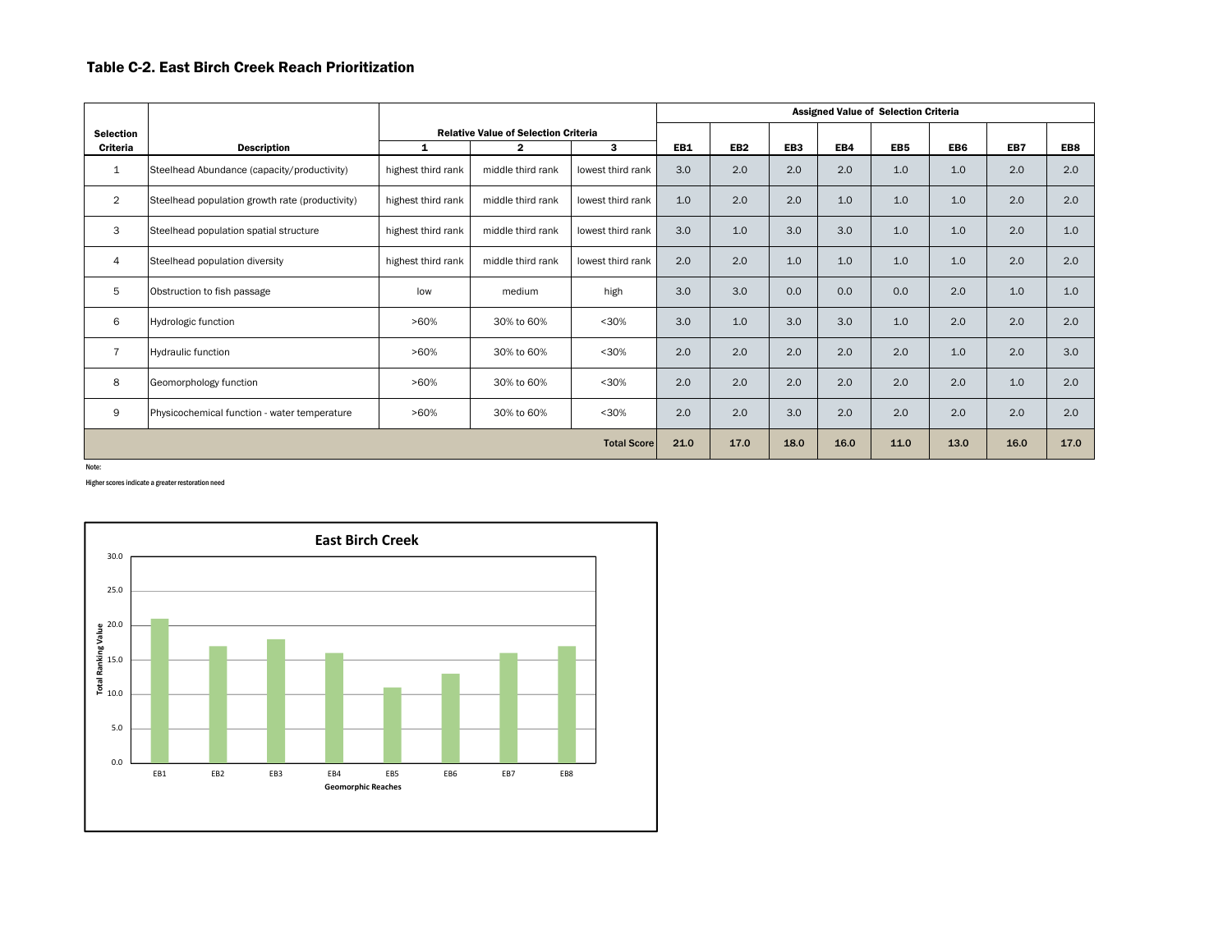### Table C-2. East Birch Creek Reach Prioritization

| Selection Criteria | Description | Relative Value of Selection Criteria | | | Assigned Value of Selection Criteria | | | | | | | |
|---|---|---|---|---|---|---|---|---|---|---|---|---|
| | | 1 | 2 | 3 | EB1 | EB2 | EB3 | EB4 | EB5 | EB6 | EB7 | EB8 |
| 1 | Steelhead Abundance (capacity/productivity) | highest third rank | middle third rank | lowest third rank | 3.0 | 2.0 | 2.0 | 2.0 | 1.0 | 1.0 | 2.0 | 2.0 |
| 2 | Steelhead population growth rate (productivity) | highest third rank | middle third rank | lowest third rank | 1.0 | 2.0 | 2.0 | 1.0 | 1.0 | 1.0 | 2.0 | 2.0 |
| 3 | Steelhead population spatial structure | highest third rank | middle third rank | lowest third rank | 3.0 | 1.0 | 3.0 | 3.0 | 1.0 | 1.0 | 2.0 | 1.0 |
| 4 | Steelhead population diversity | highest third rank | middle third rank | lowest third rank | 2.0 | 2.0 | 1.0 | 1.0 | 1.0 | 1.0 | 2.0 | 2.0 |
| 5 | Obstruction to fish passage | low | medium | high | 3.0 | 3.0 | 0.0 | 0.0 | 0.0 | 2.0 | 1.0 | 1.0 |
| 6 | Hydrologic function | >60% | 30% to 60% | <30% | 3.0 | 1.0 | 3.0 | 3.0 | 1.0 | 2.0 | 2.0 | 2.0 |
| 7 | Hydraulic function | >60% | 30% to 60% | <30% | 2.0 | 2.0 | 2.0 | 2.0 | 2.0 | 1.0 | 2.0 | 3.0 |
| 8 | Geomorphology function | >60% | 30% to 60% | <30% | 2.0 | 2.0 | 2.0 | 2.0 | 2.0 | 2.0 | 1.0 | 2.0 |
| 9 | Physicochemical function - water temperature | >60% | 30% to 60% | <30% | 2.0 | 2.0 | 3.0 | 2.0 | 2.0 | 2.0 | 2.0 | 2.0 |
| | | | | **Total Score** | **21.0** | **17.0** | **18.0** | **16.0** | **11.0** | **13.0** | **16.0** | **17.0** |

Note:

Higher scores indicate a greater restoration need

**East Birch Creek**

| Geomorphic Reaches | Total Ranking Value |
|---|---|
| EB1 | 21.0 |
| EB2 | 17.0 |
| EB3 | 18.0 |
| EB4 | 16.0 |
| EB5 | 11.0 |
| EB6 | 13.0 |
| EB7 | 16.0 |
| EB8 | 17.0 |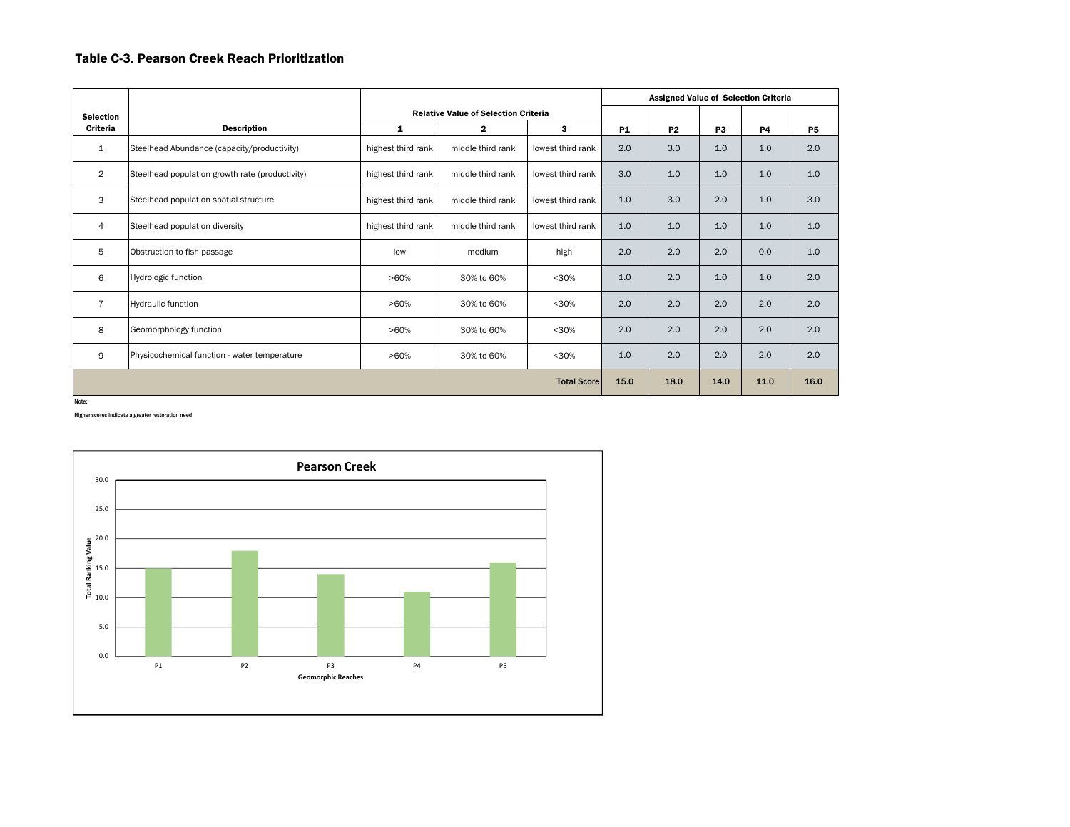### Table C-3. Pearson Creek Reach Prioritization

| Selection Criteria | Description | Relative Value of Selection Criteria | | | Assigned Value of Selection Criteria | | | | |
|---|---|---|---|---|---|---|---|---|---|
| | | 1 | 2 | 3 | P1 | P2 | P3 | P4 | P5 |
| 1 | Steelhead Abundance (capacity/productivity) | highest third rank | middle third rank | lowest third rank | 2.0 | 3.0 | 1.0 | 1.0 | 2.0 |
| 2 | Steelhead population growth rate (productivity) | highest third rank | middle third rank | lowest third rank | 3.0 | 1.0 | 1.0 | 1.0 | 1.0 |
| 3 | Steelhead population spatial structure | highest third rank | middle third rank | lowest third rank | 1.0 | 3.0 | 2.0 | 1.0 | 3.0 |
| 4 | Steelhead population diversity | highest third rank | middle third rank | lowest third rank | 1.0 | 1.0 | 1.0 | 1.0 | 1.0 |
| 5 | Obstruction to fish passage | low | medium | high | 2.0 | 2.0 | 2.0 | 0.0 | 1.0 |
| 6 | Hydrologic function | >60% | 30% to 60% | <30% | 1.0 | 2.0 | 1.0 | 1.0 | 2.0 |
| 7 | Hydraulic function | >60% | 30% to 60% | <30% | 2.0 | 2.0 | 2.0 | 2.0 | 2.0 |
| 8 | Geomorphology function | >60% | 30% to 60% | <30% | 2.0 | 2.0 | 2.0 | 2.0 | 2.0 |
| 9 | Physicochemical function - water temperature | >60% | 30% to 60% | <30% | 1.0 | 2.0 | 2.0 | 2.0 | 2.0 |
| | | | | **Total Score** | **15.0** | **18.0** | **14.0** | **11.0** | **16.0** |

Note:

Higher scores indicate a greater restoration need

**Pearson Creek**

| Geomorphic Reaches | Total Ranking Value |
|---|---|
| P1 | 15.0 |
| P2 | 18.0 |
| P3 | 14.0 |
| P4 | 11.0 |
| P5 | 16.0 |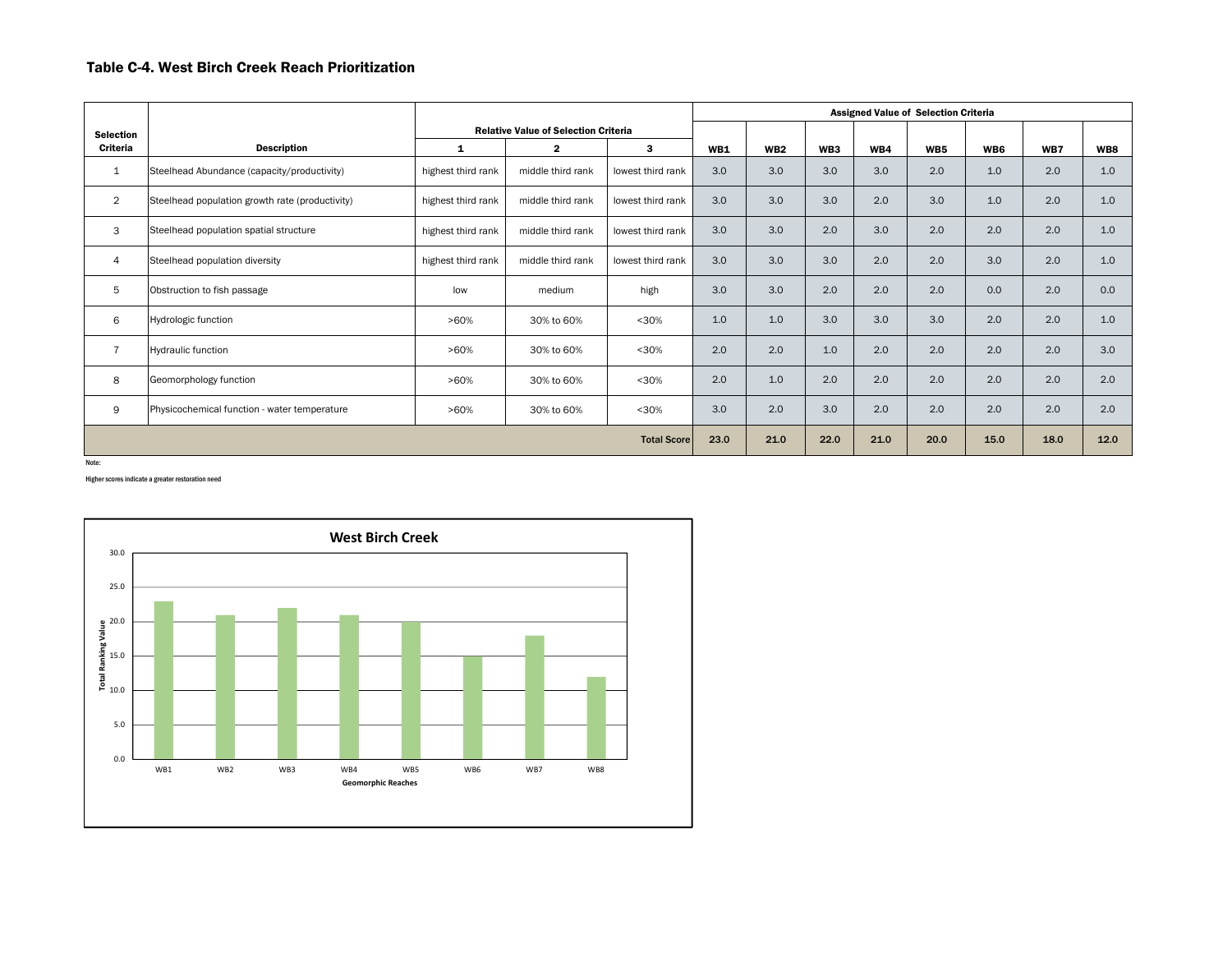**Table C-4. West Birch Creek Reach Prioritization**

| Selection Criteria | Description | Relative Value of Selection Criteria | | | Assigned Value of Selection Criteria | | | | | | | |
|---|---|---|---|---|---|---|---|---|---|---|---|---|
| | | 1 | 2 | 3 | WB1 | WB2 | WB3 | WB4 | WB5 | WB6 | WB7 | WB8 |
| 1 | Steelhead Abundance (capacity/productivity) | highest third rank | middle third rank | lowest third rank | 3.0 | 3.0 | 3.0 | 3.0 | 2.0 | 1.0 | 2.0 | 1.0 |
| 2 | Steelhead population growth rate (productivity) | highest third rank | middle third rank | lowest third rank | 3.0 | 3.0 | 3.0 | 2.0 | 3.0 | 1.0 | 2.0 | 1.0 |
| 3 | Steelhead population spatial structure | highest third rank | middle third rank | lowest third rank | 3.0 | 3.0 | 2.0 | 3.0 | 2.0 | 2.0 | 2.0 | 1.0 |
| 4 | Steelhead population diversity | highest third rank | middle third rank | lowest third rank | 3.0 | 3.0 | 3.0 | 2.0 | 2.0 | 3.0 | 2.0 | 1.0 |
| 5 | Obstruction to fish passage | low | medium | high | 3.0 | 3.0 | 2.0 | 2.0 | 2.0 | 0.0 | 2.0 | 0.0 |
| 6 | Hydrologic function | >60% | 30% to 60% | <30% | 1.0 | 1.0 | 3.0 | 3.0 | 3.0 | 2.0 | 2.0 | 1.0 |
| 7 | Hydraulic function | >60% | 30% to 60% | <30% | 2.0 | 2.0 | 1.0 | 2.0 | 2.0 | 2.0 | 2.0 | 3.0 |
| 8 | Geomorphology function | >60% | 30% to 60% | <30% | 2.0 | 1.0 | 2.0 | 2.0 | 2.0 | 2.0 | 2.0 | 2.0 |
| 9 | Physicochemical function - water temperature | >60% | 30% to 60% | <30% | 3.0 | 2.0 | 3.0 | 2.0 | 2.0 | 2.0 | 2.0 | 2.0 |
| | | | | **Total Score** | **23.0** | **21.0** | **22.0** | **21.0** | **20.0** | **15.0** | **18.0** | **12.0** |

Note:

Higher scores indicate a greater restoration need

**West Birch Creek**

| Geomorphic Reaches | Total Ranking Value |
|---|---|
| WB1 | 23.0 |
| WB2 | 21.0 |
| WB3 | 22.0 |
| WB4 | 21.0 |
| WB5 | 20.0 |
| WB6 | 15.0 |
| WB7 | 18.0 |
| WB8 | 12.0 |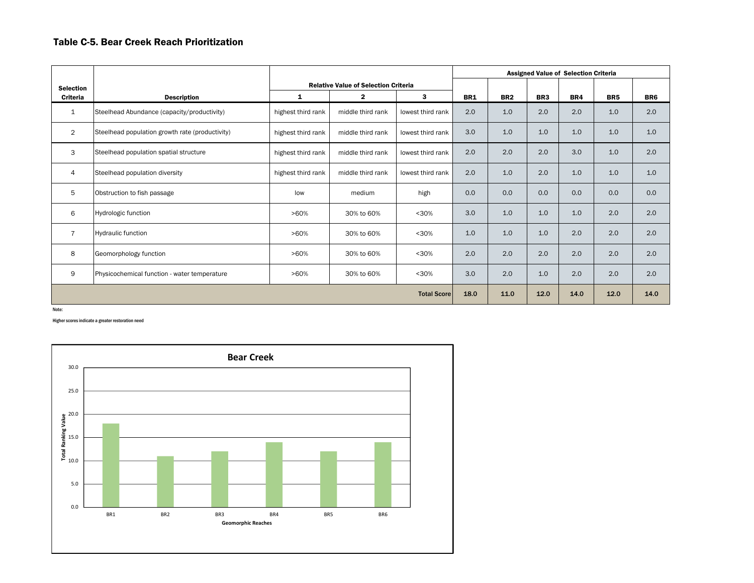### Table C-5. Bear Creek Reach Prioritization

| Selection Criteria | Description | Relative Value of Selection Criteria | | | Assigned Value of Selection Criteria | | | | | |
|---|---|---|---|---|---|---|---|---|---|---|
| | | 1 | 2 | 3 | BR1 | BR2 | BR3 | BR4 | BR5 | BR6 |
| 1 | Steelhead Abundance (capacity/productivity) | highest third rank | middle third rank | lowest third rank | 2.0 | 1.0 | 2.0 | 2.0 | 1.0 | 2.0 |
| 2 | Steelhead population growth rate (productivity) | highest third rank | middle third rank | lowest third rank | 3.0 | 1.0 | 1.0 | 1.0 | 1.0 | 1.0 |
| 3 | Steelhead population spatial structure | highest third rank | middle third rank | lowest third rank | 2.0 | 2.0 | 2.0 | 3.0 | 1.0 | 2.0 |
| 4 | Steelhead population diversity | highest third rank | middle third rank | lowest third rank | 2.0 | 1.0 | 2.0 | 1.0 | 1.0 | 1.0 |
| 5 | Obstruction to fish passage | low | medium | high | 0.0 | 0.0 | 0.0 | 0.0 | 0.0 | 0.0 |
| 6 | Hydrologic function | >60% | 30% to 60% | <30% | 3.0 | 1.0 | 1.0 | 1.0 | 2.0 | 2.0 |
| 7 | Hydraulic function | >60% | 30% to 60% | <30% | 1.0 | 1.0 | 1.0 | 2.0 | 2.0 | 2.0 |
| 8 | Geomorphology function | >60% | 30% to 60% | <30% | 2.0 | 2.0 | 2.0 | 2.0 | 2.0 | 2.0 |
| 9 | Physicochemical function - water temperature | >60% | 30% to 60% | <30% | 3.0 | 2.0 | 1.0 | 2.0 | 2.0 | 2.0 |
| | | | | **Total Score** | **18.0** | **11.0** | **12.0** | **14.0** | **12.0** | **14.0** |

Note:

Higher scores indicate a greater restoration need

**Bear Creek**

| Geomorphic Reaches | Total Ranking Value |
|---|---|
| BR1 | 18.0 |
| BR2 | 11.0 |
| BR3 | 12.0 |
| BR4 | 14.0 |
| BR5 | 12.0 |
| BR6 | 14.0 |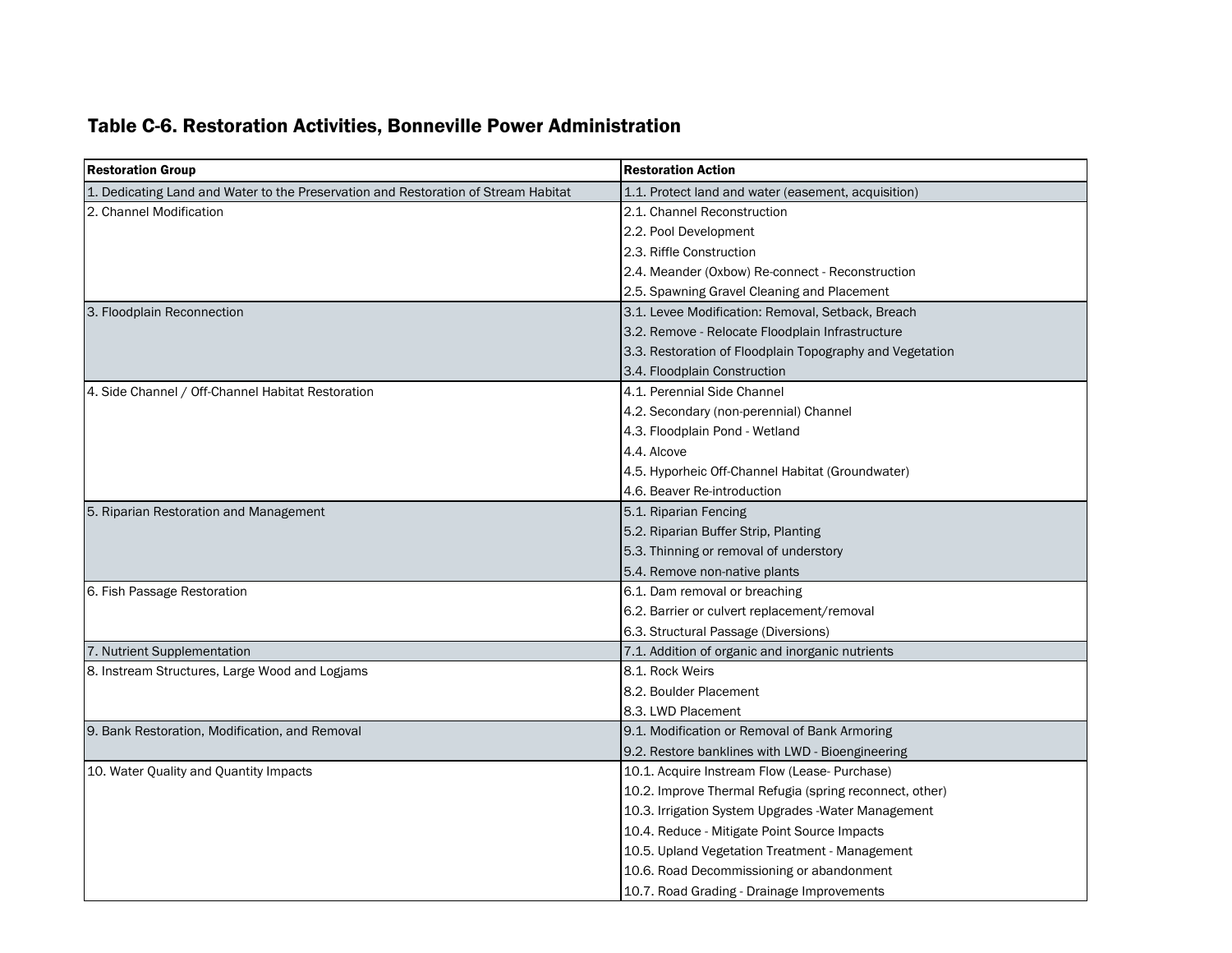### Table C-6. Restoration Activities, Bonneville Power Administration

| Restoration Group | Restoration Action |
|---|---|
| 1. Dedicating Land and Water to the Preservation and Restoration of Stream Habitat | 1.1. Protect land and water (easement, acquisition) |
| 2. Channel Modification | 2.1. Channel Reconstruction |
| | 2.2. Pool Development |
| | 2.3. Riffle Construction |
| | 2.4. Meander (Oxbow) Re-connect - Reconstruction |
| | 2.5. Spawning Gravel Cleaning and Placement |
| 3. Floodplain Reconnection | 3.1. Levee Modification: Removal, Setback, Breach |
| | 3.2. Remove - Relocate Floodplain Infrastructure |
| | 3.3. Restoration of Floodplain Topography and Vegetation |
| | 3.4. Floodplain Construction |
| 4. Side Channel / Off-Channel Habitat Restoration | 4.1. Perennial Side Channel |
| | 4.2. Secondary (non-perennial) Channel |
| | 4.3. Floodplain Pond - Wetland |
| | 4.4. Alcove |
| | 4.5. Hyporheic Off-Channel Habitat (Groundwater) |
| | 4.6. Beaver Re-introduction |
| 5. Riparian Restoration and Management | 5.1. Riparian Fencing |
| | 5.2. Riparian Buffer Strip, Planting |
| | 5.3. Thinning or removal of understory |
| | 5.4. Remove non-native plants |
| 6. Fish Passage Restoration | 6.1. Dam removal or breaching |
| | 6.2. Barrier or culvert replacement/removal |
| | 6.3. Structural Passage (Diversions) |
| 7. Nutrient Supplementation | 7.1. Addition of organic and inorganic nutrients |
| 8. Instream Structures, Large Wood and Logjams | 8.1. Rock Weirs |
| | 8.2. Boulder Placement |
| | 8.3. LWD Placement |
| 9. Bank Restoration, Modification, and Removal | 9.1. Modification or Removal of Bank Armoring |
| | 9.2. Restore banklines with LWD - Bioengineering |
| 10. Water Quality and Quantity Impacts | 10.1. Acquire Instream Flow (Lease- Purchase) |
| | 10.2. Improve Thermal Refugia (spring reconnect, other) |
| | 10.3. Irrigation System Upgrades -Water Management |
| | 10.4. Reduce - Mitigate Point Source Impacts |
| | 10.5. Upland Vegetation Treatment - Management |
| | 10.6. Road Decommissioning or abandonment |
| | 10.7. Road Grading - Drainage Improvements |